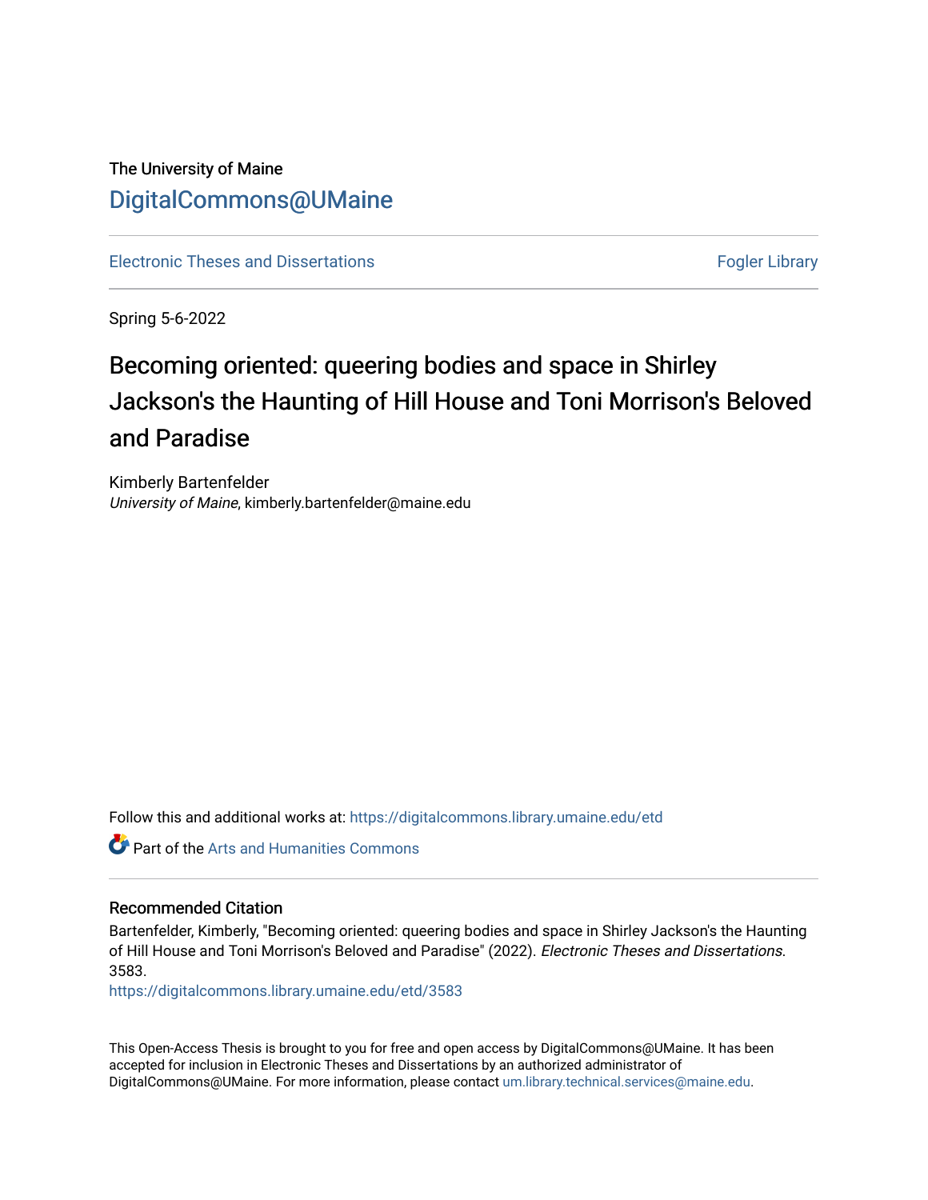The University of Maine

DigitalCommons@UMaine

Electronic Theses and Dissertations

Fogler Library

Spring 5-6-2022

# Becoming oriented: queering bodies and space in Shirley Jackson's the Haunting of Hill House and Toni Morrison's Beloved and Paradise

Kimberly Bartenfelder
*University of Maine*, kimberly.bartenfelder@maine.edu

Follow this and additional works at: https://digitalcommons.library.umaine.edu/etd

Part of the Arts and Humanities Commons

## Recommended Citation

Bartenfelder, Kimberly, "Becoming oriented: queering bodies and space in Shirley Jackson's the Haunting of Hill House and Toni Morrison's Beloved and Paradise" (2022). *Electronic Theses and Dissertations*. 3583.
https://digitalcommons.library.umaine.edu/etd/3583

This Open-Access Thesis is brought to you for free and open access by DigitalCommons@UMaine. It has been accepted for inclusion in Electronic Theses and Dissertations by an authorized administrator of DigitalCommons@UMaine. For more information, please contact um.library.technical.services@maine.edu.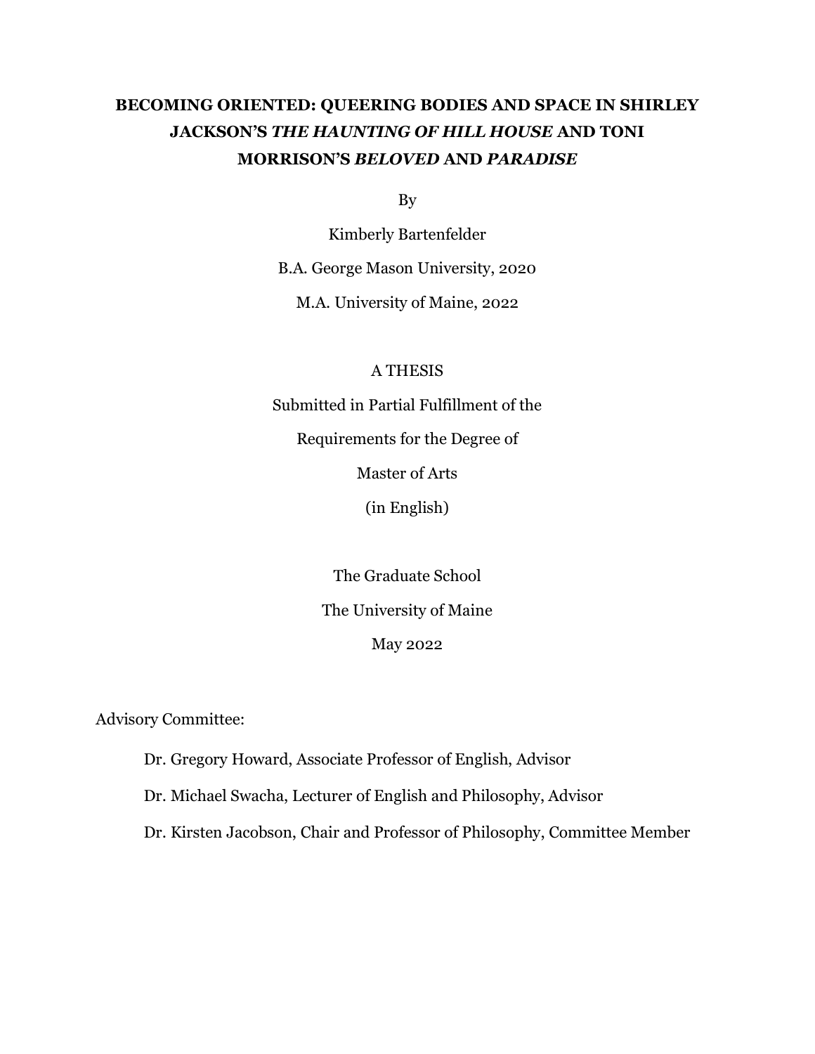# BECOMING ORIENTED: QUEERING BODIES AND SPACE IN SHIRLEY JACKSON'S *THE HAUNTING OF HILL HOUSE* AND TONI MORRISON'S *BELOVED* AND *PARADISE*

By

Kimberly Bartenfelder

B.A. George Mason University, 2020

M.A. University of Maine, 2022

A THESIS

Submitted in Partial Fulfillment of the

Requirements for the Degree of

Master of Arts

(in English)

The Graduate School

The University of Maine

May 2022

Advisory Committee:

Dr. Gregory Howard, Associate Professor of English, Advisor

Dr. Michael Swacha, Lecturer of English and Philosophy, Advisor

Dr. Kirsten Jacobson, Chair and Professor of Philosophy, Committee Member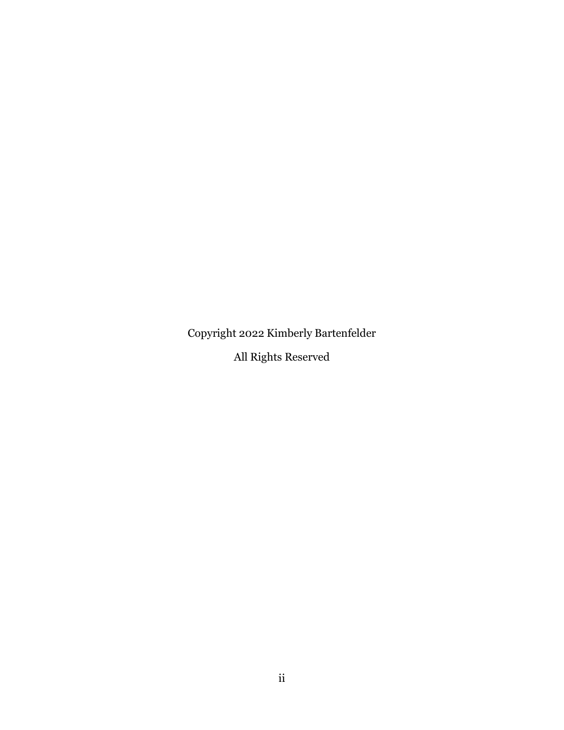Copyright 2022 Kimberly Bartenfelder

All Rights Reserved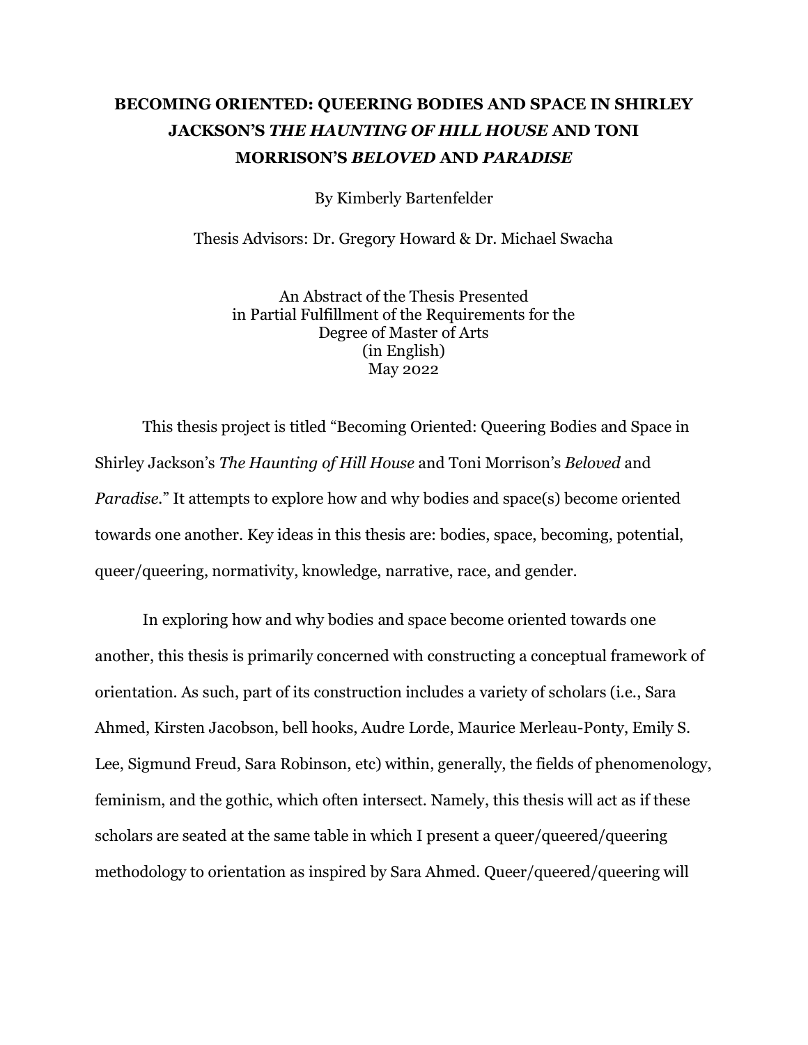# BECOMING ORIENTED: QUEERING BODIES AND SPACE IN SHIRLEY JACKSON'S *THE HAUNTING OF HILL HOUSE* AND TONI MORRISON'S *BELOVED* AND *PARADISE*

By Kimberly Bartenfelder

Thesis Advisors: Dr. Gregory Howard & Dr. Michael Swacha

An Abstract of the Thesis Presented
in Partial Fulfillment of the Requirements for the
Degree of Master of Arts
(in English)
May 2022

This thesis project is titled "Becoming Oriented: Queering Bodies and Space in Shirley Jackson's *The Haunting of Hill House* and Toni Morrison's *Beloved* and *Paradise*." It attempts to explore how and why bodies and space(s) become oriented towards one another. Key ideas in this thesis are: bodies, space, becoming, potential, queer/queering, normativity, knowledge, narrative, race, and gender.

In exploring how and why bodies and space become oriented towards one another, this thesis is primarily concerned with constructing a conceptual framework of orientation. As such, part of its construction includes a variety of scholars (i.e., Sara Ahmed, Kirsten Jacobson, bell hooks, Audre Lorde, Maurice Merleau-Ponty, Emily S. Lee, Sigmund Freud, Sara Robinson, etc) within, generally, the fields of phenomenology, feminism, and the gothic, which often intersect. Namely, this thesis will act as if these scholars are seated at the same table in which I present a queer/queered/queering methodology to orientation as inspired by Sara Ahmed. Queer/queered/queering will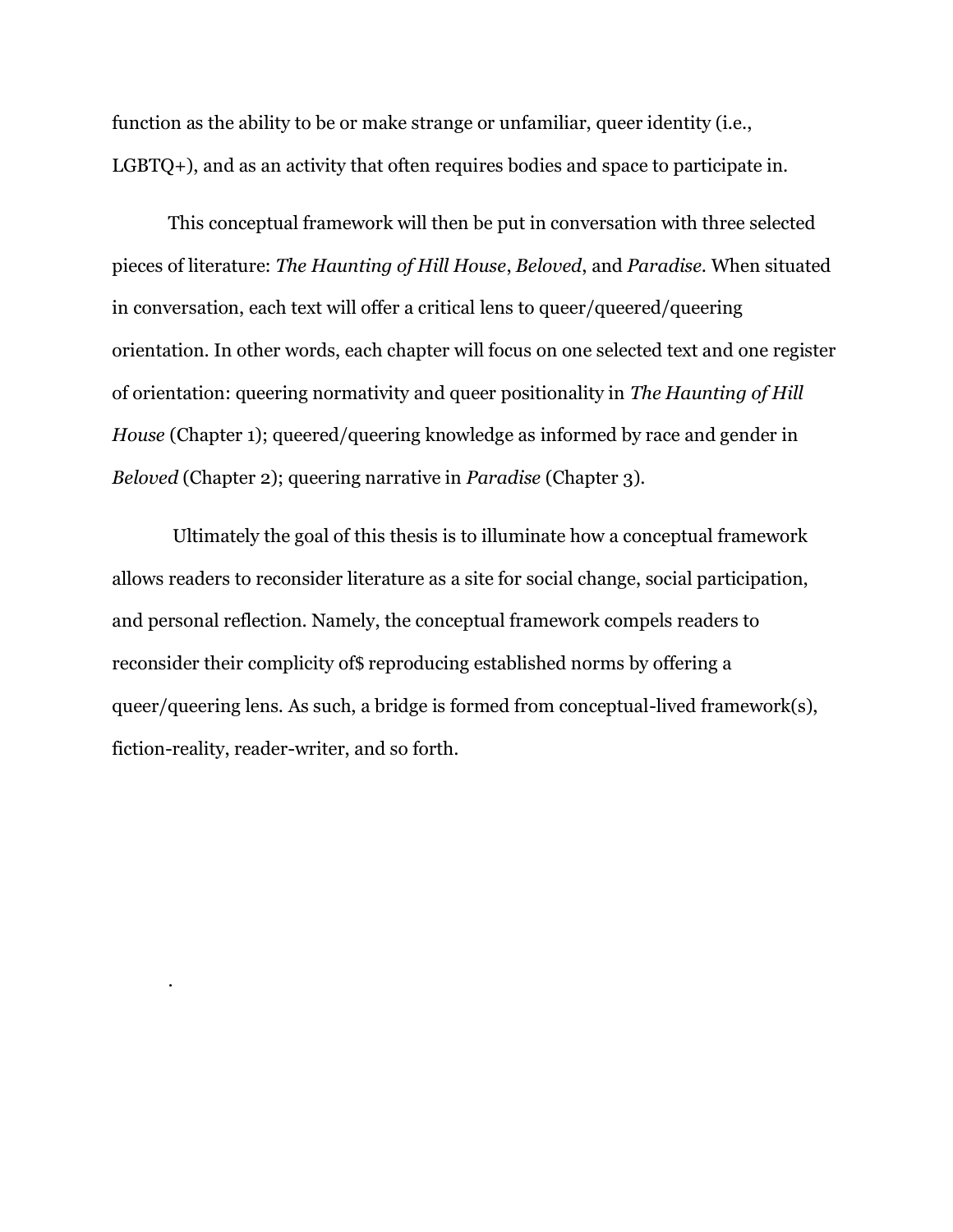function as the ability to be or make strange or unfamiliar, queer identity (i.e., LGBTQ+), and as an activity that often requires bodies and space to participate in.

This conceptual framework will then be put in conversation with three selected pieces of literature: *The Haunting of Hill House*, *Beloved*, and *Paradise*. When situated in conversation, each text will offer a critical lens to queer/queered/queering orientation. In other words, each chapter will focus on one selected text and one register of orientation: queering normativity and queer positionality in *The Haunting of Hill House* (Chapter 1); queered/queering knowledge as informed by race and gender in *Beloved* (Chapter 2); queering narrative in *Paradise* (Chapter 3).

Ultimately the goal of this thesis is to illuminate how a conceptual framework allows readers to reconsider literature as a site for social change, social participation, and personal reflection. Namely, the conceptual framework compels readers to reconsider their complicity of$ reproducing established norms by offering a queer/queering lens. As such, a bridge is formed from conceptual-lived framework(s), fiction-reality, reader-writer, and so forth.

.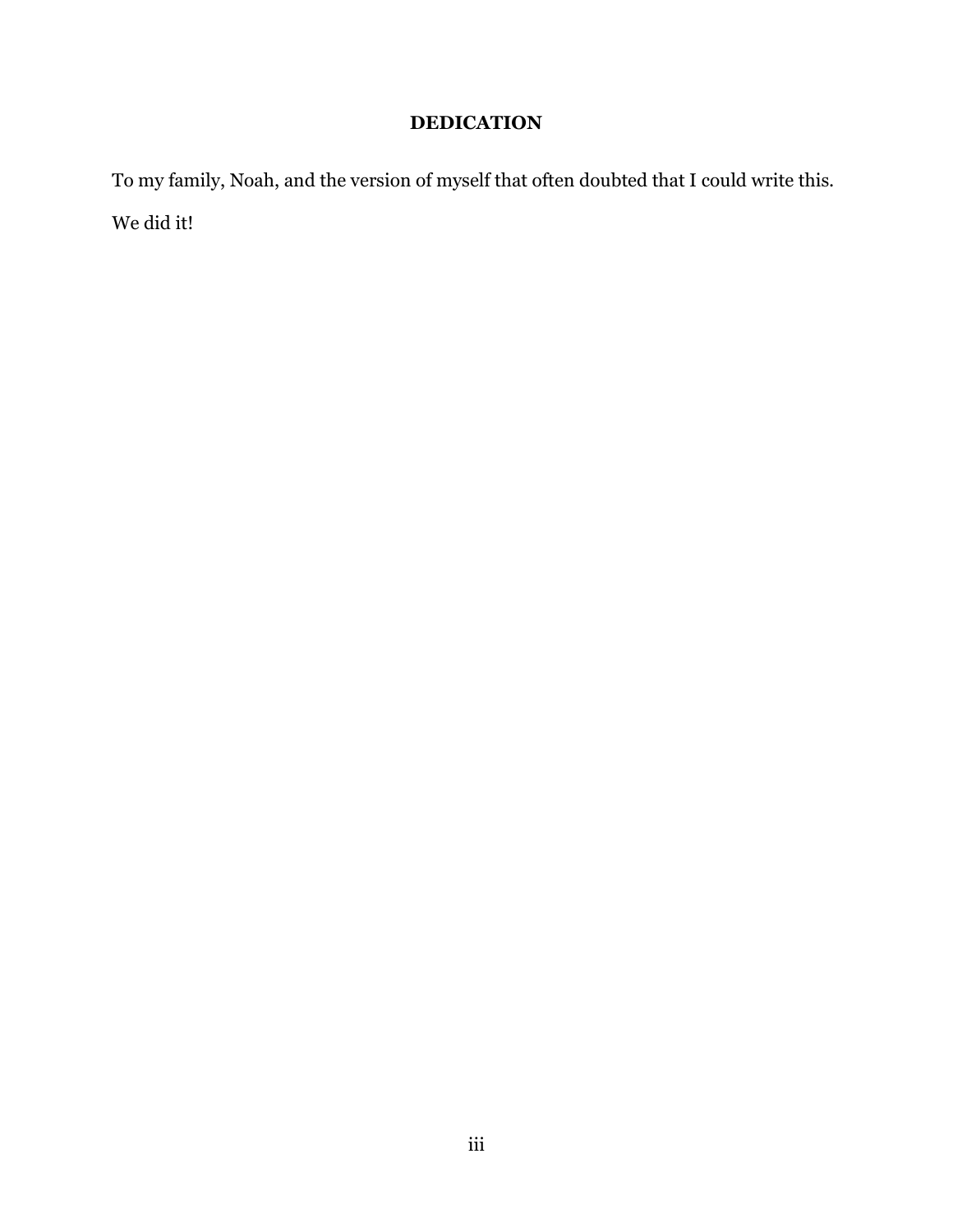# DEDICATION

To my family, Noah, and the version of myself that often doubted that I could write this.

We did it!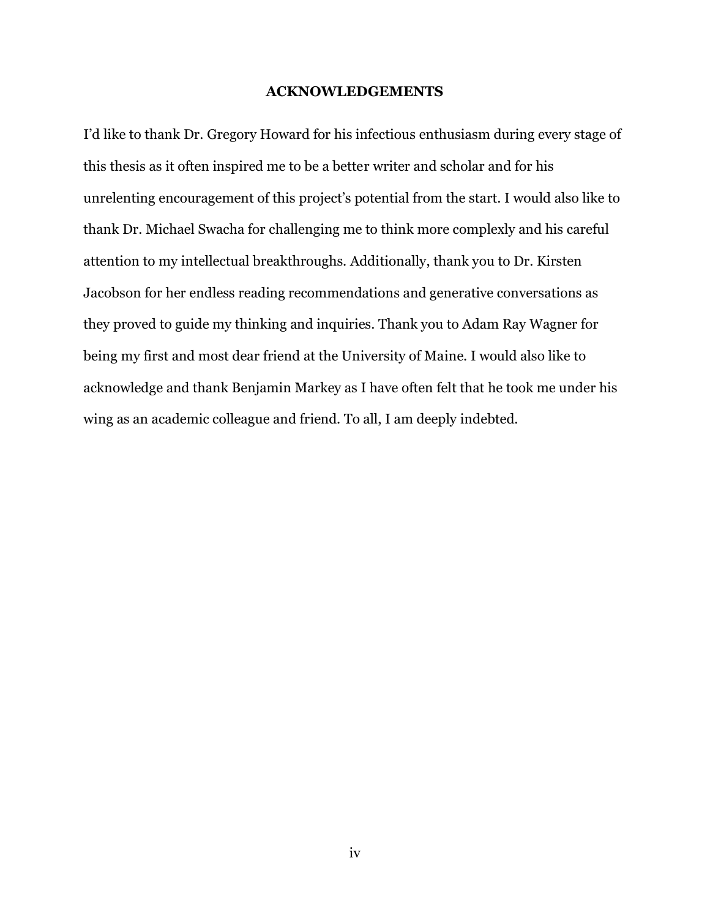## ACKNOWLEDGEMENTS

I'd like to thank Dr. Gregory Howard for his infectious enthusiasm during every stage of this thesis as it often inspired me to be a better writer and scholar and for his unrelenting encouragement of this project's potential from the start. I would also like to thank Dr. Michael Swacha for challenging me to think more complexly and his careful attention to my intellectual breakthroughs. Additionally, thank you to Dr. Kirsten Jacobson for her endless reading recommendations and generative conversations as they proved to guide my thinking and inquiries. Thank you to Adam Ray Wagner for being my first and most dear friend at the University of Maine. I would also like to acknowledge and thank Benjamin Markey as I have often felt that he took me under his wing as an academic colleague and friend. To all, I am deeply indebted.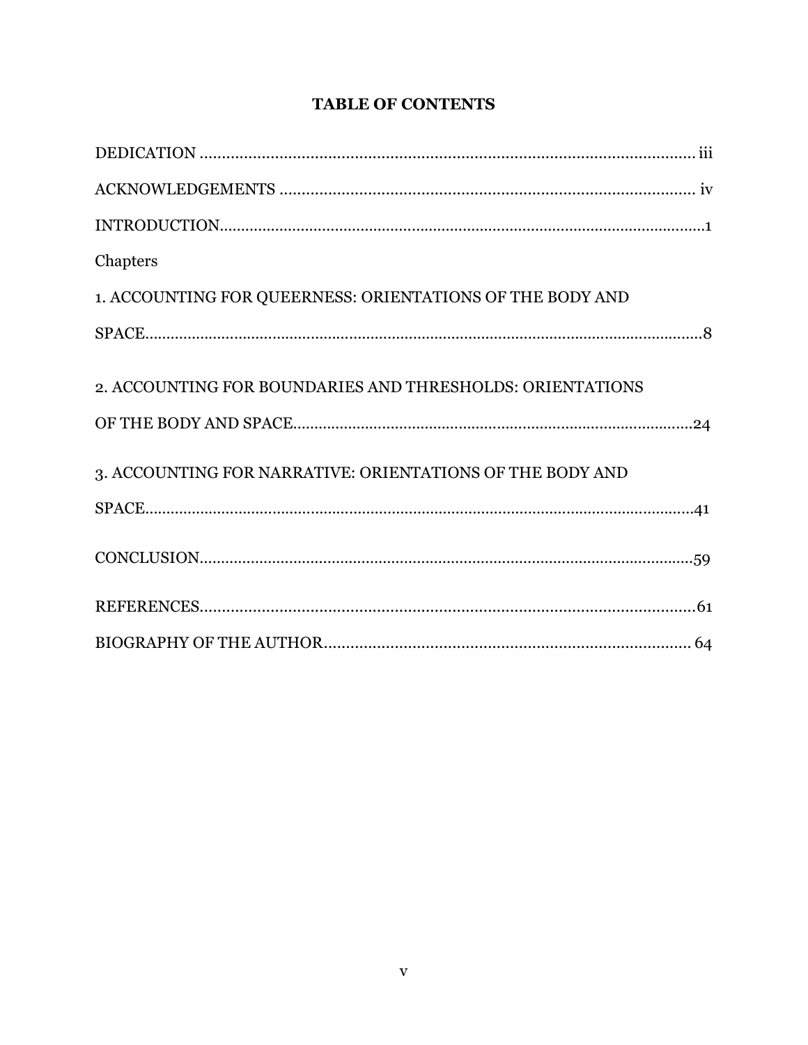# TABLE OF CONTENTS

DEDICATION .......................................................................................................... iii

ACKNOWLEDGEMENTS ........................................................................................ iv

INTRODUCTION..........................................................................................................1

Chapters

1. ACCOUNTING FOR QUEERNESS: ORIENTATIONS OF THE BODY AND SPACE...........................................................................................................................8

2. ACCOUNTING FOR BOUNDARIES AND THRESHOLDS: ORIENTATIONS OF THE BODY AND SPACE......................................................................................24

3. ACCOUNTING FOR NARRATIVE: ORIENTATIONS OF THE BODY AND SPACE.........................................................................................................................41

CONCLUSION.............................................................................................................59

REFERENCES..............................................................................................................61

BIOGRAPHY OF THE AUTHOR................................................................................ 64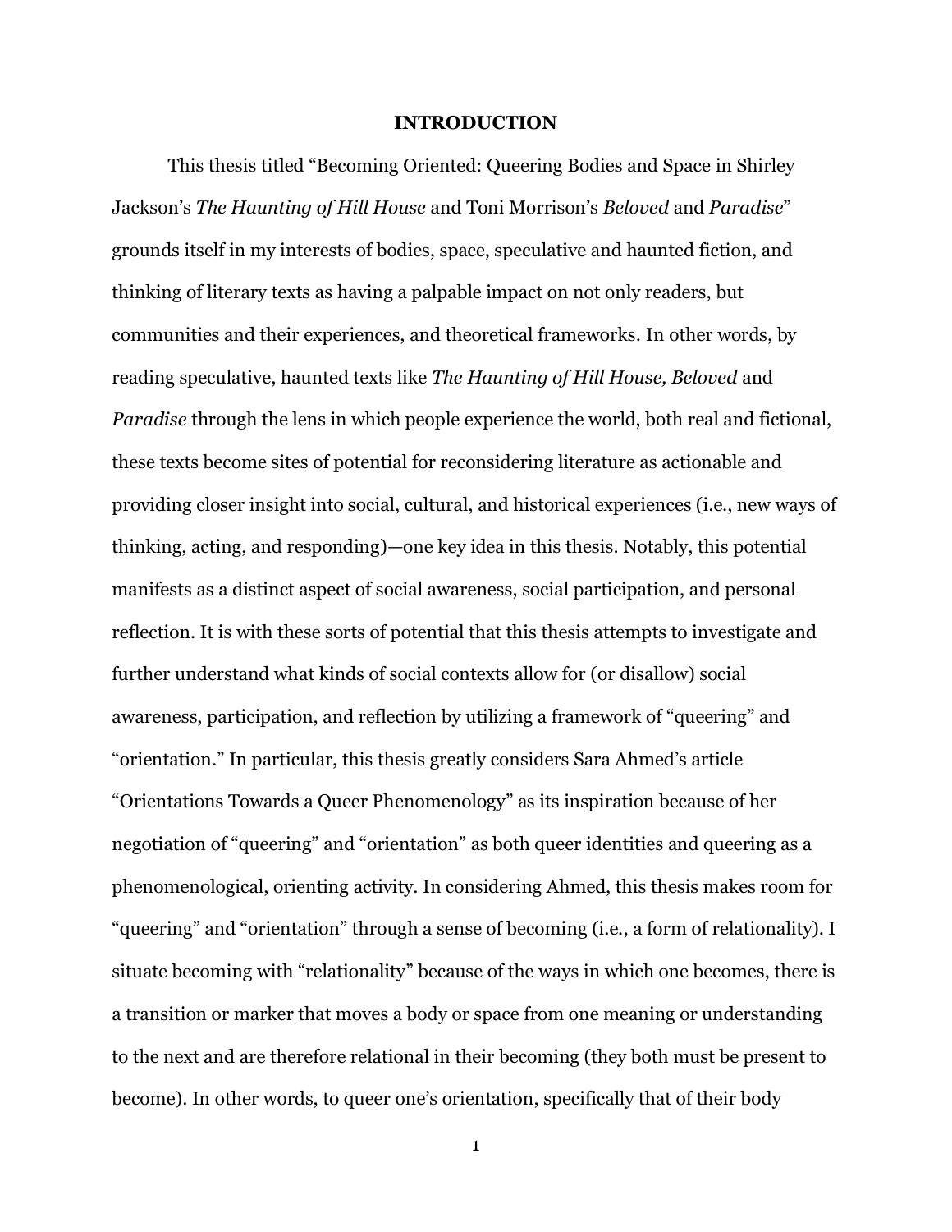# INTRODUCTION

This thesis titled "Becoming Oriented: Queering Bodies and Space in Shirley Jackson's *The Haunting of Hill House* and Toni Morrison's *Beloved* and *Paradise*" grounds itself in my interests of bodies, space, speculative and haunted fiction, and thinking of literary texts as having a palpable impact on not only readers, but communities and their experiences, and theoretical frameworks. In other words, by reading speculative, haunted texts like *The Haunting of Hill House, Beloved* and *Paradise* through the lens in which people experience the world, both real and fictional, these texts become sites of potential for reconsidering literature as actionable and providing closer insight into social, cultural, and historical experiences (i.e., new ways of thinking, acting, and responding)—one key idea in this thesis. Notably, this potential manifests as a distinct aspect of social awareness, social participation, and personal reflection. It is with these sorts of potential that this thesis attempts to investigate and further understand what kinds of social contexts allow for (or disallow) social awareness, participation, and reflection by utilizing a framework of "queering" and "orientation." In particular, this thesis greatly considers Sara Ahmed's article "Orientations Towards a Queer Phenomenology" as its inspiration because of her negotiation of "queering" and "orientation" as both queer identities and queering as a phenomenological, orienting activity. In considering Ahmed, this thesis makes room for "queering" and "orientation" through a sense of becoming (i.e., a form of relationality). I situate becoming with "relationality" because of the ways in which one becomes, there is a transition or marker that moves a body or space from one meaning or understanding to the next and are therefore relational in their becoming (they both must be present to become). In other words, to queer one's orientation, specifically that of their body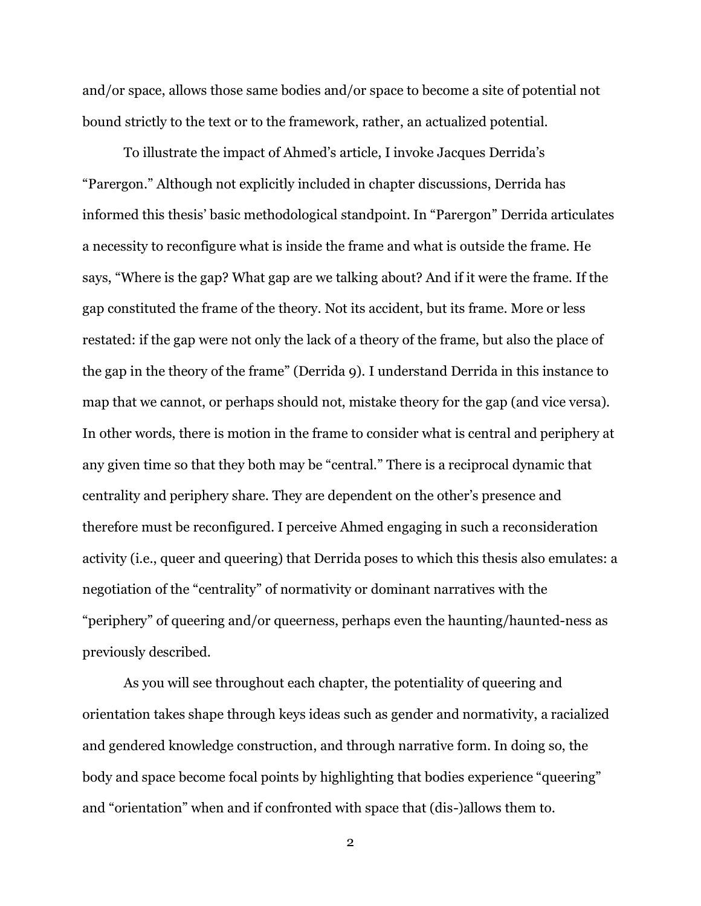and/or space, allows those same bodies and/or space to become a site of potential not bound strictly to the text or to the framework, rather, an actualized potential.

To illustrate the impact of Ahmed's article, I invoke Jacques Derrida's "Parergon." Although not explicitly included in chapter discussions, Derrida has informed this thesis' basic methodological standpoint. In "Parergon" Derrida articulates a necessity to reconfigure what is inside the frame and what is outside the frame. He says, "Where is the gap? What gap are we talking about? And if it were the frame. If the gap constituted the frame of the theory. Not its accident, but its frame. More or less restated: if the gap were not only the lack of a theory of the frame, but also the place of the gap in the theory of the frame" (Derrida 9). I understand Derrida in this instance to map that we cannot, or perhaps should not, mistake theory for the gap (and vice versa). In other words, there is motion in the frame to consider what is central and periphery at any given time so that they both may be "central." There is a reciprocal dynamic that centrality and periphery share. They are dependent on the other's presence and therefore must be reconfigured. I perceive Ahmed engaging in such a reconsideration activity (i.e., queer and queering) that Derrida poses to which this thesis also emulates: a negotiation of the "centrality" of normativity or dominant narratives with the "periphery" of queering and/or queerness, perhaps even the haunting/haunted-ness as previously described.

As you will see throughout each chapter, the potentiality of queering and orientation takes shape through keys ideas such as gender and normativity, a racialized and gendered knowledge construction, and through narrative form. In doing so, the body and space become focal points by highlighting that bodies experience "queering" and "orientation" when and if confronted with space that (dis-)allows them to.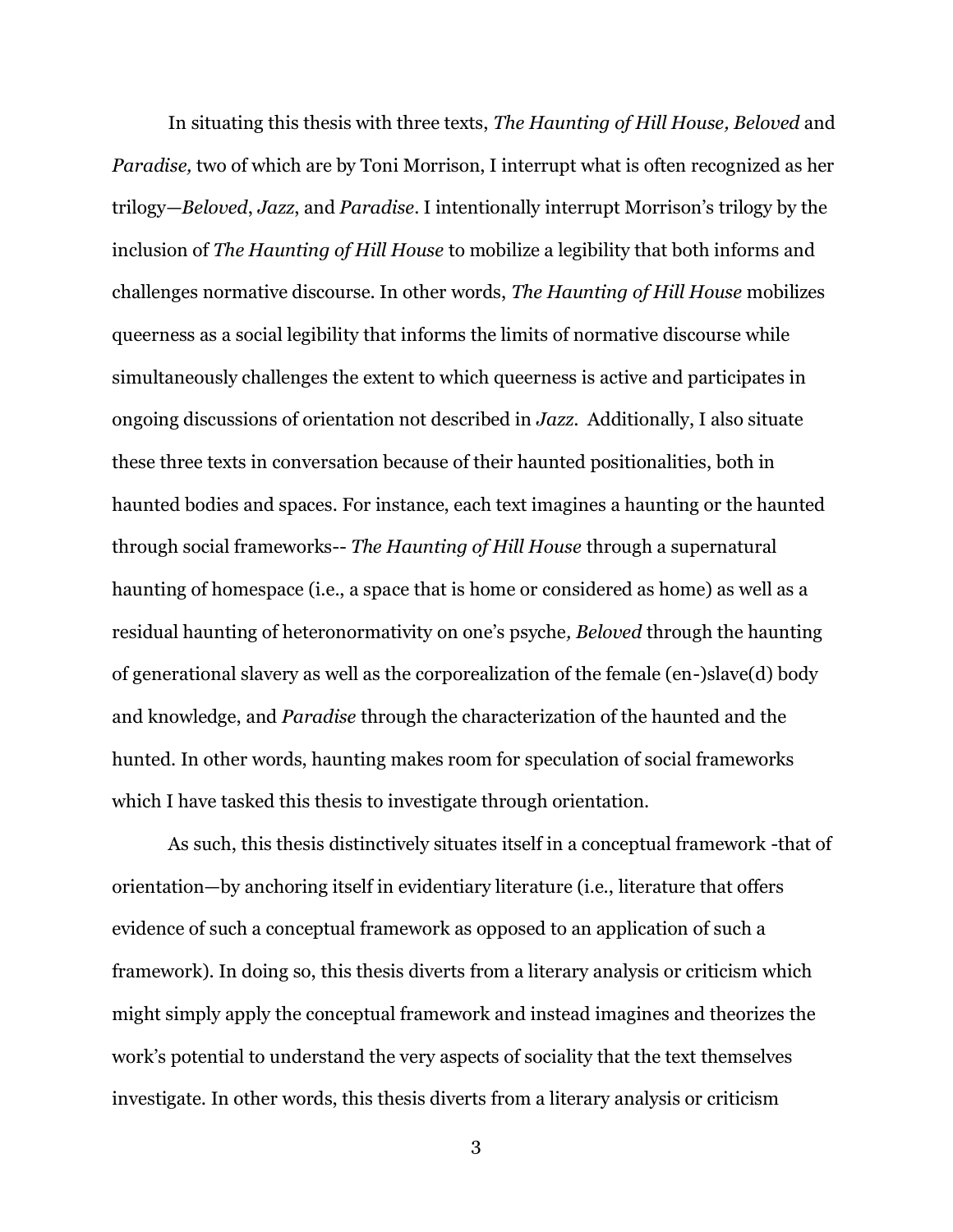In situating this thesis with three texts, *The Haunting of Hill House, Beloved* and *Paradise,* two of which are by Toni Morrison, I interrupt what is often recognized as her trilogy—*Beloved*, *Jazz*, and *Paradise*. I intentionally interrupt Morrison's trilogy by the inclusion of *The Haunting of Hill House* to mobilize a legibility that both informs and challenges normative discourse. In other words, *The Haunting of Hill House* mobilizes queerness as a social legibility that informs the limits of normative discourse while simultaneously challenges the extent to which queerness is active and participates in ongoing discussions of orientation not described in *Jazz*. Additionally, I also situate these three texts in conversation because of their haunted positionalities, both in haunted bodies and spaces. For instance, each text imagines a haunting or the haunted through social frameworks-- *The Haunting of Hill House* through a supernatural haunting of homespace (i.e., a space that is home or considered as home) as well as a residual haunting of heteronormativity on one's psyche*, Beloved* through the haunting of generational slavery as well as the corporealization of the female (en-)slave(d) body and knowledge, and *Paradise* through the characterization of the haunted and the hunted. In other words, haunting makes room for speculation of social frameworks which I have tasked this thesis to investigate through orientation.

As such, this thesis distinctively situates itself in a conceptual framework -that of orientation—by anchoring itself in evidentiary literature (i.e., literature that offers evidence of such a conceptual framework as opposed to an application of such a framework). In doing so, this thesis diverts from a literary analysis or criticism which might simply apply the conceptual framework and instead imagines and theorizes the work's potential to understand the very aspects of sociality that the text themselves investigate. In other words, this thesis diverts from a literary analysis or criticism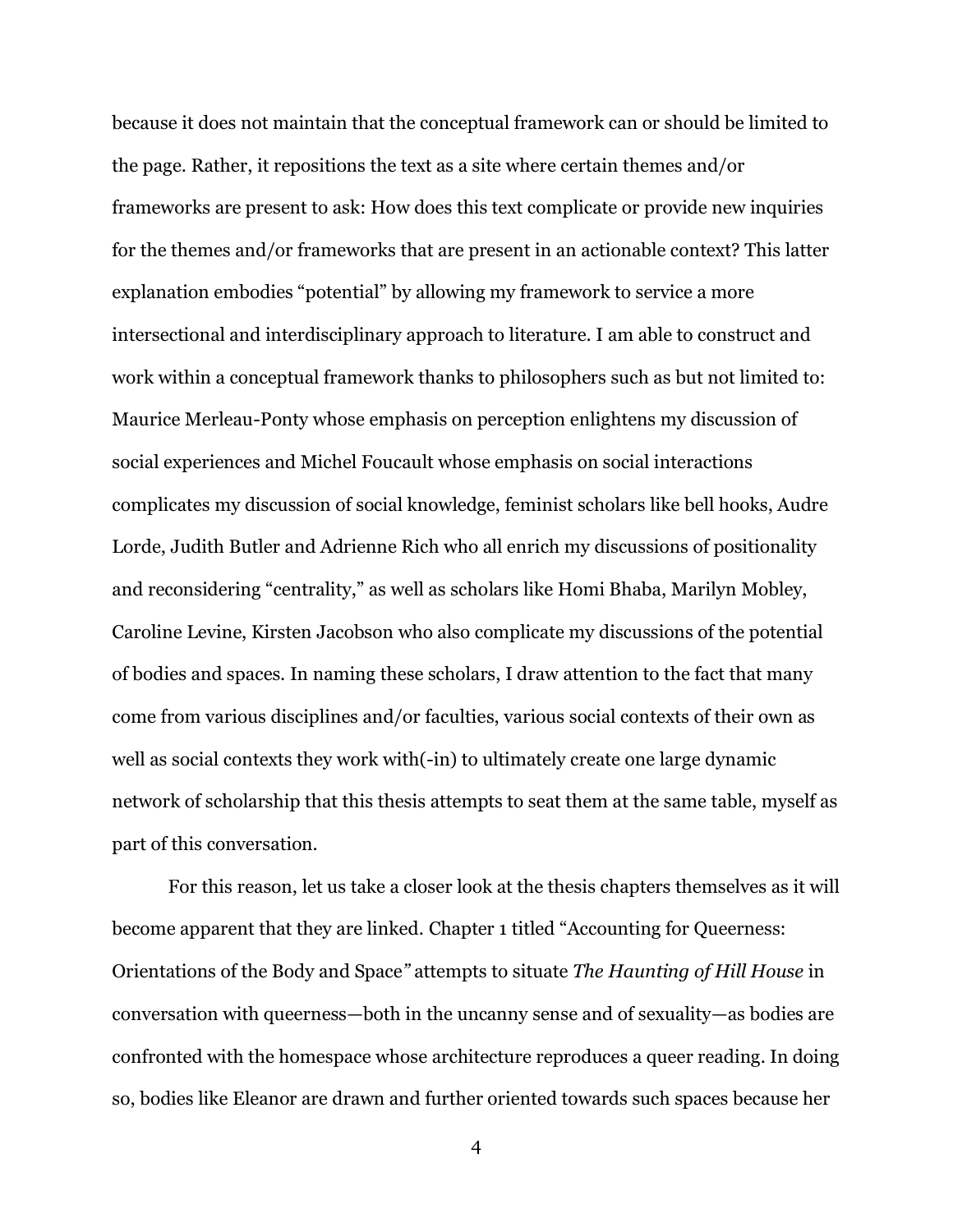because it does not maintain that the conceptual framework can or should be limited to the page. Rather, it repositions the text as a site where certain themes and/or frameworks are present to ask: How does this text complicate or provide new inquiries for the themes and/or frameworks that are present in an actionable context? This latter explanation embodies "potential" by allowing my framework to service a more intersectional and interdisciplinary approach to literature. I am able to construct and work within a conceptual framework thanks to philosophers such as but not limited to: Maurice Merleau-Ponty whose emphasis on perception enlightens my discussion of social experiences and Michel Foucault whose emphasis on social interactions complicates my discussion of social knowledge, feminist scholars like bell hooks, Audre Lorde, Judith Butler and Adrienne Rich who all enrich my discussions of positionality and reconsidering "centrality," as well as scholars like Homi Bhaba, Marilyn Mobley, Caroline Levine, Kirsten Jacobson who also complicate my discussions of the potential of bodies and spaces. In naming these scholars, I draw attention to the fact that many come from various disciplines and/or faculties, various social contexts of their own as well as social contexts they work with(-in) to ultimately create one large dynamic network of scholarship that this thesis attempts to seat them at the same table, myself as part of this conversation.

For this reason, let us take a closer look at the thesis chapters themselves as it will become apparent that they are linked. Chapter 1 titled "Accounting for Queerness: Orientations of the Body and Space*"* attempts to situate *The Haunting of Hill House* in conversation with queerness—both in the uncanny sense and of sexuality—as bodies are confronted with the homespace whose architecture reproduces a queer reading. In doing so, bodies like Eleanor are drawn and further oriented towards such spaces because her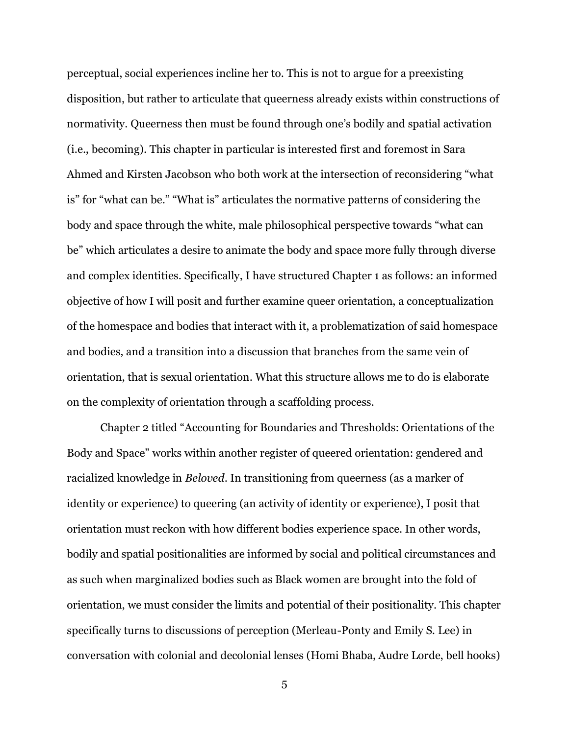perceptual, social experiences incline her to. This is not to argue for a preexisting disposition, but rather to articulate that queerness already exists within constructions of normativity. Queerness then must be found through one's bodily and spatial activation (i.e., becoming). This chapter in particular is interested first and foremost in Sara Ahmed and Kirsten Jacobson who both work at the intersection of reconsidering "what is" for "what can be." "What is" articulates the normative patterns of considering the body and space through the white, male philosophical perspective towards "what can be" which articulates a desire to animate the body and space more fully through diverse and complex identities. Specifically, I have structured Chapter 1 as follows: an informed objective of how I will posit and further examine queer orientation, a conceptualization of the homespace and bodies that interact with it, a problematization of said homespace and bodies, and a transition into a discussion that branches from the same vein of orientation, that is sexual orientation. What this structure allows me to do is elaborate on the complexity of orientation through a scaffolding process.

Chapter 2 titled "Accounting for Boundaries and Thresholds: Orientations of the Body and Space" works within another register of queered orientation: gendered and racialized knowledge in *Beloved*. In transitioning from queerness (as a marker of identity or experience) to queering (an activity of identity or experience), I posit that orientation must reckon with how different bodies experience space. In other words, bodily and spatial positionalities are informed by social and political circumstances and as such when marginalized bodies such as Black women are brought into the fold of orientation, we must consider the limits and potential of their positionality. This chapter specifically turns to discussions of perception (Merleau-Ponty and Emily S. Lee) in conversation with colonial and decolonial lenses (Homi Bhaba, Audre Lorde, bell hooks)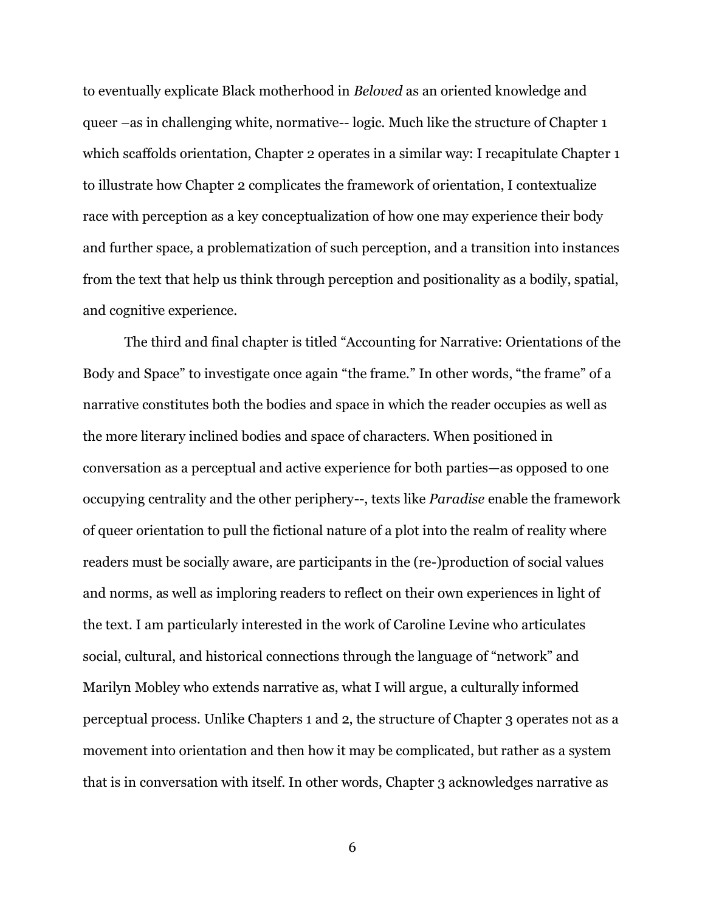to eventually explicate Black motherhood in *Beloved* as an oriented knowledge and queer –as in challenging white, normative-- logic. Much like the structure of Chapter 1 which scaffolds orientation, Chapter 2 operates in a similar way: I recapitulate Chapter 1 to illustrate how Chapter 2 complicates the framework of orientation, I contextualize race with perception as a key conceptualization of how one may experience their body and further space, a problematization of such perception, and a transition into instances from the text that help us think through perception and positionality as a bodily, spatial, and cognitive experience.

The third and final chapter is titled "Accounting for Narrative: Orientations of the Body and Space" to investigate once again "the frame." In other words, "the frame" of a narrative constitutes both the bodies and space in which the reader occupies as well as the more literary inclined bodies and space of characters. When positioned in conversation as a perceptual and active experience for both parties—as opposed to one occupying centrality and the other periphery--, texts like *Paradise* enable the framework of queer orientation to pull the fictional nature of a plot into the realm of reality where readers must be socially aware, are participants in the (re-)production of social values and norms, as well as imploring readers to reflect on their own experiences in light of the text. I am particularly interested in the work of Caroline Levine who articulates social, cultural, and historical connections through the language of "network" and Marilyn Mobley who extends narrative as, what I will argue, a culturally informed perceptual process. Unlike Chapters 1 and 2, the structure of Chapter 3 operates not as a movement into orientation and then how it may be complicated, but rather as a system that is in conversation with itself. In other words, Chapter 3 acknowledges narrative as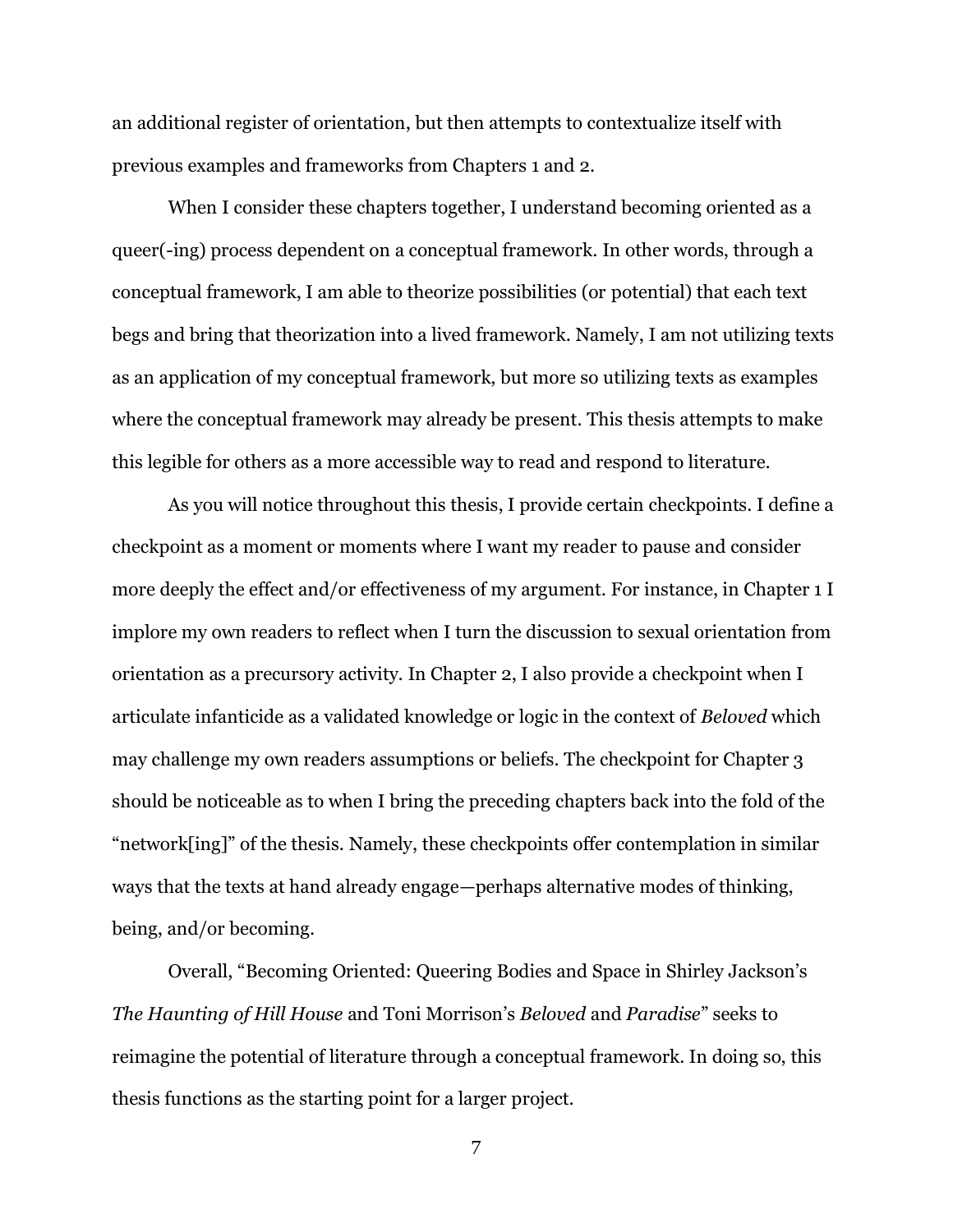an additional register of orientation, but then attempts to contextualize itself with previous examples and frameworks from Chapters 1 and 2.

When I consider these chapters together, I understand becoming oriented as a queer(-ing) process dependent on a conceptual framework. In other words, through a conceptual framework, I am able to theorize possibilities (or potential) that each text begs and bring that theorization into a lived framework. Namely, I am not utilizing texts as an application of my conceptual framework, but more so utilizing texts as examples where the conceptual framework may already be present. This thesis attempts to make this legible for others as a more accessible way to read and respond to literature.

As you will notice throughout this thesis, I provide certain checkpoints. I define a checkpoint as a moment or moments where I want my reader to pause and consider more deeply the effect and/or effectiveness of my argument. For instance, in Chapter 1 I implore my own readers to reflect when I turn the discussion to sexual orientation from orientation as a precursory activity. In Chapter 2, I also provide a checkpoint when I articulate infanticide as a validated knowledge or logic in the context of *Beloved* which may challenge my own readers assumptions or beliefs. The checkpoint for Chapter 3 should be noticeable as to when I bring the preceding chapters back into the fold of the "network[ing]" of the thesis. Namely, these checkpoints offer contemplation in similar ways that the texts at hand already engage—perhaps alternative modes of thinking, being, and/or becoming.

Overall, "Becoming Oriented: Queering Bodies and Space in Shirley Jackson's *The Haunting of Hill House* and Toni Morrison's *Beloved* and *Paradise*" seeks to reimagine the potential of literature through a conceptual framework. In doing so, this thesis functions as the starting point for a larger project.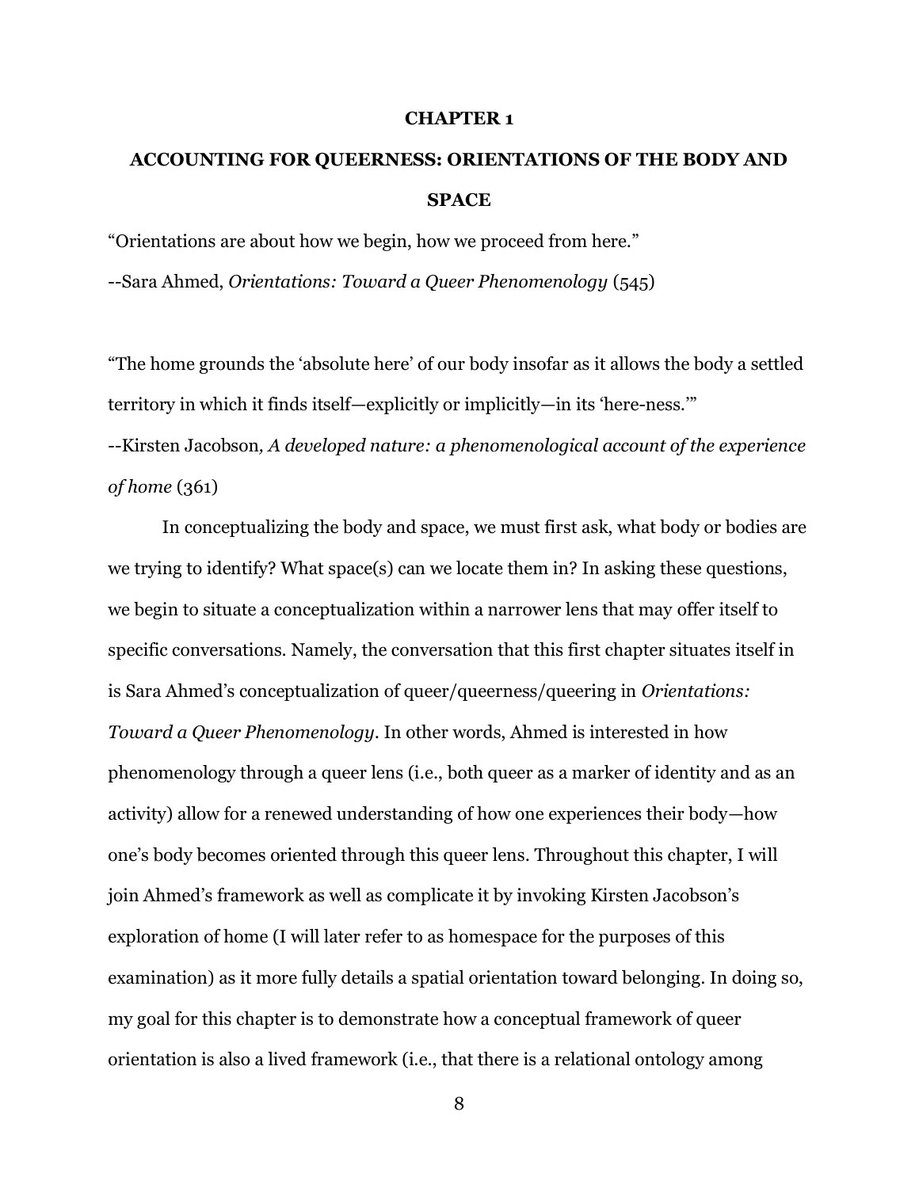# CHAPTER 1

# ACCOUNTING FOR QUEERNESS: ORIENTATIONS OF THE BODY AND SPACE

"Orientations are about how we begin, how we proceed from here."

--Sara Ahmed, *Orientations: Toward a Queer Phenomenology* (545)

"The home grounds the 'absolute here' of our body insofar as it allows the body a settled territory in which it finds itself—explicitly or implicitly—in its 'here-ness.'"

--Kirsten Jacobson*, A developed nature: a phenomenological account of the experience of home* (361)

In conceptualizing the body and space, we must first ask, what body or bodies are we trying to identify? What space(s) can we locate them in? In asking these questions, we begin to situate a conceptualization within a narrower lens that may offer itself to specific conversations. Namely, the conversation that this first chapter situates itself in is Sara Ahmed's conceptualization of queer/queerness/queering in *Orientations: Toward a Queer Phenomenology*. In other words, Ahmed is interested in how phenomenology through a queer lens (i.e., both queer as a marker of identity and as an activity) allow for a renewed understanding of how one experiences their body—how one's body becomes oriented through this queer lens. Throughout this chapter, I will join Ahmed's framework as well as complicate it by invoking Kirsten Jacobson's exploration of home (I will later refer to as homespace for the purposes of this examination) as it more fully details a spatial orientation toward belonging. In doing so, my goal for this chapter is to demonstrate how a conceptual framework of queer orientation is also a lived framework (i.e., that there is a relational ontology among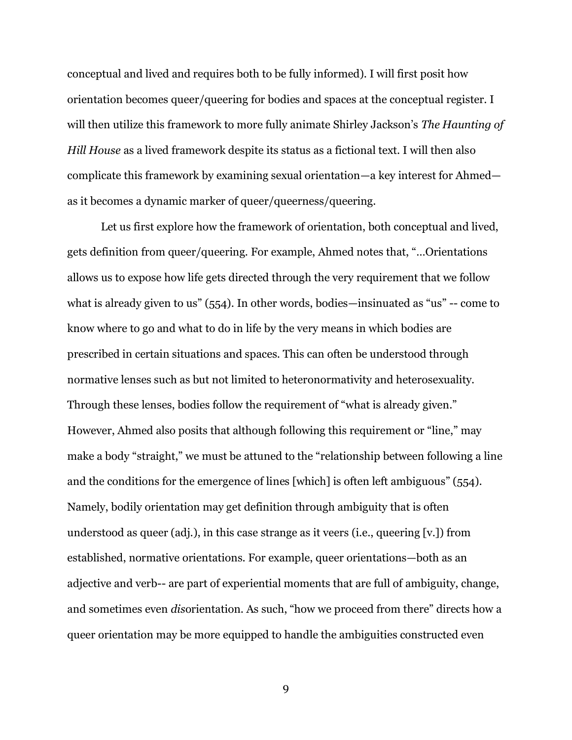conceptual and lived and requires both to be fully informed). I will first posit how orientation becomes queer/queering for bodies and spaces at the conceptual register. I will then utilize this framework to more fully animate Shirley Jackson's *The Haunting of Hill House* as a lived framework despite its status as a fictional text. I will then also complicate this framework by examining sexual orientation—a key interest for Ahmed—as it becomes a dynamic marker of queer/queerness/queering.

Let us first explore how the framework of orientation, both conceptual and lived, gets definition from queer/queering. For example, Ahmed notes that, "…Orientations allows us to expose how life gets directed through the very requirement that we follow what is already given to us" (554). In other words, bodies—insinuated as "us" -- come to know where to go and what to do in life by the very means in which bodies are prescribed in certain situations and spaces. This can often be understood through normative lenses such as but not limited to heteronormativity and heterosexuality. Through these lenses, bodies follow the requirement of "what is already given." However, Ahmed also posits that although following this requirement or "line," may make a body "straight," we must be attuned to the "relationship between following a line and the conditions for the emergence of lines [which] is often left ambiguous" (554). Namely, bodily orientation may get definition through ambiguity that is often understood as queer (adj.), in this case strange as it veers (i.e., queering [v.]) from established, normative orientations. For example, queer orientations—both as an adjective and verb-- are part of experiential moments that are full of ambiguity, change, and sometimes even *dis*orientation. As such, "how we proceed from there" directs how a queer orientation may be more equipped to handle the ambiguities constructed even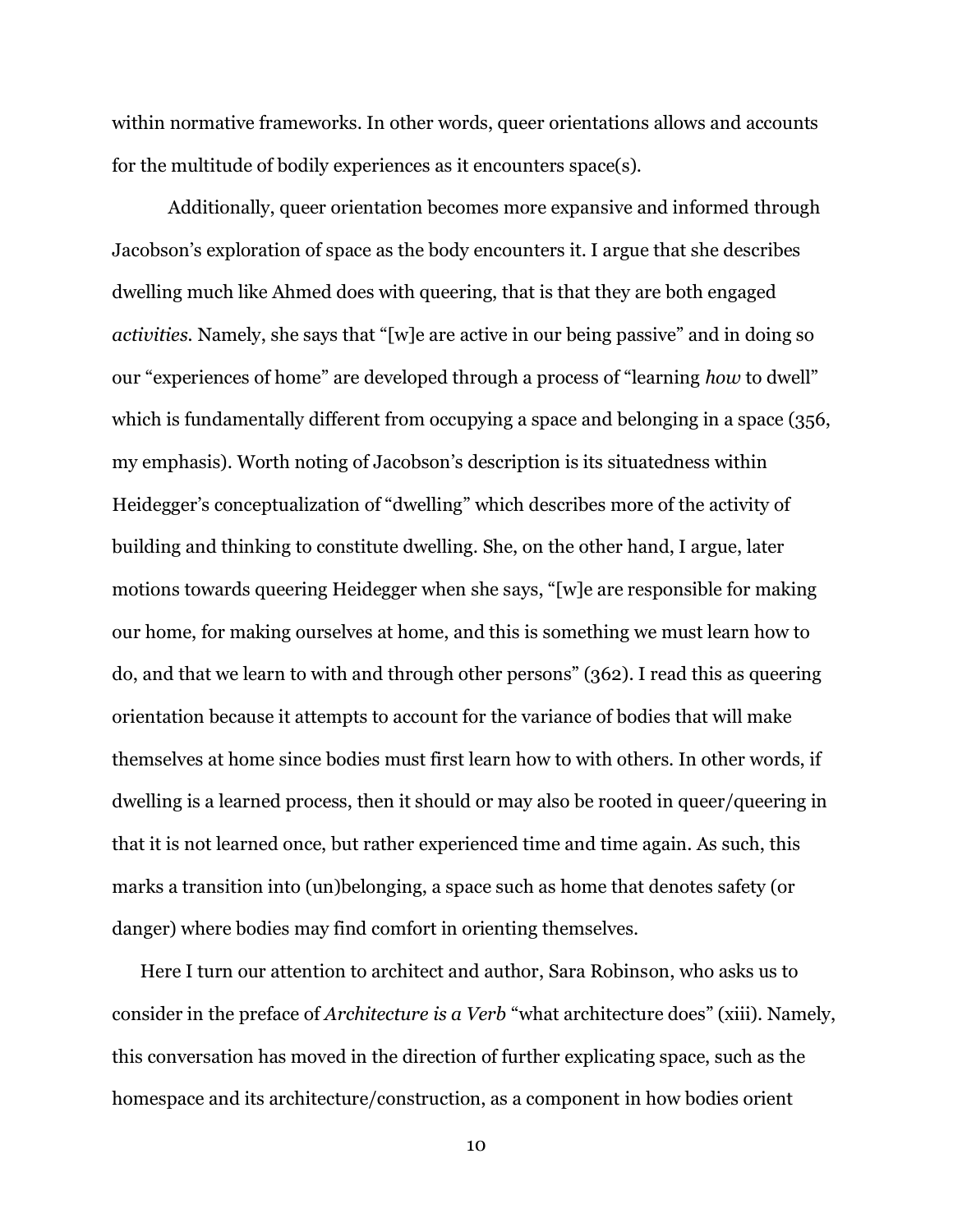within normative frameworks. In other words, queer orientations allows and accounts for the multitude of bodily experiences as it encounters space(s).

Additionally, queer orientation becomes more expansive and informed through Jacobson's exploration of space as the body encounters it. I argue that she describes dwelling much like Ahmed does with queering, that is that they are both engaged *activities*. Namely, she says that "[w]e are active in our being passive" and in doing so our "experiences of home" are developed through a process of "learning *how* to dwell" which is fundamentally different from occupying a space and belonging in a space (356, my emphasis). Worth noting of Jacobson's description is its situatedness within Heidegger's conceptualization of "dwelling" which describes more of the activity of building and thinking to constitute dwelling. She, on the other hand, I argue, later motions towards queering Heidegger when she says, "[w]e are responsible for making our home, for making ourselves at home, and this is something we must learn how to do, and that we learn to with and through other persons" (362). I read this as queering orientation because it attempts to account for the variance of bodies that will make themselves at home since bodies must first learn how to with others. In other words, if dwelling is a learned process, then it should or may also be rooted in queer/queering in that it is not learned once, but rather experienced time and time again. As such, this marks a transition into (un)belonging, a space such as home that denotes safety (or danger) where bodies may find comfort in orienting themselves.

Here I turn our attention to architect and author, Sara Robinson, who asks us to consider in the preface of *Architecture is a Verb* "what architecture does" (xiii). Namely, this conversation has moved in the direction of further explicating space, such as the homespace and its architecture/construction, as a component in how bodies orient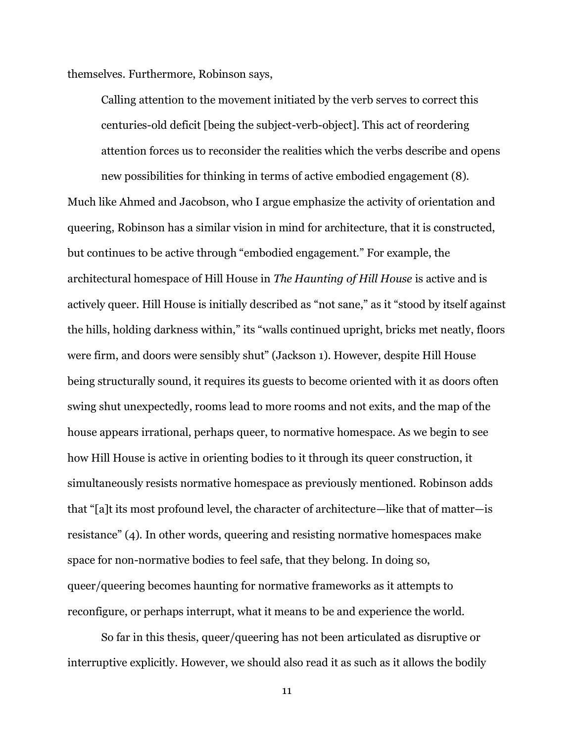themselves. Furthermore, Robinson says,

> Calling attention to the movement initiated by the verb serves to correct this centuries-old deficit [being the subject-verb-object]. This act of reordering attention forces us to reconsider the realities which the verbs describe and opens new possibilities for thinking in terms of active embodied engagement (8).

Much like Ahmed and Jacobson, who I argue emphasize the activity of orientation and queering, Robinson has a similar vision in mind for architecture, that it is constructed, but continues to be active through "embodied engagement." For example, the architectural homespace of Hill House in *The Haunting of Hill House* is active and is actively queer. Hill House is initially described as "not sane," as it "stood by itself against the hills, holding darkness within," its "walls continued upright, bricks met neatly, floors were firm, and doors were sensibly shut" (Jackson 1). However, despite Hill House being structurally sound, it requires its guests to become oriented with it as doors often swing shut unexpectedly, rooms lead to more rooms and not exits, and the map of the house appears irrational, perhaps queer, to normative homespace. As we begin to see how Hill House is active in orienting bodies to it through its queer construction, it simultaneously resists normative homespace as previously mentioned. Robinson adds that "[a]t its most profound level, the character of architecture—like that of matter—is resistance" (4). In other words, queering and resisting normative homespaces make space for non-normative bodies to feel safe, that they belong. In doing so, queer/queering becomes haunting for normative frameworks as it attempts to reconfigure, or perhaps interrupt, what it means to be and experience the world.

So far in this thesis, queer/queering has not been articulated as disruptive or interruptive explicitly. However, we should also read it as such as it allows the bodily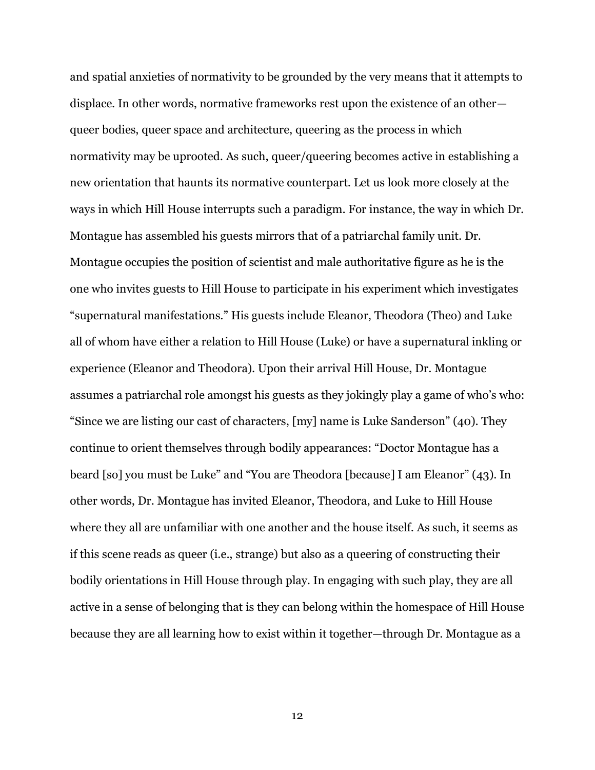and spatial anxieties of normativity to be grounded by the very means that it attempts to displace. In other words, normative frameworks rest upon the existence of an other—queer bodies, queer space and architecture, queering as the process in which normativity may be uprooted. As such, queer/queering becomes active in establishing a new orientation that haunts its normative counterpart. Let us look more closely at the ways in which Hill House interrupts such a paradigm. For instance, the way in which Dr. Montague has assembled his guests mirrors that of a patriarchal family unit. Dr. Montague occupies the position of scientist and male authoritative figure as he is the one who invites guests to Hill House to participate in his experiment which investigates "supernatural manifestations." His guests include Eleanor, Theodora (Theo) and Luke all of whom have either a relation to Hill House (Luke) or have a supernatural inkling or experience (Eleanor and Theodora). Upon their arrival Hill House, Dr. Montague assumes a patriarchal role amongst his guests as they jokingly play a game of who's who: "Since we are listing our cast of characters, [my] name is Luke Sanderson" (40). They continue to orient themselves through bodily appearances: "Doctor Montague has a beard [so] you must be Luke" and "You are Theodora [because] I am Eleanor" (43). In other words, Dr. Montague has invited Eleanor, Theodora, and Luke to Hill House where they all are unfamiliar with one another and the house itself. As such, it seems as if this scene reads as queer (i.e., strange) but also as a queering of constructing their bodily orientations in Hill House through play. In engaging with such play, they are all active in a sense of belonging that is they can belong within the homespace of Hill House because they are all learning how to exist within it together—through Dr. Montague as a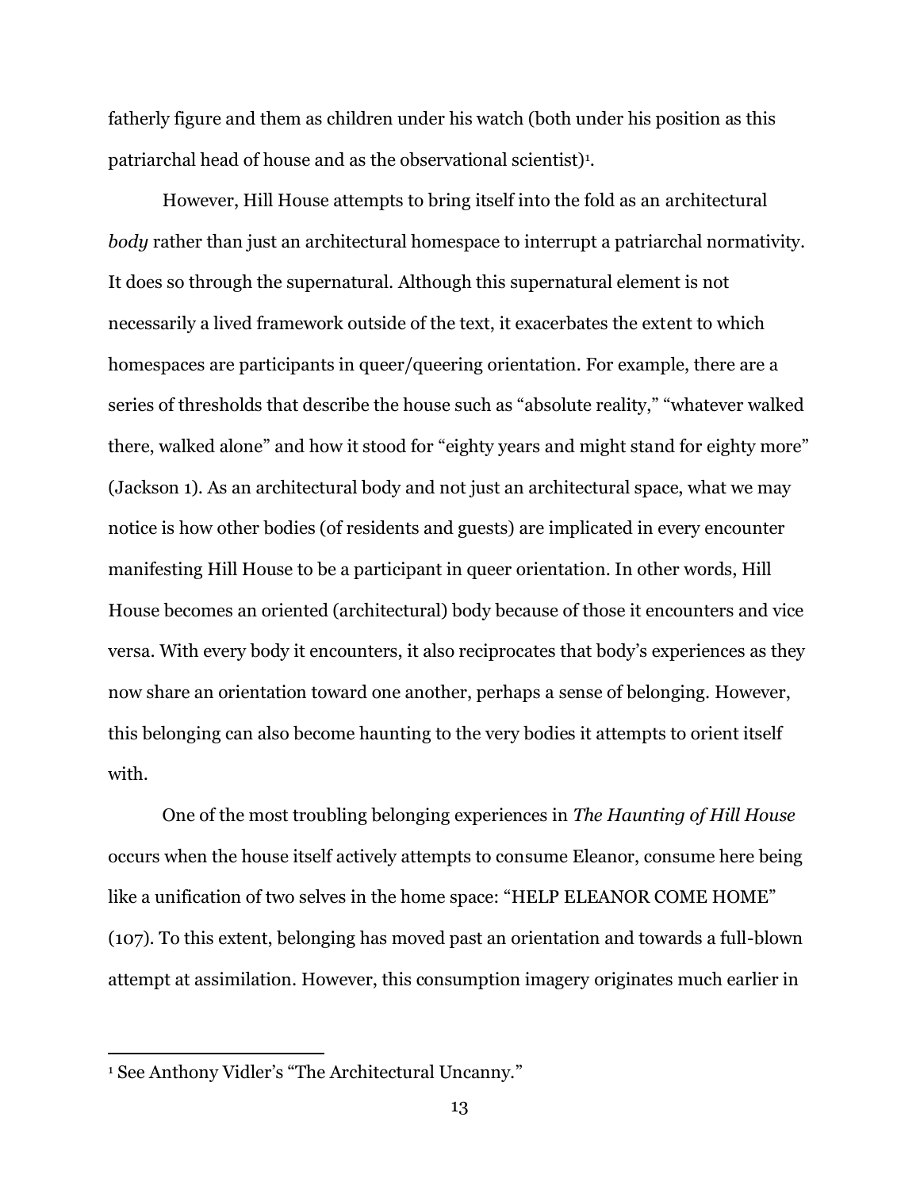fatherly figure and them as children under his watch (both under his position as this patriarchal head of house and as the observational scientist)[1].

However, Hill House attempts to bring itself into the fold as an architectural *body* rather than just an architectural homespace to interrupt a patriarchal normativity. It does so through the supernatural. Although this supernatural element is not necessarily a lived framework outside of the text, it exacerbates the extent to which homespaces are participants in queer/queering orientation. For example, there are a series of thresholds that describe the house such as "absolute reality," "whatever walked there, walked alone" and how it stood for "eighty years and might stand for eighty more" (Jackson 1). As an architectural body and not just an architectural space, what we may notice is how other bodies (of residents and guests) are implicated in every encounter manifesting Hill House to be a participant in queer orientation. In other words, Hill House becomes an oriented (architectural) body because of those it encounters and vice versa. With every body it encounters, it also reciprocates that body's experiences as they now share an orientation toward one another, perhaps a sense of belonging. However, this belonging can also become haunting to the very bodies it attempts to orient itself with.

One of the most troubling belonging experiences in *The Haunting of Hill House* occurs when the house itself actively attempts to consume Eleanor, consume here being like a unification of two selves in the home space: "HELP ELEANOR COME HOME" (107). To this extent, belonging has moved past an orientation and towards a full-blown attempt at assimilation. However, this consumption imagery originates much earlier in

[1] See Anthony Vidler's "The Architectural Uncanny."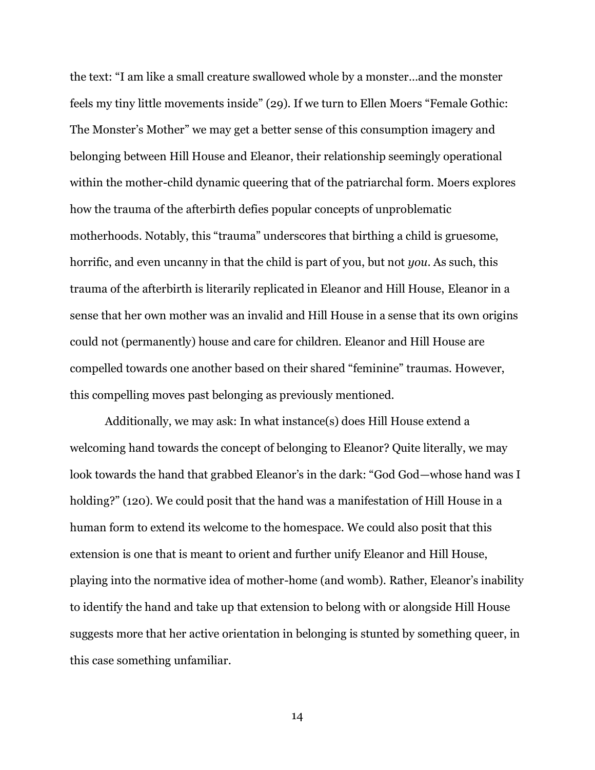the text: "I am like a small creature swallowed whole by a monster…and the monster feels my tiny little movements inside" (29). If we turn to Ellen Moers "Female Gothic: The Monster's Mother" we may get a better sense of this consumption imagery and belonging between Hill House and Eleanor, their relationship seemingly operational within the mother-child dynamic queering that of the patriarchal form. Moers explores how the trauma of the afterbirth defies popular concepts of unproblematic motherhoods. Notably, this "trauma" underscores that birthing a child is gruesome, horrific, and even uncanny in that the child is part of you, but not *you*. As such, this trauma of the afterbirth is literarily replicated in Eleanor and Hill House, Eleanor in a sense that her own mother was an invalid and Hill House in a sense that its own origins could not (permanently) house and care for children. Eleanor and Hill House are compelled towards one another based on their shared "feminine" traumas. However, this compelling moves past belonging as previously mentioned.

Additionally, we may ask: In what instance(s) does Hill House extend a welcoming hand towards the concept of belonging to Eleanor? Quite literally, we may look towards the hand that grabbed Eleanor's in the dark: "God God—whose hand was I holding?" (120). We could posit that the hand was a manifestation of Hill House in a human form to extend its welcome to the homespace. We could also posit that this extension is one that is meant to orient and further unify Eleanor and Hill House, playing into the normative idea of mother-home (and womb). Rather, Eleanor's inability to identify the hand and take up that extension to belong with or alongside Hill House suggests more that her active orientation in belonging is stunted by something queer, in this case something unfamiliar.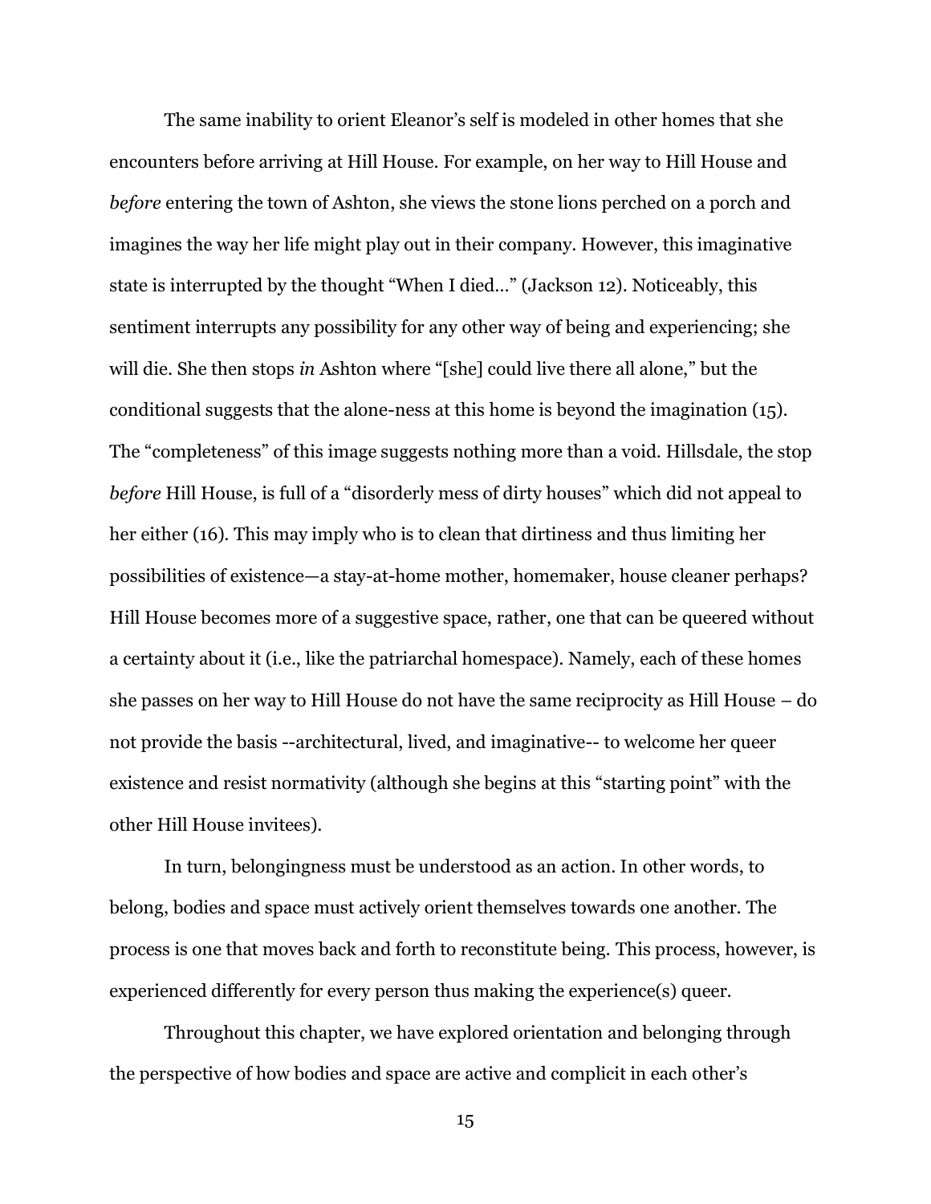The same inability to orient Eleanor's self is modeled in other homes that she encounters before arriving at Hill House. For example, on her way to Hill House and *before* entering the town of Ashton, she views the stone lions perched on a porch and imagines the way her life might play out in their company. However, this imaginative state is interrupted by the thought "When I died…" (Jackson 12). Noticeably, this sentiment interrupts any possibility for any other way of being and experiencing; she will die. She then stops *in* Ashton where "[she] could live there all alone," but the conditional suggests that the alone-ness at this home is beyond the imagination (15). The "completeness" of this image suggests nothing more than a void. Hillsdale, the stop *before* Hill House, is full of a "disorderly mess of dirty houses" which did not appeal to her either (16). This may imply who is to clean that dirtiness and thus limiting her possibilities of existence—a stay-at-home mother, homemaker, house cleaner perhaps? Hill House becomes more of a suggestive space, rather, one that can be queered without a certainty about it (i.e., like the patriarchal homespace). Namely, each of these homes she passes on her way to Hill House do not have the same reciprocity as Hill House – do not provide the basis --architectural, lived, and imaginative-- to welcome her queer existence and resist normativity (although she begins at this "starting point" with the other Hill House invitees).

In turn, belongingness must be understood as an action. In other words, to belong, bodies and space must actively orient themselves towards one another. The process is one that moves back and forth to reconstitute being. This process, however, is experienced differently for every person thus making the experience(s) queer.

Throughout this chapter, we have explored orientation and belonging through the perspective of how bodies and space are active and complicit in each other's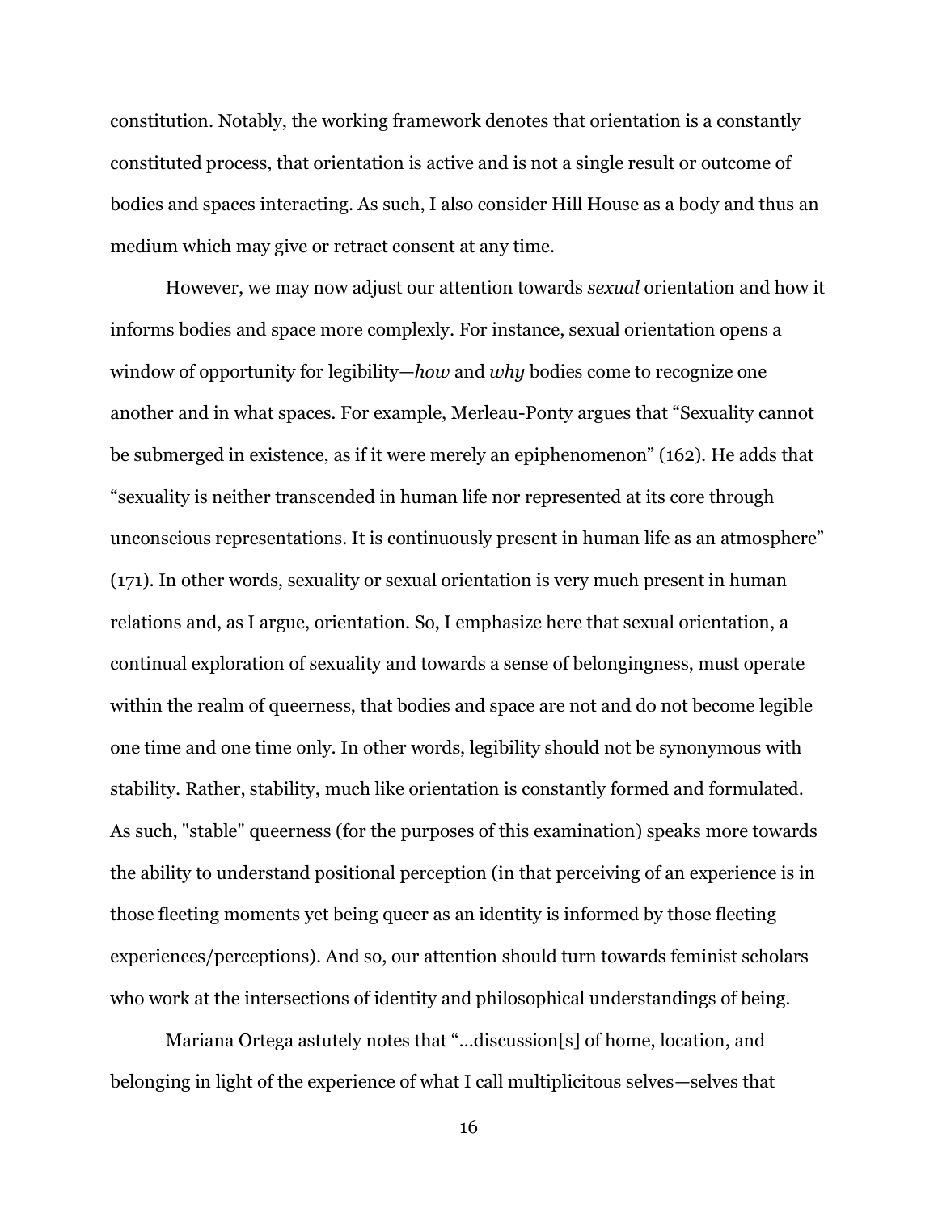constitution. Notably, the working framework denotes that orientation is a constantly constituted process, that orientation is active and is not a single result or outcome of bodies and spaces interacting. As such, I also consider Hill House as a body and thus an medium which may give or retract consent at any time.

However, we may now adjust our attention towards *sexual* orientation and how it informs bodies and space more complexly. For instance, sexual orientation opens a window of opportunity for legibility—*how* and *why* bodies come to recognize one another and in what spaces. For example, Merleau-Ponty argues that "Sexuality cannot be submerged in existence, as if it were merely an epiphenomenon" (162). He adds that "sexuality is neither transcended in human life nor represented at its core through unconscious representations. It is continuously present in human life as an atmosphere" (171). In other words, sexuality or sexual orientation is very much present in human relations and, as I argue, orientation. So, I emphasize here that sexual orientation, a continual exploration of sexuality and towards a sense of belongingness, must operate within the realm of queerness, that bodies and space are not and do not become legible one time and one time only. In other words, legibility should not be synonymous with stability. Rather, stability, much like orientation is constantly formed and formulated. As such, "stable" queerness (for the purposes of this examination) speaks more towards the ability to understand positional perception (in that perceiving of an experience is in those fleeting moments yet being queer as an identity is informed by those fleeting experiences/perceptions). And so, our attention should turn towards feminist scholars who work at the intersections of identity and philosophical understandings of being.

Mariana Ortega astutely notes that "…discussion[s] of home, location, and belonging in light of the experience of what I call multiplicitous selves—selves that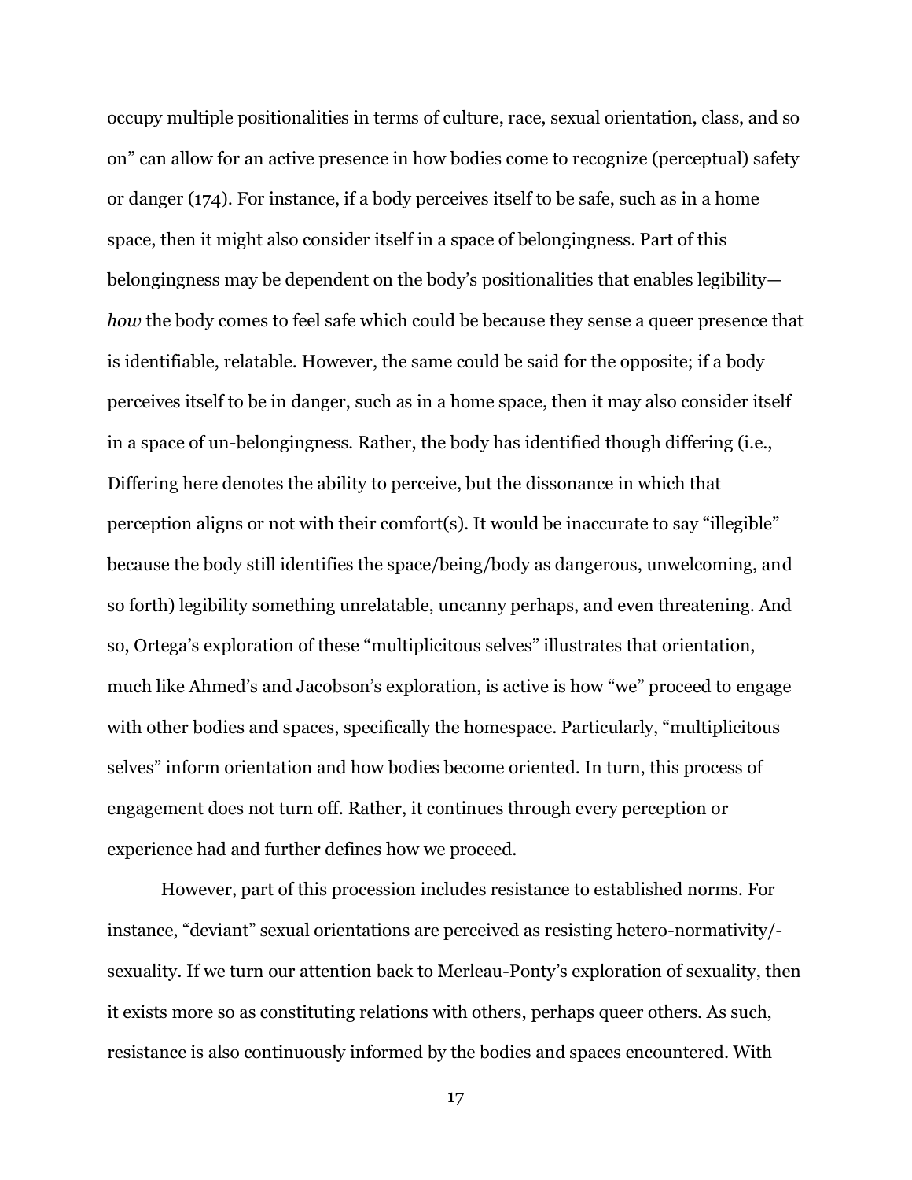occupy multiple positionalities in terms of culture, race, sexual orientation, class, and so on" can allow for an active presence in how bodies come to recognize (perceptual) safety or danger (174). For instance, if a body perceives itself to be safe, such as in a home space, then it might also consider itself in a space of belongingness. Part of this belongingness may be dependent on the body's positionalities that enables legibility—*how* the body comes to feel safe which could be because they sense a queer presence that is identifiable, relatable. However, the same could be said for the opposite; if a body perceives itself to be in danger, such as in a home space, then it may also consider itself in a space of un-belongingness. Rather, the body has identified though differing (i.e., Differing here denotes the ability to perceive, but the dissonance in which that perception aligns or not with their comfort(s). It would be inaccurate to say "illegible" because the body still identifies the space/being/body as dangerous, unwelcoming, and so forth) legibility something unrelatable, uncanny perhaps, and even threatening. And so, Ortega's exploration of these "multiplicitous selves" illustrates that orientation, much like Ahmed's and Jacobson's exploration, is active is how "we" proceed to engage with other bodies and spaces, specifically the homespace. Particularly, "multiplicitous selves" inform orientation and how bodies become oriented. In turn, this process of engagement does not turn off. Rather, it continues through every perception or experience had and further defines how we proceed.

However, part of this procession includes resistance to established norms. For instance, "deviant" sexual orientations are perceived as resisting hetero-normativity/-sexuality. If we turn our attention back to Merleau-Ponty's exploration of sexuality, then it exists more so as constituting relations with others, perhaps queer others. As such, resistance is also continuously informed by the bodies and spaces encountered. With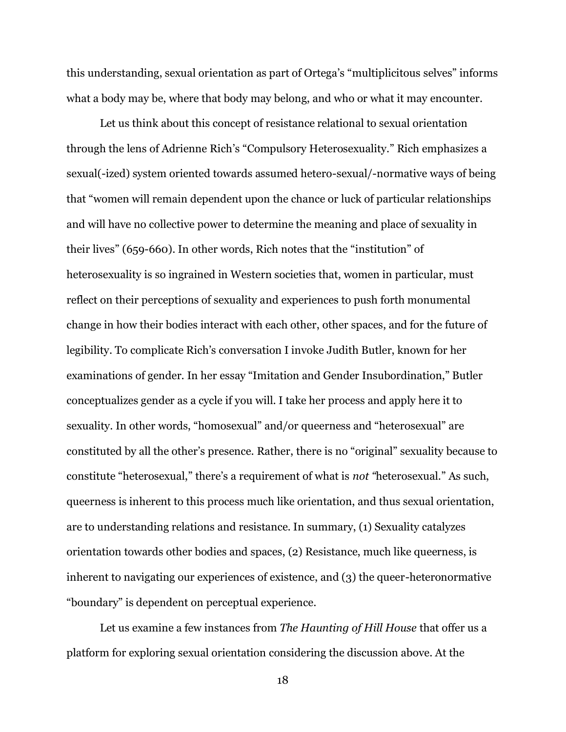this understanding, sexual orientation as part of Ortega's "multiplicitous selves" informs what a body may be, where that body may belong, and who or what it may encounter.

Let us think about this concept of resistance relational to sexual orientation through the lens of Adrienne Rich's "Compulsory Heterosexuality." Rich emphasizes a sexual(-ized) system oriented towards assumed hetero-sexual/-normative ways of being that "women will remain dependent upon the chance or luck of particular relationships and will have no collective power to determine the meaning and place of sexuality in their lives" (659-660). In other words, Rich notes that the "institution" of heterosexuality is so ingrained in Western societies that, women in particular, must reflect on their perceptions of sexuality and experiences to push forth monumental change in how their bodies interact with each other, other spaces, and for the future of legibility. To complicate Rich's conversation I invoke Judith Butler, known for her examinations of gender. In her essay "Imitation and Gender Insubordination," Butler conceptualizes gender as a cycle if you will. I take her process and apply here it to sexuality. In other words, "homosexual" and/or queerness and "heterosexual" are constituted by all the other's presence. Rather, there is no "original" sexuality because to constitute "heterosexual," there's a requirement of what is *not* "heterosexual." As such, queerness is inherent to this process much like orientation, and thus sexual orientation, are to understanding relations and resistance. In summary, (1) Sexuality catalyzes orientation towards other bodies and spaces, (2) Resistance, much like queerness, is inherent to navigating our experiences of existence, and (3) the queer-heteronormative "boundary" is dependent on perceptual experience.

Let us examine a few instances from *The Haunting of Hill House* that offer us a platform for exploring sexual orientation considering the discussion above. At the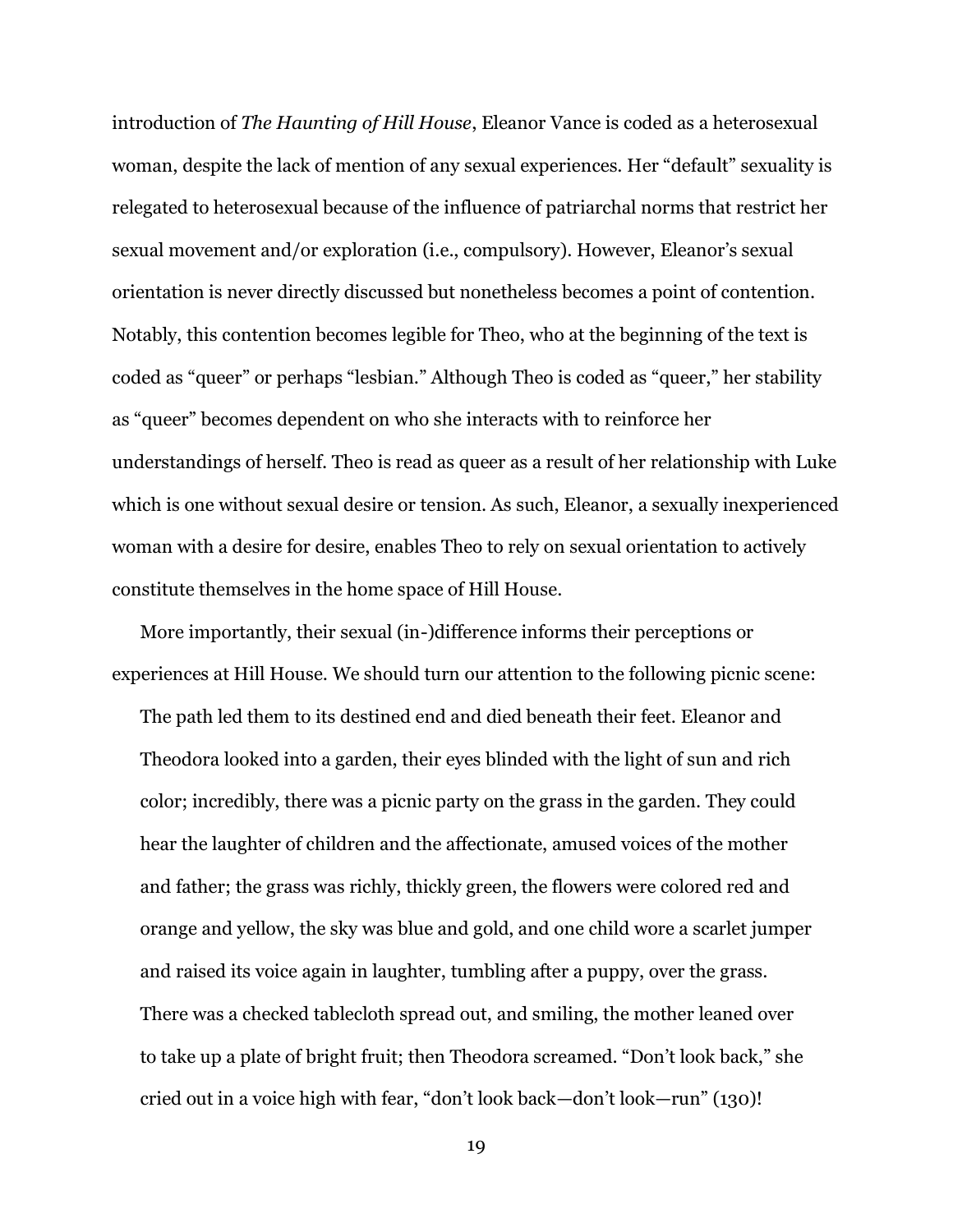introduction of *The Haunting of Hill House*, Eleanor Vance is coded as a heterosexual woman, despite the lack of mention of any sexual experiences. Her "default" sexuality is relegated to heterosexual because of the influence of patriarchal norms that restrict her sexual movement and/or exploration (i.e., compulsory). However, Eleanor's sexual orientation is never directly discussed but nonetheless becomes a point of contention. Notably, this contention becomes legible for Theo, who at the beginning of the text is coded as "queer" or perhaps "lesbian." Although Theo is coded as "queer," her stability as "queer" becomes dependent on who she interacts with to reinforce her understandings of herself. Theo is read as queer as a result of her relationship with Luke which is one without sexual desire or tension. As such, Eleanor, a sexually inexperienced woman with a desire for desire, enables Theo to rely on sexual orientation to actively constitute themselves in the home space of Hill House.

More importantly, their sexual (in-)difference informs their perceptions or experiences at Hill House. We should turn our attention to the following picnic scene:

> The path led them to its destined end and died beneath their feet. Eleanor and Theodora looked into a garden, their eyes blinded with the light of sun and rich color; incredibly, there was a picnic party on the grass in the garden. They could hear the laughter of children and the affectionate, amused voices of the mother and father; the grass was richly, thickly green, the flowers were colored red and orange and yellow, the sky was blue and gold, and one child wore a scarlet jumper and raised its voice again in laughter, tumbling after a puppy, over the grass. There was a checked tablecloth spread out, and smiling, the mother leaned over to take up a plate of bright fruit; then Theodora screamed. "Don't look back," she cried out in a voice high with fear, "don't look back—don't look—run" (130)!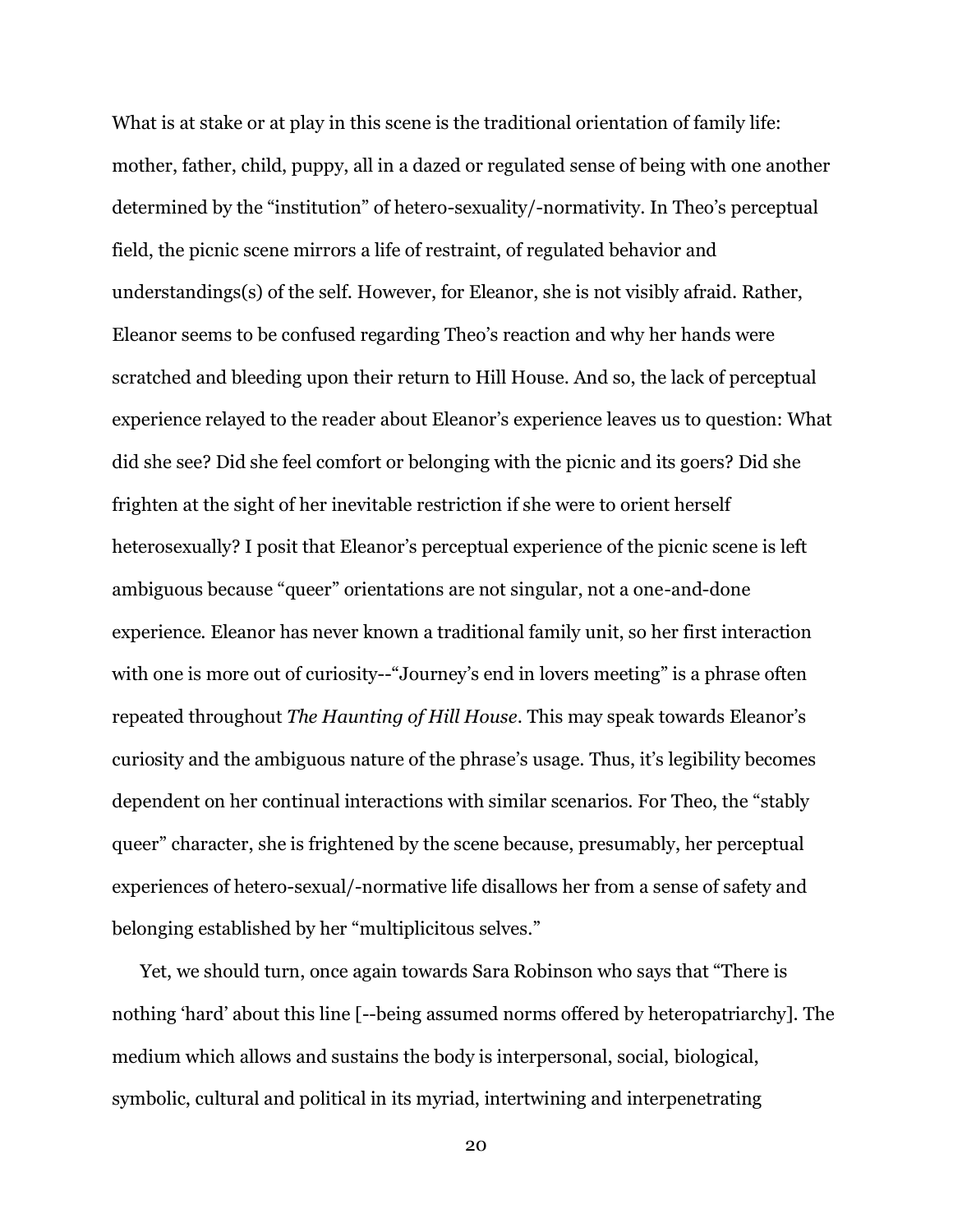What is at stake or at play in this scene is the traditional orientation of family life: mother, father, child, puppy, all in a dazed or regulated sense of being with one another determined by the "institution" of hetero-sexuality/-normativity. In Theo's perceptual field, the picnic scene mirrors a life of restraint, of regulated behavior and understandings(s) of the self. However, for Eleanor, she is not visibly afraid. Rather, Eleanor seems to be confused regarding Theo's reaction and why her hands were scratched and bleeding upon their return to Hill House. And so, the lack of perceptual experience relayed to the reader about Eleanor's experience leaves us to question: What did she see? Did she feel comfort or belonging with the picnic and its goers? Did she frighten at the sight of her inevitable restriction if she were to orient herself heterosexually? I posit that Eleanor's perceptual experience of the picnic scene is left ambiguous because "queer" orientations are not singular, not a one-and-done experience. Eleanor has never known a traditional family unit, so her first interaction with one is more out of curiosity--"Journey's end in lovers meeting" is a phrase often repeated throughout *The Haunting of Hill House*. This may speak towards Eleanor's curiosity and the ambiguous nature of the phrase's usage. Thus, it's legibility becomes dependent on her continual interactions with similar scenarios. For Theo, the "stably queer" character, she is frightened by the scene because, presumably, her perceptual experiences of hetero-sexual/-normative life disallows her from a sense of safety and belonging established by her "multiplicitous selves."

Yet, we should turn, once again towards Sara Robinson who says that "There is nothing 'hard' about this line [--being assumed norms offered by heteropatriarchy]. The medium which allows and sustains the body is interpersonal, social, biological, symbolic, cultural and political in its myriad, intertwining and interpenetrating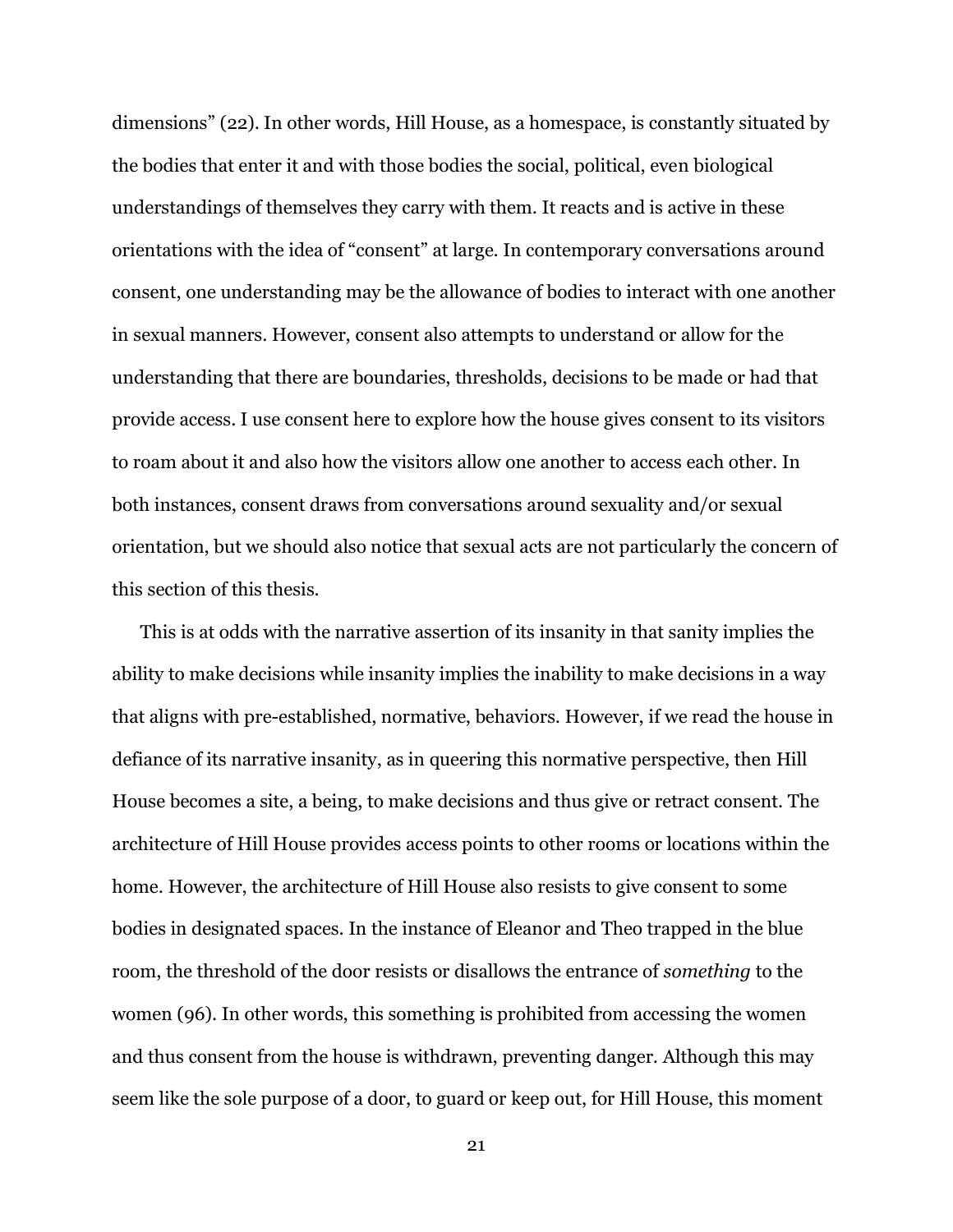dimensions" (22). In other words, Hill House, as a homespace, is constantly situated by the bodies that enter it and with those bodies the social, political, even biological understandings of themselves they carry with them. It reacts and is active in these orientations with the idea of "consent" at large. In contemporary conversations around consent, one understanding may be the allowance of bodies to interact with one another in sexual manners. However, consent also attempts to understand or allow for the understanding that there are boundaries, thresholds, decisions to be made or had that provide access. I use consent here to explore how the house gives consent to its visitors to roam about it and also how the visitors allow one another to access each other. In both instances, consent draws from conversations around sexuality and/or sexual orientation, but we should also notice that sexual acts are not particularly the concern of this section of this thesis.

This is at odds with the narrative assertion of its insanity in that sanity implies the ability to make decisions while insanity implies the inability to make decisions in a way that aligns with pre-established, normative, behaviors. However, if we read the house in defiance of its narrative insanity, as in queering this normative perspective, then Hill House becomes a site, a being, to make decisions and thus give or retract consent. The architecture of Hill House provides access points to other rooms or locations within the home. However, the architecture of Hill House also resists to give consent to some bodies in designated spaces. In the instance of Eleanor and Theo trapped in the blue room, the threshold of the door resists or disallows the entrance of *something* to the women (96). In other words, this something is prohibited from accessing the women and thus consent from the house is withdrawn, preventing danger. Although this may seem like the sole purpose of a door, to guard or keep out, for Hill House, this moment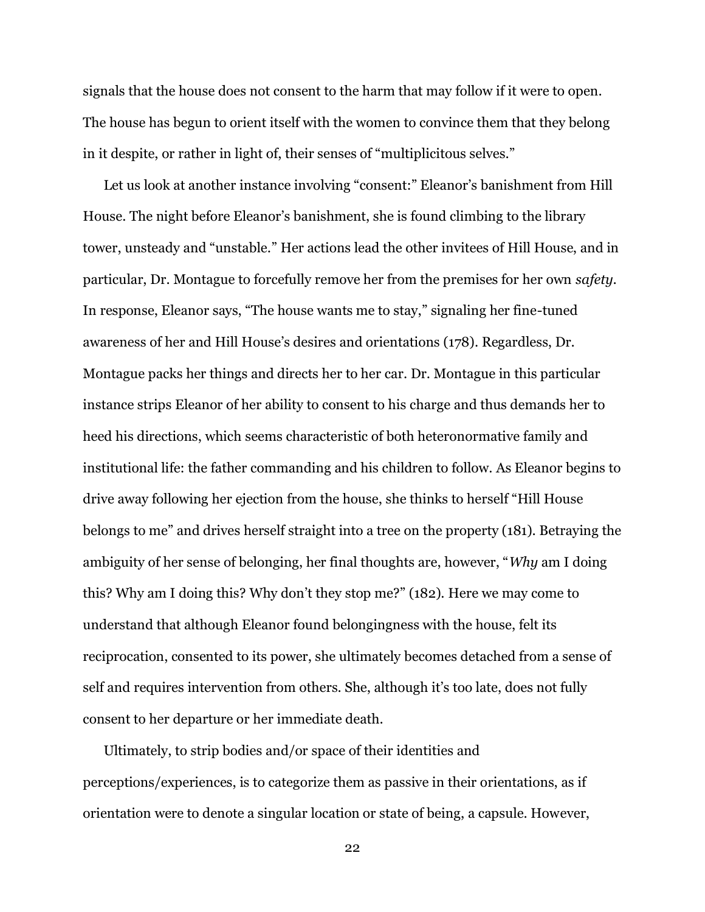signals that the house does not consent to the harm that may follow if it were to open. The house has begun to orient itself with the women to convince them that they belong in it despite, or rather in light of, their senses of "multiplicitous selves."

Let us look at another instance involving "consent:" Eleanor's banishment from Hill House. The night before Eleanor's banishment, she is found climbing to the library tower, unsteady and "unstable." Her actions lead the other invitees of Hill House, and in particular, Dr. Montague to forcefully remove her from the premises for her own *safety*. In response, Eleanor says, "The house wants me to stay," signaling her fine-tuned awareness of her and Hill House's desires and orientations (178). Regardless, Dr. Montague packs her things and directs her to her car. Dr. Montague in this particular instance strips Eleanor of her ability to consent to his charge and thus demands her to heed his directions, which seems characteristic of both heteronormative family and institutional life: the father commanding and his children to follow. As Eleanor begins to drive away following her ejection from the house, she thinks to herself "Hill House belongs to me" and drives herself straight into a tree on the property (181). Betraying the ambiguity of her sense of belonging, her final thoughts are, however, "*Why* am I doing this? Why am I doing this? Why don't they stop me?" (182). Here we may come to understand that although Eleanor found belongingness with the house, felt its reciprocation, consented to its power, she ultimately becomes detached from a sense of self and requires intervention from others. She, although it's too late, does not fully consent to her departure or her immediate death.

Ultimately, to strip bodies and/or space of their identities and perceptions/experiences, is to categorize them as passive in their orientations, as if orientation were to denote a singular location or state of being, a capsule. However,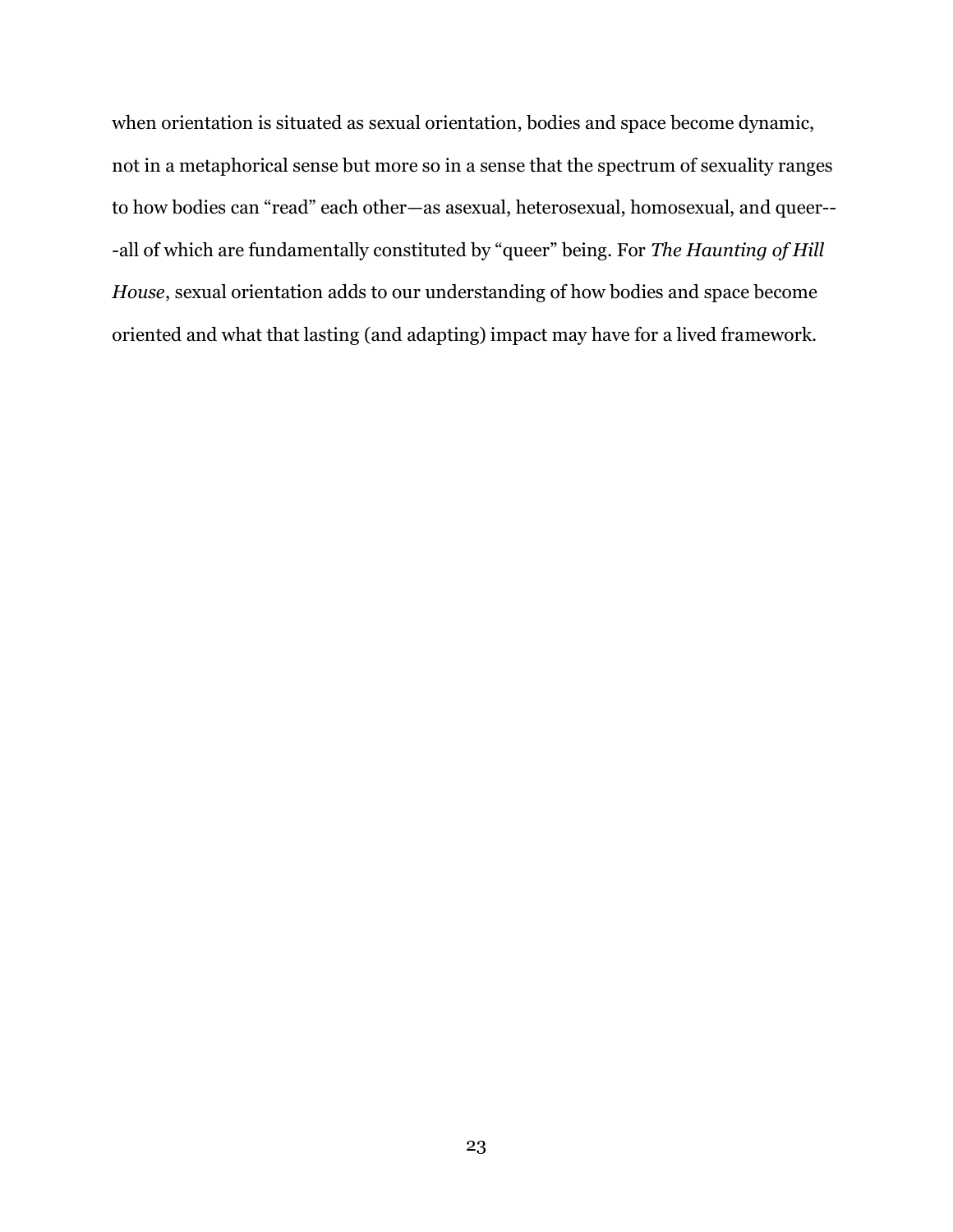when orientation is situated as sexual orientation, bodies and space become dynamic, not in a metaphorical sense but more so in a sense that the spectrum of sexuality ranges to how bodies can "read" each other—as asexual, heterosexual, homosexual, and queer---all of which are fundamentally constituted by "queer" being. For *The Haunting of Hill House*, sexual orientation adds to our understanding of how bodies and space become oriented and what that lasting (and adapting) impact may have for a lived framework.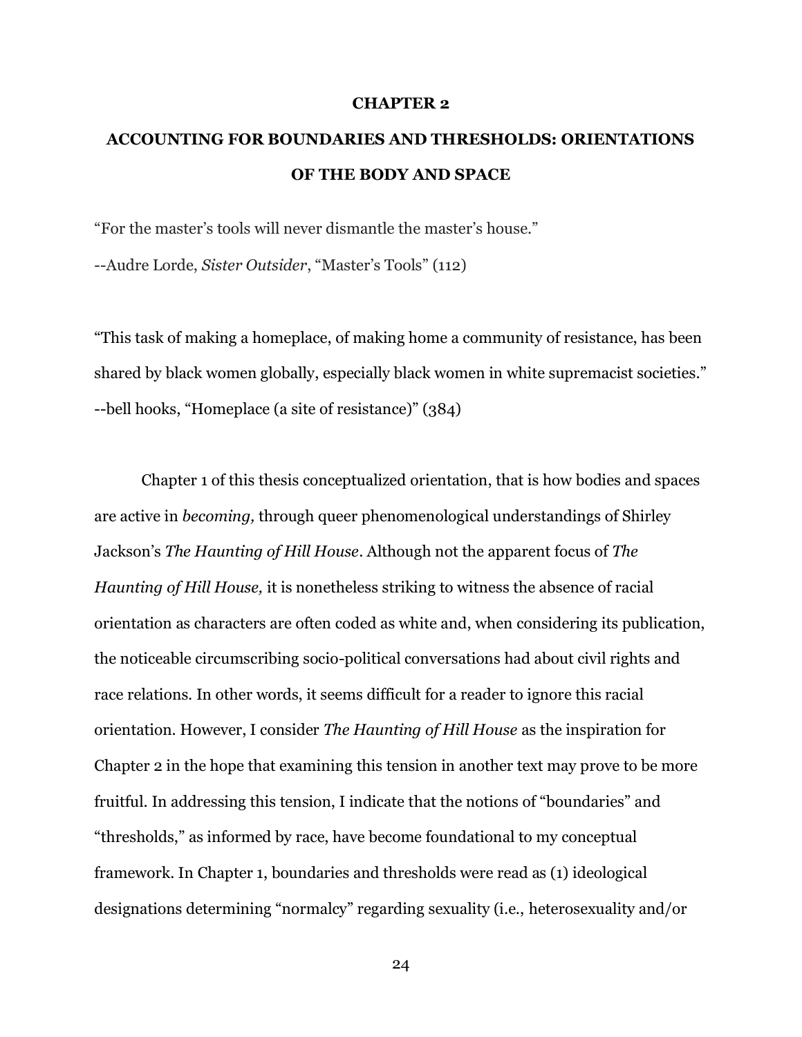# CHAPTER 2

# ACCOUNTING FOR BOUNDARIES AND THRESHOLDS: ORIENTATIONS OF THE BODY AND SPACE

"For the master's tools will never dismantle the master's house."
--Audre Lorde, *Sister Outsider*, "Master's Tools" (112)

"This task of making a homeplace, of making home a community of resistance, has been shared by black women globally, especially black women in white supremacist societies."
--bell hooks, "Homeplace (a site of resistance)" (384)

Chapter 1 of this thesis conceptualized orientation, that is how bodies and spaces are active in *becoming,* through queer phenomenological understandings of Shirley Jackson's *The Haunting of Hill House*. Although not the apparent focus of *The Haunting of Hill House,* it is nonetheless striking to witness the absence of racial orientation as characters are often coded as white and, when considering its publication, the noticeable circumscribing socio-political conversations had about civil rights and race relations. In other words, it seems difficult for a reader to ignore this racial orientation. However, I consider *The Haunting of Hill House* as the inspiration for Chapter 2 in the hope that examining this tension in another text may prove to be more fruitful. In addressing this tension, I indicate that the notions of "boundaries" and "thresholds," as informed by race, have become foundational to my conceptual framework. In Chapter 1, boundaries and thresholds were read as (1) ideological designations determining "normalcy" regarding sexuality (i.e., heterosexuality and/or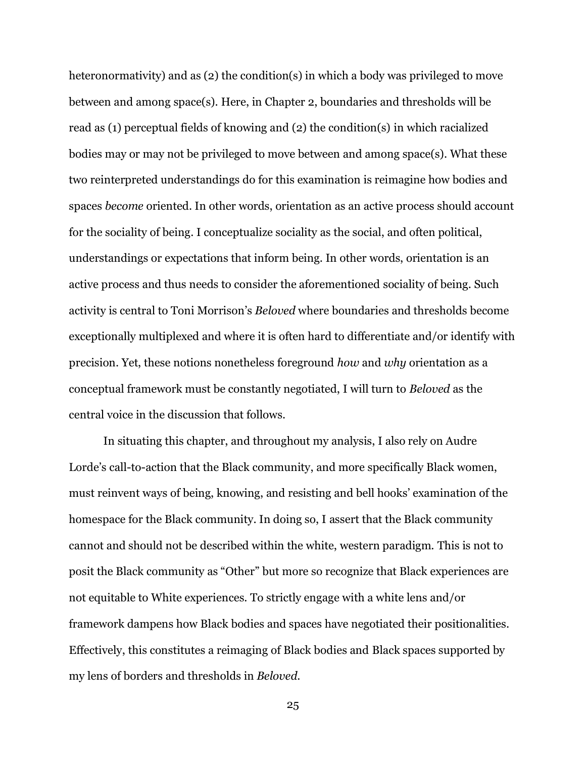heteronormativity) and as (2) the condition(s) in which a body was privileged to move between and among space(s). Here, in Chapter 2, boundaries and thresholds will be read as (1) perceptual fields of knowing and (2) the condition(s) in which racialized bodies may or may not be privileged to move between and among space(s). What these two reinterpreted understandings do for this examination is reimagine how bodies and spaces *become* oriented. In other words, orientation as an active process should account for the sociality of being. I conceptualize sociality as the social, and often political, understandings or expectations that inform being. In other words, orientation is an active process and thus needs to consider the aforementioned sociality of being. Such activity is central to Toni Morrison's *Beloved* where boundaries and thresholds become exceptionally multiplexed and where it is often hard to differentiate and/or identify with precision. Yet, these notions nonetheless foreground *how* and *why* orientation as a conceptual framework must be constantly negotiated, I will turn to *Beloved* as the central voice in the discussion that follows.

In situating this chapter, and throughout my analysis, I also rely on Audre Lorde's call-to-action that the Black community, and more specifically Black women, must reinvent ways of being, knowing, and resisting and bell hooks' examination of the homespace for the Black community. In doing so, I assert that the Black community cannot and should not be described within the white, western paradigm. This is not to posit the Black community as "Other" but more so recognize that Black experiences are not equitable to White experiences. To strictly engage with a white lens and/or framework dampens how Black bodies and spaces have negotiated their positionalities. Effectively, this constitutes a reimaging of Black bodies and Black spaces supported by my lens of borders and thresholds in *Beloved*.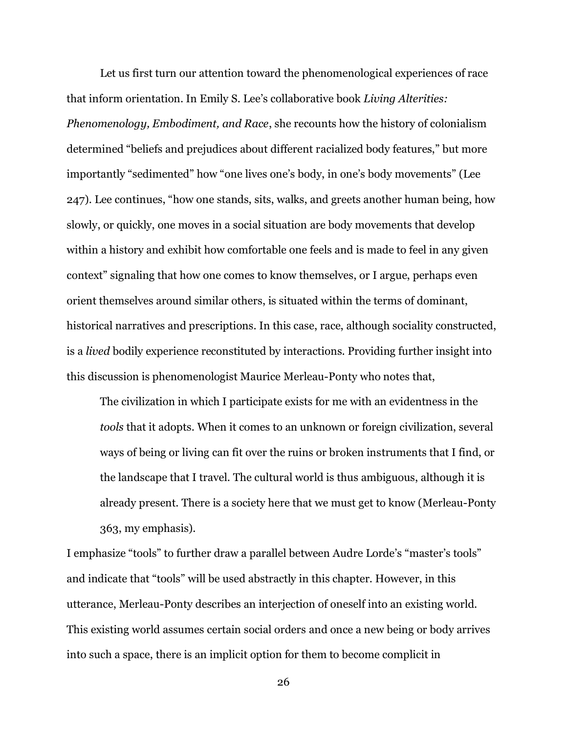Let us first turn our attention toward the phenomenological experiences of race that inform orientation. In Emily S. Lee's collaborative book *Living Alterities: Phenomenology, Embodiment, and Race*, she recounts how the history of colonialism determined "beliefs and prejudices about different racialized body features," but more importantly "sedimented" how "one lives one's body, in one's body movements" (Lee 247). Lee continues, "how one stands, sits, walks, and greets another human being, how slowly, or quickly, one moves in a social situation are body movements that develop within a history and exhibit how comfortable one feels and is made to feel in any given context" signaling that how one comes to know themselves, or I argue, perhaps even orient themselves around similar others, is situated within the terms of dominant, historical narratives and prescriptions. In this case, race, although sociality constructed, is a *lived* bodily experience reconstituted by interactions. Providing further insight into this discussion is phenomenologist Maurice Merleau-Ponty who notes that,

> The civilization in which I participate exists for me with an evidentness in the *tools* that it adopts. When it comes to an unknown or foreign civilization, several ways of being or living can fit over the ruins or broken instruments that I find, or the landscape that I travel. The cultural world is thus ambiguous, although it is already present. There is a society here that we must get to know (Merleau-Ponty 363, my emphasis).

I emphasize "tools" to further draw a parallel between Audre Lorde's "master's tools" and indicate that "tools" will be used abstractly in this chapter. However, in this utterance, Merleau-Ponty describes an interjection of oneself into an existing world. This existing world assumes certain social orders and once a new being or body arrives into such a space, there is an implicit option for them to become complicit in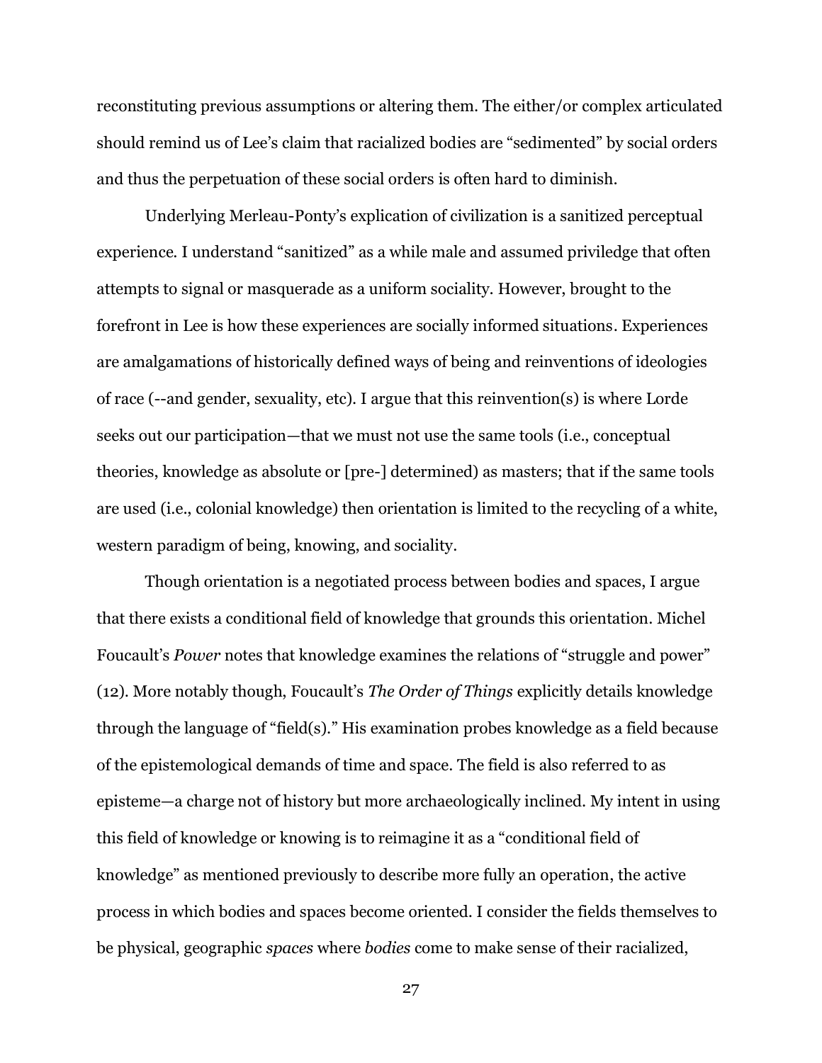reconstituting previous assumptions or altering them. The either/or complex articulated should remind us of Lee's claim that racialized bodies are "sedimented" by social orders and thus the perpetuation of these social orders is often hard to diminish.

Underlying Merleau-Ponty's explication of civilization is a sanitized perceptual experience. I understand "sanitized" as a while male and assumed priviledge that often attempts to signal or masquerade as a uniform sociality. However, brought to the forefront in Lee is how these experiences are socially informed situations. Experiences are amalgamations of historically defined ways of being and reinventions of ideologies of race (--and gender, sexuality, etc). I argue that this reinvention(s) is where Lorde seeks out our participation—that we must not use the same tools (i.e., conceptual theories, knowledge as absolute or [pre-] determined) as masters; that if the same tools are used (i.e., colonial knowledge) then orientation is limited to the recycling of a white, western paradigm of being, knowing, and sociality.

Though orientation is a negotiated process between bodies and spaces, I argue that there exists a conditional field of knowledge that grounds this orientation. Michel Foucault's *Power* notes that knowledge examines the relations of "struggle and power" (12). More notably though, Foucault's *The Order of Things* explicitly details knowledge through the language of "field(s)." His examination probes knowledge as a field because of the epistemological demands of time and space. The field is also referred to as episteme—a charge not of history but more archaeologically inclined. My intent in using this field of knowledge or knowing is to reimagine it as a "conditional field of knowledge" as mentioned previously to describe more fully an operation, the active process in which bodies and spaces become oriented. I consider the fields themselves to be physical, geographic *spaces* where *bodies* come to make sense of their racialized,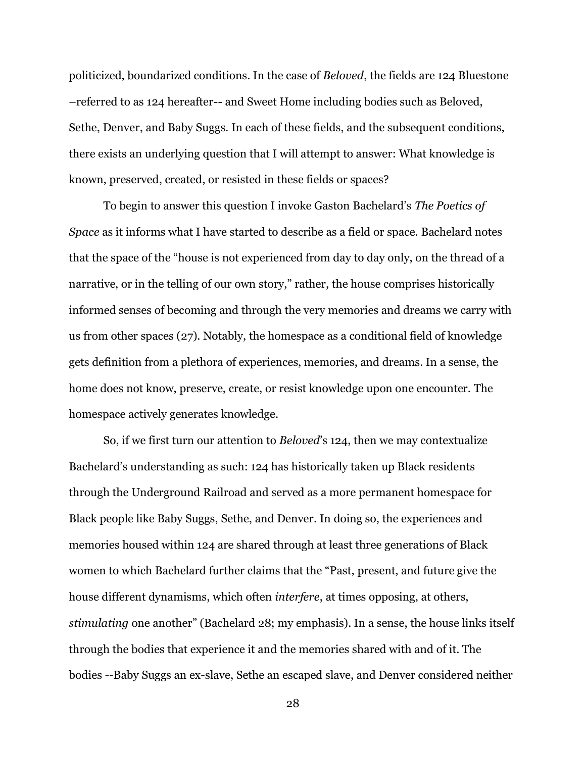politicized, boundarized conditions. In the case of *Beloved*, the fields are 124 Bluestone –referred to as 124 hereafter-- and Sweet Home including bodies such as Beloved, Sethe, Denver, and Baby Suggs. In each of these fields, and the subsequent conditions, there exists an underlying question that I will attempt to answer: What knowledge is known, preserved, created, or resisted in these fields or spaces?

To begin to answer this question I invoke Gaston Bachelard's *The Poetics of Space* as it informs what I have started to describe as a field or space. Bachelard notes that the space of the "house is not experienced from day to day only, on the thread of a narrative, or in the telling of our own story," rather, the house comprises historically informed senses of becoming and through the very memories and dreams we carry with us from other spaces (27). Notably, the homespace as a conditional field of knowledge gets definition from a plethora of experiences, memories, and dreams. In a sense, the home does not know, preserve, create, or resist knowledge upon one encounter. The homespace actively generates knowledge.

So, if we first turn our attention to *Beloved*'s 124, then we may contextualize Bachelard's understanding as such: 124 has historically taken up Black residents through the Underground Railroad and served as a more permanent homespace for Black people like Baby Suggs, Sethe, and Denver. In doing so, the experiences and memories housed within 124 are shared through at least three generations of Black women to which Bachelard further claims that the "Past, present, and future give the house different dynamisms, which often *interfere*, at times opposing, at others, *stimulating* one another" (Bachelard 28; my emphasis). In a sense, the house links itself through the bodies that experience it and the memories shared with and of it. The bodies --Baby Suggs an ex-slave, Sethe an escaped slave, and Denver considered neither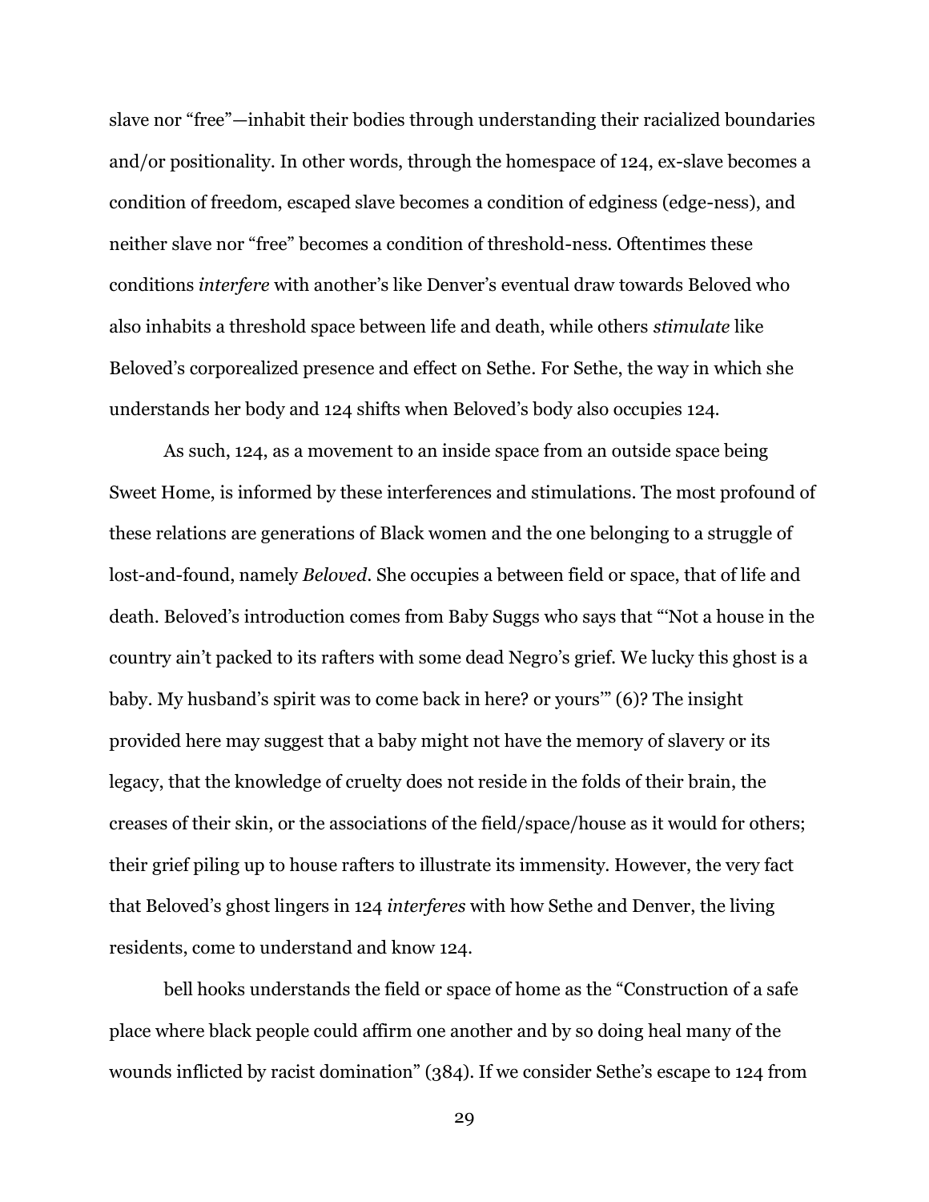slave nor "free"—inhabit their bodies through understanding their racialized boundaries and/or positionality. In other words, through the homespace of 124, ex-slave becomes a condition of freedom, escaped slave becomes a condition of edginess (edge-ness), and neither slave nor "free" becomes a condition of threshold-ness. Oftentimes these conditions *interfere* with another's like Denver's eventual draw towards Beloved who also inhabits a threshold space between life and death, while others *stimulate* like Beloved's corporealized presence and effect on Sethe. For Sethe, the way in which she understands her body and 124 shifts when Beloved's body also occupies 124.

As such, 124, as a movement to an inside space from an outside space being Sweet Home, is informed by these interferences and stimulations. The most profound of these relations are generations of Black women and the one belonging to a struggle of lost-and-found, namely *Beloved*. She occupies a between field or space, that of life and death. Beloved's introduction comes from Baby Suggs who says that "'Not a house in the country ain't packed to its rafters with some dead Negro's grief. We lucky this ghost is a baby. My husband's spirit was to come back in here? or yours'" (6)? The insight provided here may suggest that a baby might not have the memory of slavery or its legacy, that the knowledge of cruelty does not reside in the folds of their brain, the creases of their skin, or the associations of the field/space/house as it would for others; their grief piling up to house rafters to illustrate its immensity. However, the very fact that Beloved's ghost lingers in 124 *interferes* with how Sethe and Denver, the living residents, come to understand and know 124.

bell hooks understands the field or space of home as the "Construction of a safe place where black people could affirm one another and by so doing heal many of the wounds inflicted by racist domination" (384). If we consider Sethe's escape to 124 from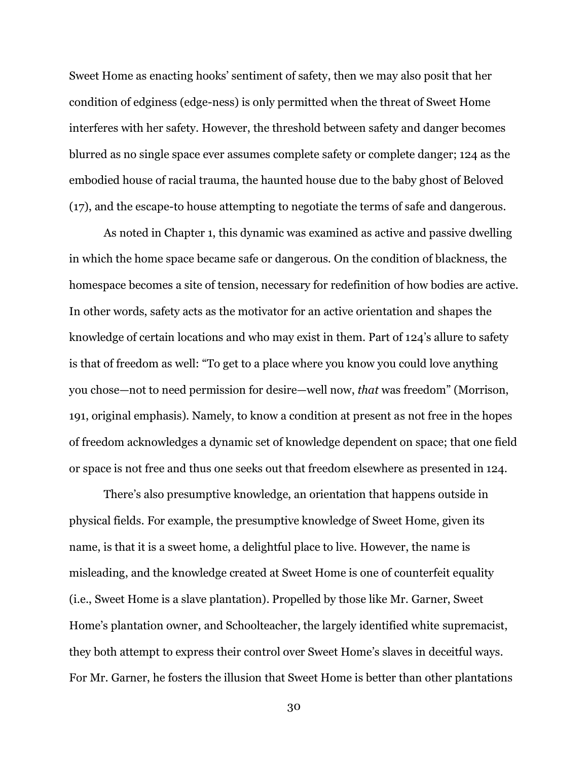Sweet Home as enacting hooks' sentiment of safety, then we may also posit that her condition of edginess (edge-ness) is only permitted when the threat of Sweet Home interferes with her safety. However, the threshold between safety and danger becomes blurred as no single space ever assumes complete safety or complete danger; 124 as the embodied house of racial trauma, the haunted house due to the baby ghost of Beloved (17), and the escape-to house attempting to negotiate the terms of safe and dangerous.

As noted in Chapter 1, this dynamic was examined as active and passive dwelling in which the home space became safe or dangerous. On the condition of blackness, the homespace becomes a site of tension, necessary for redefinition of how bodies are active. In other words, safety acts as the motivator for an active orientation and shapes the knowledge of certain locations and who may exist in them. Part of 124's allure to safety is that of freedom as well: "To get to a place where you know you could love anything you chose—not to need permission for desire—well now, *that* was freedom" (Morrison, 191, original emphasis). Namely, to know a condition at present as not free in the hopes of freedom acknowledges a dynamic set of knowledge dependent on space; that one field or space is not free and thus one seeks out that freedom elsewhere as presented in 124.

There's also presumptive knowledge, an orientation that happens outside in physical fields. For example, the presumptive knowledge of Sweet Home, given its name, is that it is a sweet home, a delightful place to live. However, the name is misleading, and the knowledge created at Sweet Home is one of counterfeit equality (i.e., Sweet Home is a slave plantation). Propelled by those like Mr. Garner, Sweet Home's plantation owner, and Schoolteacher, the largely identified white supremacist, they both attempt to express their control over Sweet Home's slaves in deceitful ways. For Mr. Garner, he fosters the illusion that Sweet Home is better than other plantations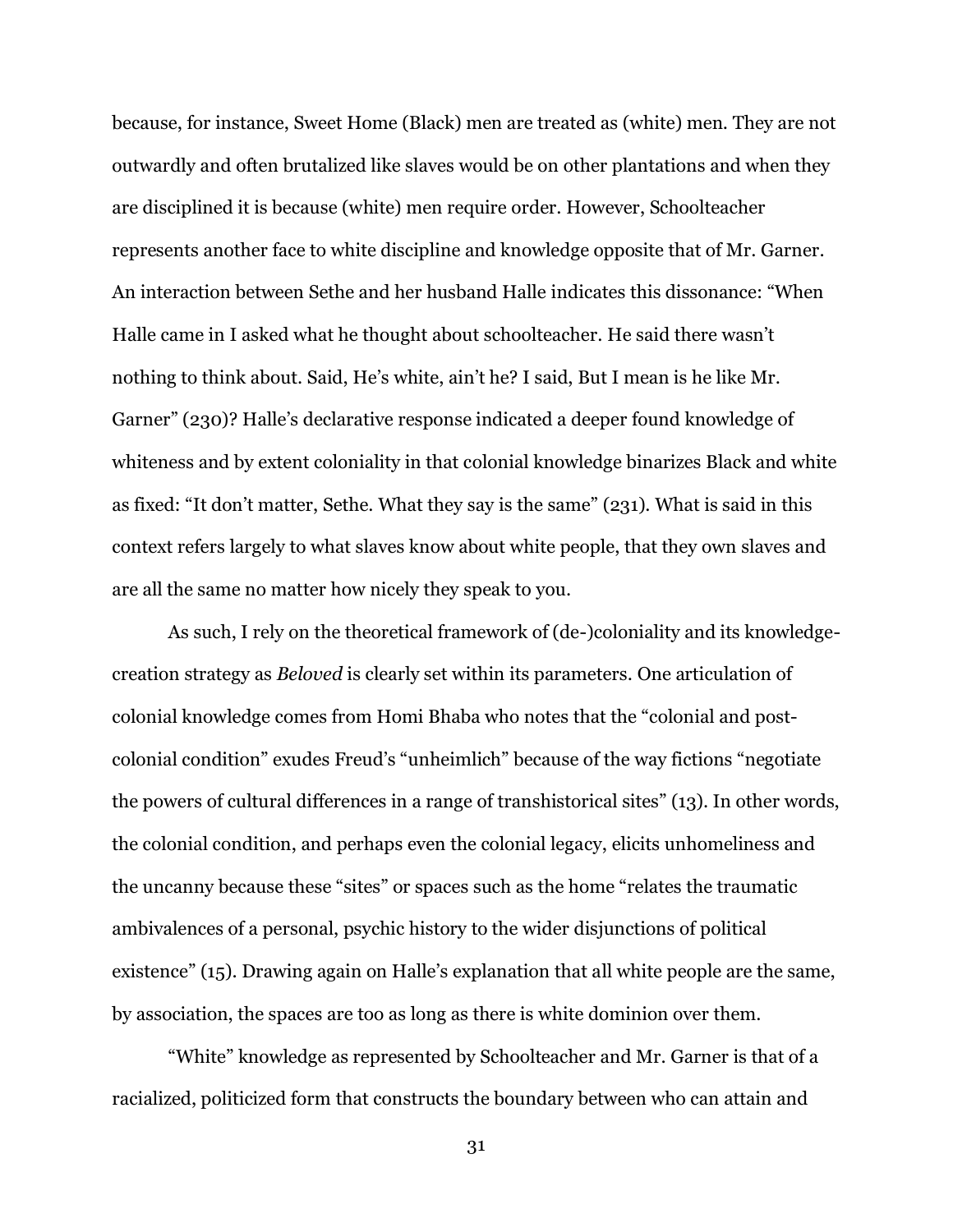because, for instance, Sweet Home (Black) men are treated as (white) men. They are not outwardly and often brutalized like slaves would be on other plantations and when they are disciplined it is because (white) men require order. However, Schoolteacher represents another face to white discipline and knowledge opposite that of Mr. Garner. An interaction between Sethe and her husband Halle indicates this dissonance: "When Halle came in I asked what he thought about schoolteacher. He said there wasn't nothing to think about. Said, He's white, ain't he? I said, But I mean is he like Mr. Garner" (230)? Halle's declarative response indicated a deeper found knowledge of whiteness and by extent coloniality in that colonial knowledge binarizes Black and white as fixed: "It don't matter, Sethe. What they say is the same" (231). What is said in this context refers largely to what slaves know about white people, that they own slaves and are all the same no matter how nicely they speak to you.

As such, I rely on the theoretical framework of (de-)coloniality and its knowledge-creation strategy as *Beloved* is clearly set within its parameters. One articulation of colonial knowledge comes from Homi Bhaba who notes that the "colonial and post-colonial condition" exudes Freud's "unheimlich" because of the way fictions "negotiate the powers of cultural differences in a range of transhistorical sites" (13). In other words, the colonial condition, and perhaps even the colonial legacy, elicits unhomeliness and the uncanny because these "sites" or spaces such as the home "relates the traumatic ambivalences of a personal, psychic history to the wider disjunctions of political existence" (15). Drawing again on Halle's explanation that all white people are the same, by association, the spaces are too as long as there is white dominion over them.

"White" knowledge as represented by Schoolteacher and Mr. Garner is that of a racialized, politicized form that constructs the boundary between who can attain and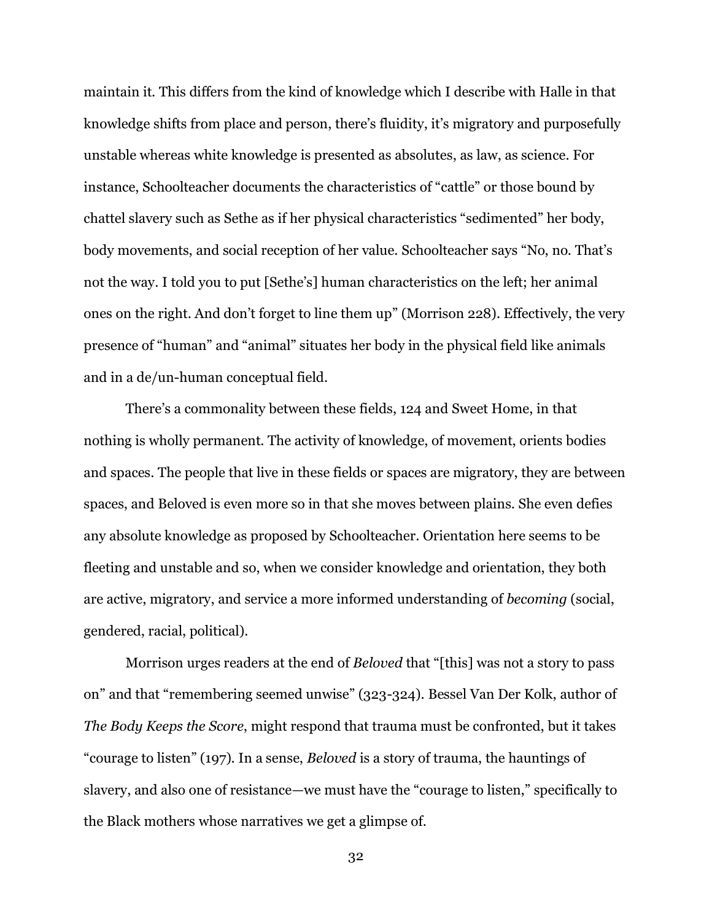maintain it. This differs from the kind of knowledge which I describe with Halle in that knowledge shifts from place and person, there's fluidity, it's migratory and purposefully unstable whereas white knowledge is presented as absolutes, as law, as science. For instance, Schoolteacher documents the characteristics of "cattle" or those bound by chattel slavery such as Sethe as if her physical characteristics "sedimented" her body, body movements, and social reception of her value. Schoolteacher says "No, no. That's not the way. I told you to put [Sethe's] human characteristics on the left; her animal ones on the right. And don't forget to line them up" (Morrison 228). Effectively, the very presence of "human" and "animal" situates her body in the physical field like animals and in a de/un-human conceptual field.

There's a commonality between these fields, 124 and Sweet Home, in that nothing is wholly permanent. The activity of knowledge, of movement, orients bodies and spaces. The people that live in these fields or spaces are migratory, they are between spaces, and Beloved is even more so in that she moves between plains. She even defies any absolute knowledge as proposed by Schoolteacher. Orientation here seems to be fleeting and unstable and so, when we consider knowledge and orientation, they both are active, migratory, and service a more informed understanding of *becoming* (social, gendered, racial, political).

Morrison urges readers at the end of *Beloved* that "[this] was not a story to pass on" and that "remembering seemed unwise" (323-324). Bessel Van Der Kolk, author of *The Body Keeps the Score*, might respond that trauma must be confronted, but it takes "courage to listen" (197). In a sense, *Beloved* is a story of trauma, the hauntings of slavery, and also one of resistance—we must have the "courage to listen," specifically to the Black mothers whose narratives we get a glimpse of.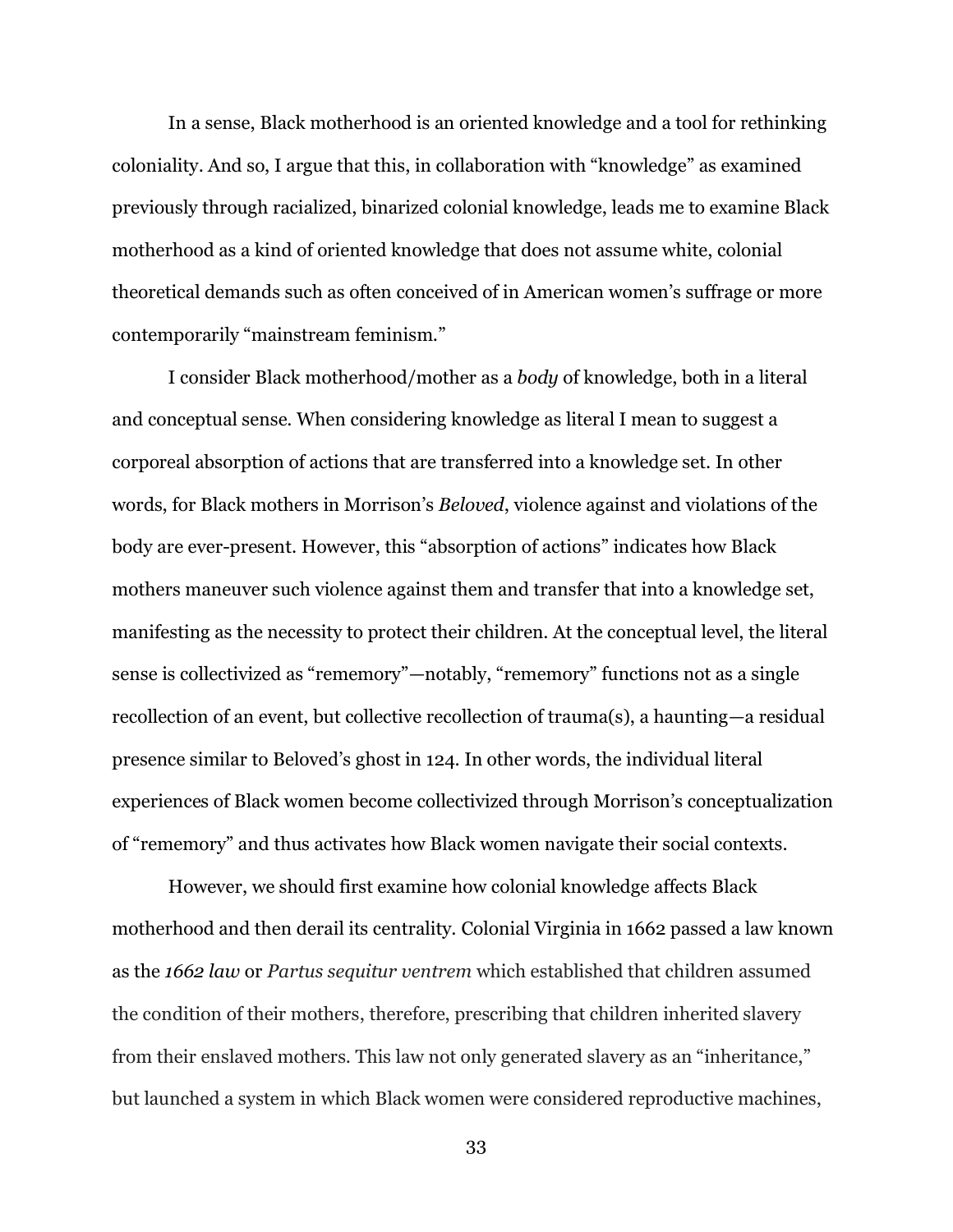In a sense, Black motherhood is an oriented knowledge and a tool for rethinking coloniality. And so, I argue that this, in collaboration with "knowledge" as examined previously through racialized, binarized colonial knowledge, leads me to examine Black motherhood as a kind of oriented knowledge that does not assume white, colonial theoretical demands such as often conceived of in American women's suffrage or more contemporarily "mainstream feminism."

I consider Black motherhood/mother as a *body* of knowledge, both in a literal and conceptual sense. When considering knowledge as literal I mean to suggest a corporeal absorption of actions that are transferred into a knowledge set. In other words, for Black mothers in Morrison's *Beloved*, violence against and violations of the body are ever-present. However, this "absorption of actions" indicates how Black mothers maneuver such violence against them and transfer that into a knowledge set, manifesting as the necessity to protect their children. At the conceptual level, the literal sense is collectivized as "rememory"—notably, "rememory" functions not as a single recollection of an event, but collective recollection of trauma(s), a haunting—a residual presence similar to Beloved's ghost in 124. In other words, the individual literal experiences of Black women become collectivized through Morrison's conceptualization of "rememory" and thus activates how Black women navigate their social contexts.

However, we should first examine how colonial knowledge affects Black motherhood and then derail its centrality. Colonial Virginia in 1662 passed a law known as the *1662 law* or *Partus sequitur ventrem* which established that children assumed the condition of their mothers, therefore, prescribing that children inherited slavery from their enslaved mothers. This law not only generated slavery as an "inheritance," but launched a system in which Black women were considered reproductive machines,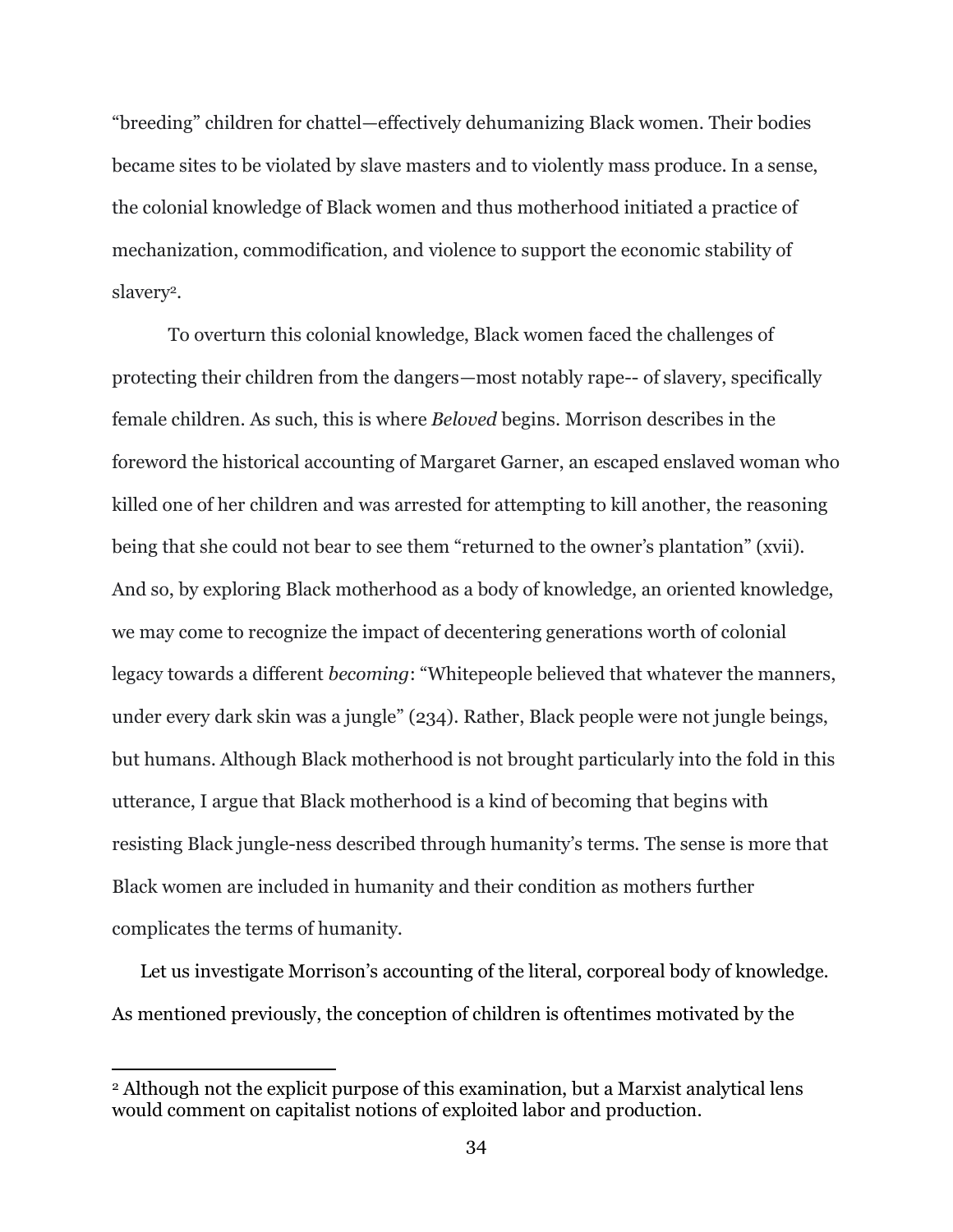"breeding" children for chattel—effectively dehumanizing Black women. Their bodies became sites to be violated by slave masters and to violently mass produce. In a sense, the colonial knowledge of Black women and thus motherhood initiated a practice of mechanization, commodification, and violence to support the economic stability of slavery[2].

To overturn this colonial knowledge, Black women faced the challenges of protecting their children from the dangers—most notably rape-- of slavery, specifically female children. As such, this is where *Beloved* begins. Morrison describes in the foreword the historical accounting of Margaret Garner, an escaped enslaved woman who killed one of her children and was arrested for attempting to kill another, the reasoning being that she could not bear to see them "returned to the owner's plantation" (xvii). And so, by exploring Black motherhood as a body of knowledge, an oriented knowledge, we may come to recognize the impact of decentering generations worth of colonial legacy towards a different *becoming*: "Whitepeople believed that whatever the manners, under every dark skin was a jungle" (234). Rather, Black people were not jungle beings, but humans. Although Black motherhood is not brought particularly into the fold in this utterance, I argue that Black motherhood is a kind of becoming that begins with resisting Black jungle-ness described through humanity's terms. The sense is more that Black women are included in humanity and their condition as mothers further complicates the terms of humanity.

Let us investigate Morrison's accounting of the literal, corporeal body of knowledge. As mentioned previously, the conception of children is oftentimes motivated by the

[2] Although not the explicit purpose of this examination, but a Marxist analytical lens would comment on capitalist notions of exploited labor and production.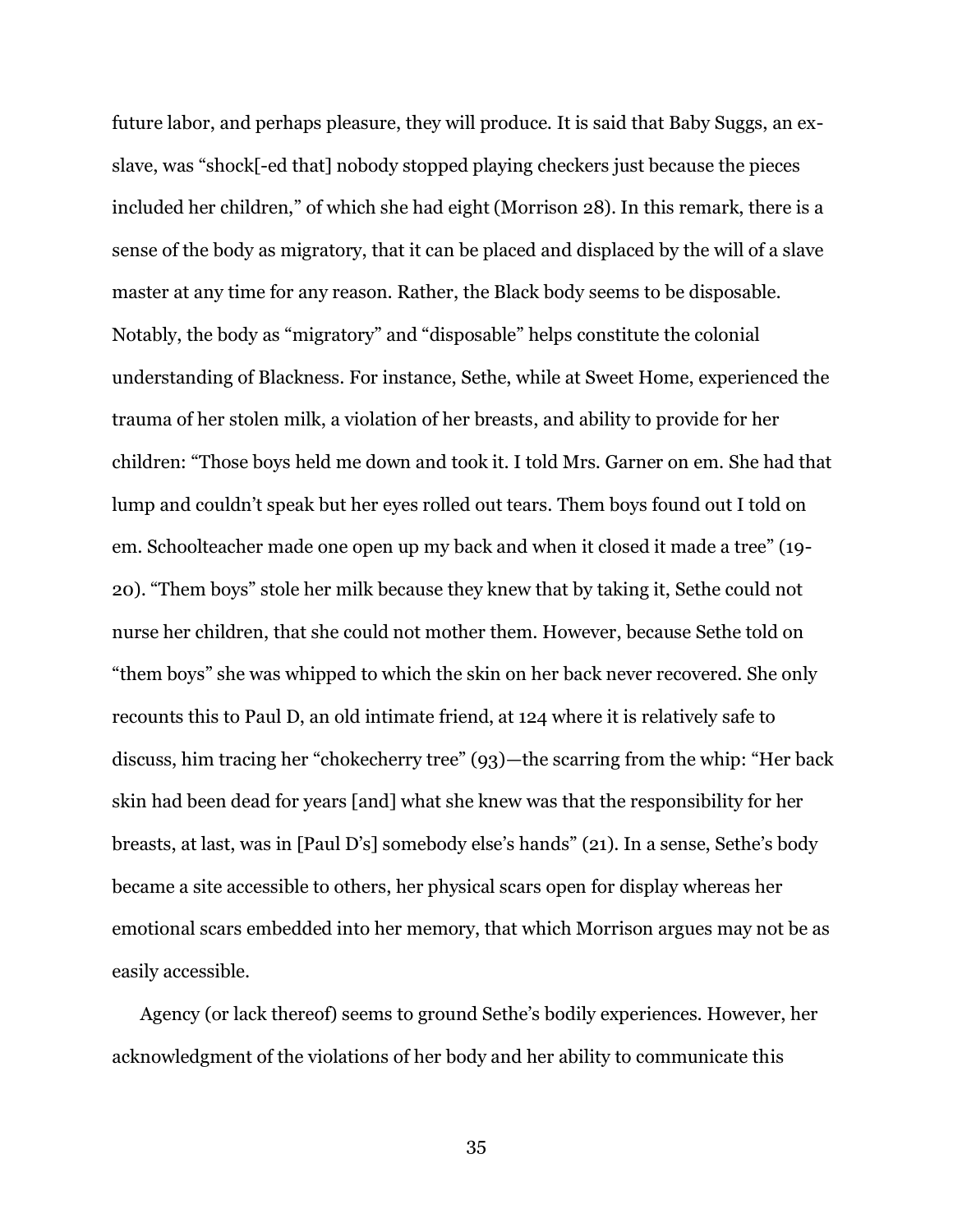future labor, and perhaps pleasure, they will produce. It is said that Baby Suggs, an ex-slave, was "shock[-ed that] nobody stopped playing checkers just because the pieces included her children," of which she had eight (Morrison 28). In this remark, there is a sense of the body as migratory, that it can be placed and displaced by the will of a slave master at any time for any reason. Rather, the Black body seems to be disposable. Notably, the body as "migratory" and "disposable" helps constitute the colonial understanding of Blackness. For instance, Sethe, while at Sweet Home, experienced the trauma of her stolen milk, a violation of her breasts, and ability to provide for her children: "Those boys held me down and took it. I told Mrs. Garner on em. She had that lump and couldn't speak but her eyes rolled out tears. Them boys found out I told on em. Schoolteacher made one open up my back and when it closed it made a tree" (19-20). "Them boys" stole her milk because they knew that by taking it, Sethe could not nurse her children, that she could not mother them. However, because Sethe told on "them boys" she was whipped to which the skin on her back never recovered. She only recounts this to Paul D, an old intimate friend, at 124 where it is relatively safe to discuss, him tracing her "chokecherry tree" (93)—the scarring from the whip: "Her back skin had been dead for years [and] what she knew was that the responsibility for her breasts, at last, was in [Paul D's] somebody else's hands" (21). In a sense, Sethe's body became a site accessible to others, her physical scars open for display whereas her emotional scars embedded into her memory, that which Morrison argues may not be as easily accessible.

Agency (or lack thereof) seems to ground Sethe's bodily experiences. However, her acknowledgment of the violations of her body and her ability to communicate this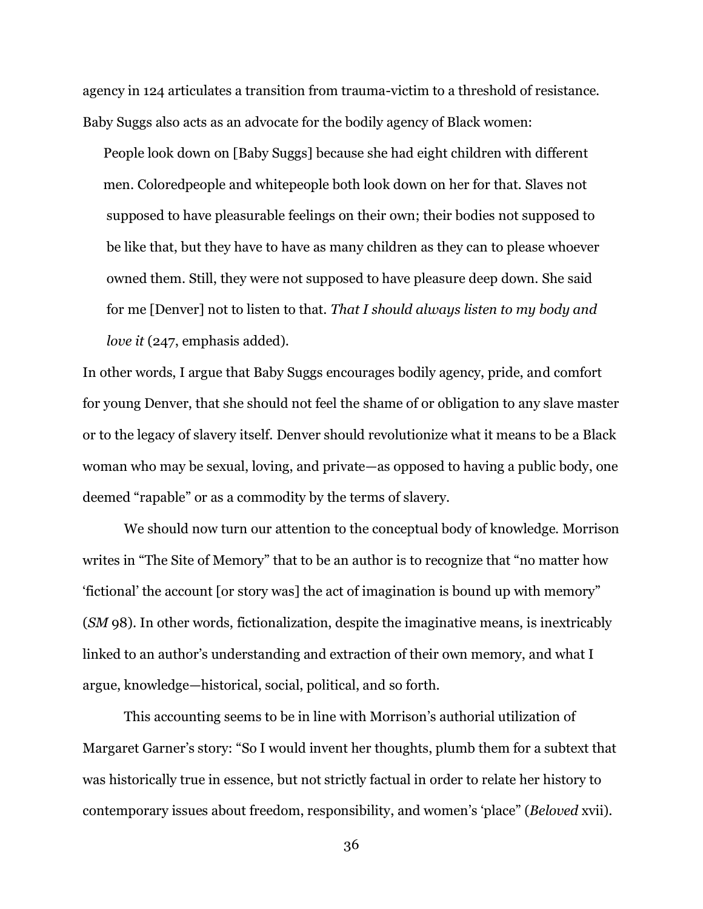agency in 124 articulates a transition from trauma-victim to a threshold of resistance. Baby Suggs also acts as an advocate for the bodily agency of Black women:

> People look down on [Baby Suggs] because she had eight children with different men. Coloredpeople and whitepeople both look down on her for that. Slaves not supposed to have pleasurable feelings on their own; their bodies not supposed to be like that, but they have to have as many children as they can to please whoever owned them. Still, they were not supposed to have pleasure deep down. She said for me [Denver] not to listen to that. *That I should always listen to my body and love it* (247, emphasis added).

In other words, I argue that Baby Suggs encourages bodily agency, pride, and comfort for young Denver, that she should not feel the shame of or obligation to any slave master or to the legacy of slavery itself. Denver should revolutionize what it means to be a Black woman who may be sexual, loving, and private—as opposed to having a public body, one deemed "rapable" or as a commodity by the terms of slavery.

We should now turn our attention to the conceptual body of knowledge. Morrison writes in "The Site of Memory" that to be an author is to recognize that "no matter how 'fictional' the account [or story was] the act of imagination is bound up with memory" (*SM* 98). In other words, fictionalization, despite the imaginative means, is inextricably linked to an author's understanding and extraction of their own memory, and what I argue, knowledge—historical, social, political, and so forth.

This accounting seems to be in line with Morrison's authorial utilization of Margaret Garner's story: "So I would invent her thoughts, plumb them for a subtext that was historically true in essence, but not strictly factual in order to relate her history to contemporary issues about freedom, responsibility, and women's 'place" (*Beloved* xvii).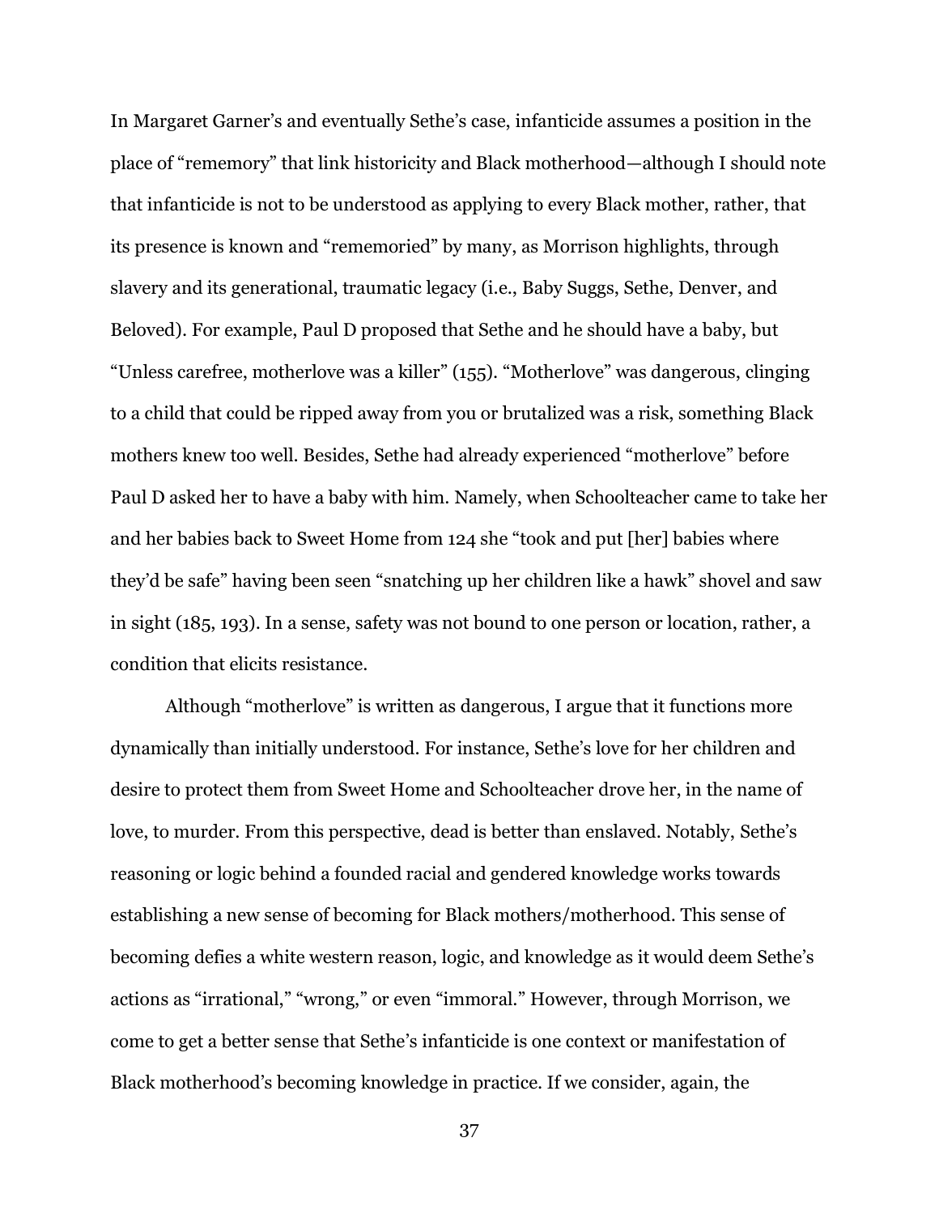In Margaret Garner's and eventually Sethe's case, infanticide assumes a position in the place of "rememory" that link historicity and Black motherhood—although I should note that infanticide is not to be understood as applying to every Black mother, rather, that its presence is known and "rememoried" by many, as Morrison highlights, through slavery and its generational, traumatic legacy (i.e., Baby Suggs, Sethe, Denver, and Beloved). For example, Paul D proposed that Sethe and he should have a baby, but "Unless carefree, motherlove was a killer" (155). "Motherlove" was dangerous, clinging to a child that could be ripped away from you or brutalized was a risk, something Black mothers knew too well. Besides, Sethe had already experienced "motherlove" before Paul D asked her to have a baby with him. Namely, when Schoolteacher came to take her and her babies back to Sweet Home from 124 she "took and put [her] babies where they'd be safe" having been seen "snatching up her children like a hawk" shovel and saw in sight (185, 193). In a sense, safety was not bound to one person or location, rather, a condition that elicits resistance.

Although "motherlove" is written as dangerous, I argue that it functions more dynamically than initially understood. For instance, Sethe's love for her children and desire to protect them from Sweet Home and Schoolteacher drove her, in the name of love, to murder. From this perspective, dead is better than enslaved. Notably, Sethe's reasoning or logic behind a founded racial and gendered knowledge works towards establishing a new sense of becoming for Black mothers/motherhood. This sense of becoming defies a white western reason, logic, and knowledge as it would deem Sethe's actions as "irrational," "wrong," or even "immoral." However, through Morrison, we come to get a better sense that Sethe's infanticide is one context or manifestation of Black motherhood's becoming knowledge in practice. If we consider, again, the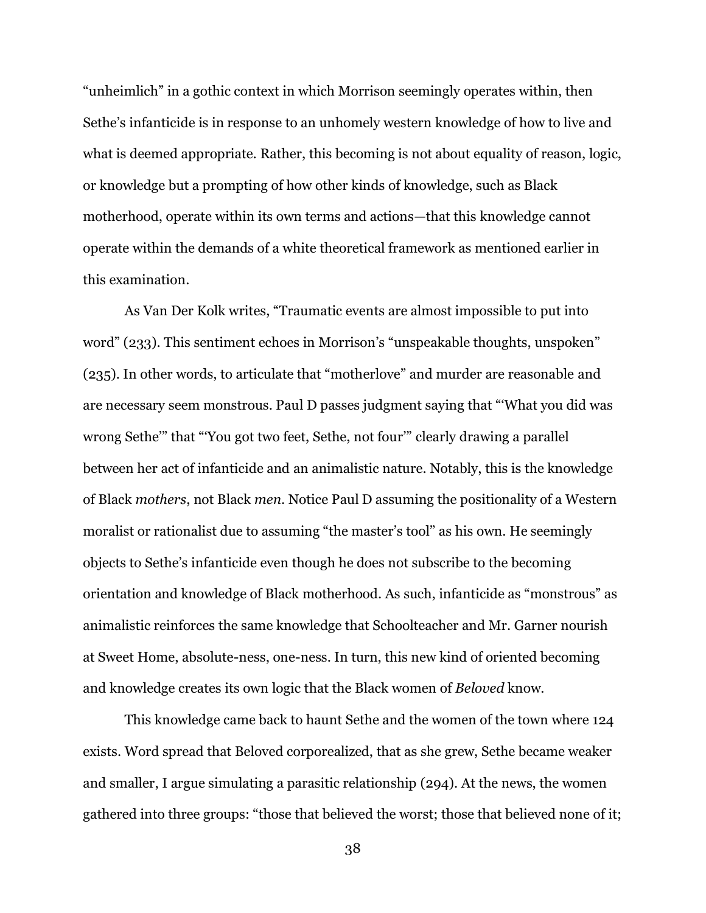"unheimlich" in a gothic context in which Morrison seemingly operates within, then Sethe's infanticide is in response to an unhomely western knowledge of how to live and what is deemed appropriate. Rather, this becoming is not about equality of reason, logic, or knowledge but a prompting of how other kinds of knowledge, such as Black motherhood, operate within its own terms and actions—that this knowledge cannot operate within the demands of a white theoretical framework as mentioned earlier in this examination.

As Van Der Kolk writes, "Traumatic events are almost impossible to put into word" (233). This sentiment echoes in Morrison's "unspeakable thoughts, unspoken" (235). In other words, to articulate that "motherlove" and murder are reasonable and are necessary seem monstrous. Paul D passes judgment saying that "'What you did was wrong Sethe'" that "'You got two feet, Sethe, not four'" clearly drawing a parallel between her act of infanticide and an animalistic nature. Notably, this is the knowledge of Black *mothers*, not Black *men*. Notice Paul D assuming the positionality of a Western moralist or rationalist due to assuming "the master's tool" as his own. He seemingly objects to Sethe's infanticide even though he does not subscribe to the becoming orientation and knowledge of Black motherhood. As such, infanticide as "monstrous" as animalistic reinforces the same knowledge that Schoolteacher and Mr. Garner nourish at Sweet Home, absolute-ness, one-ness. In turn, this new kind of oriented becoming and knowledge creates its own logic that the Black women of *Beloved* know.

This knowledge came back to haunt Sethe and the women of the town where 124 exists. Word spread that Beloved corporealized, that as she grew, Sethe became weaker and smaller, I argue simulating a parasitic relationship (294). At the news, the women gathered into three groups: "those that believed the worst; those that believed none of it;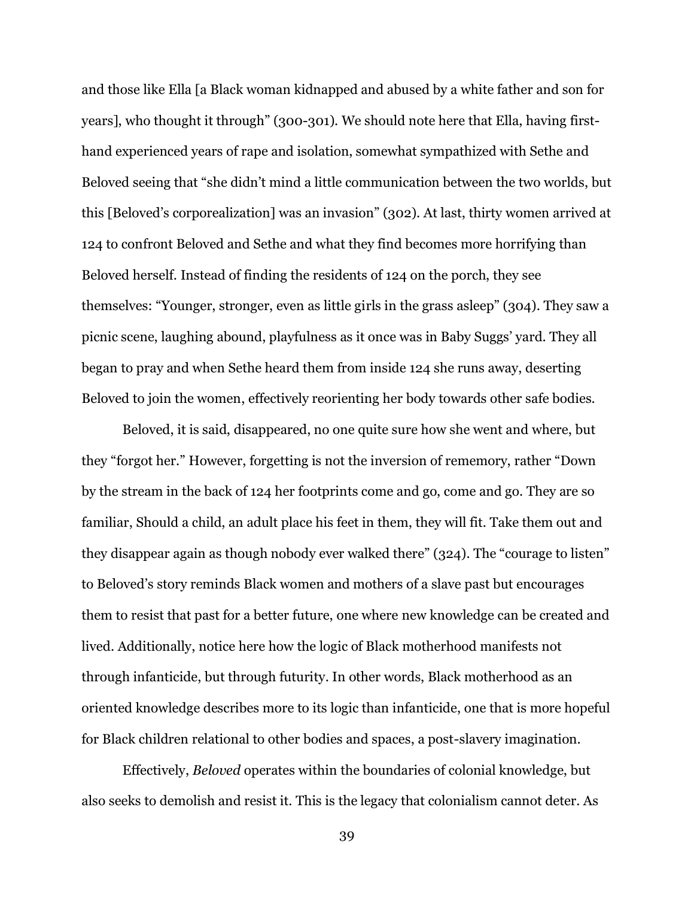and those like Ella [a Black woman kidnapped and abused by a white father and son for years], who thought it through" (300-301). We should note here that Ella, having first-hand experienced years of rape and isolation, somewhat sympathized with Sethe and Beloved seeing that "she didn't mind a little communication between the two worlds, but this [Beloved's corporealization] was an invasion" (302). At last, thirty women arrived at 124 to confront Beloved and Sethe and what they find becomes more horrifying than Beloved herself. Instead of finding the residents of 124 on the porch, they see themselves: "Younger, stronger, even as little girls in the grass asleep" (304). They saw a picnic scene, laughing abound, playfulness as it once was in Baby Suggs' yard. They all began to pray and when Sethe heard them from inside 124 she runs away, deserting Beloved to join the women, effectively reorienting her body towards other safe bodies.

Beloved, it is said, disappeared, no one quite sure how she went and where, but they "forgot her." However, forgetting is not the inversion of rememory, rather "Down by the stream in the back of 124 her footprints come and go, come and go. They are so familiar, Should a child, an adult place his feet in them, they will fit. Take them out and they disappear again as though nobody ever walked there" (324). The "courage to listen" to Beloved's story reminds Black women and mothers of a slave past but encourages them to resist that past for a better future, one where new knowledge can be created and lived. Additionally, notice here how the logic of Black motherhood manifests not through infanticide, but through futurity. In other words, Black motherhood as an oriented knowledge describes more to its logic than infanticide, one that is more hopeful for Black children relational to other bodies and spaces, a post-slavery imagination.

Effectively, *Beloved* operates within the boundaries of colonial knowledge, but also seeks to demolish and resist it. This is the legacy that colonialism cannot deter. As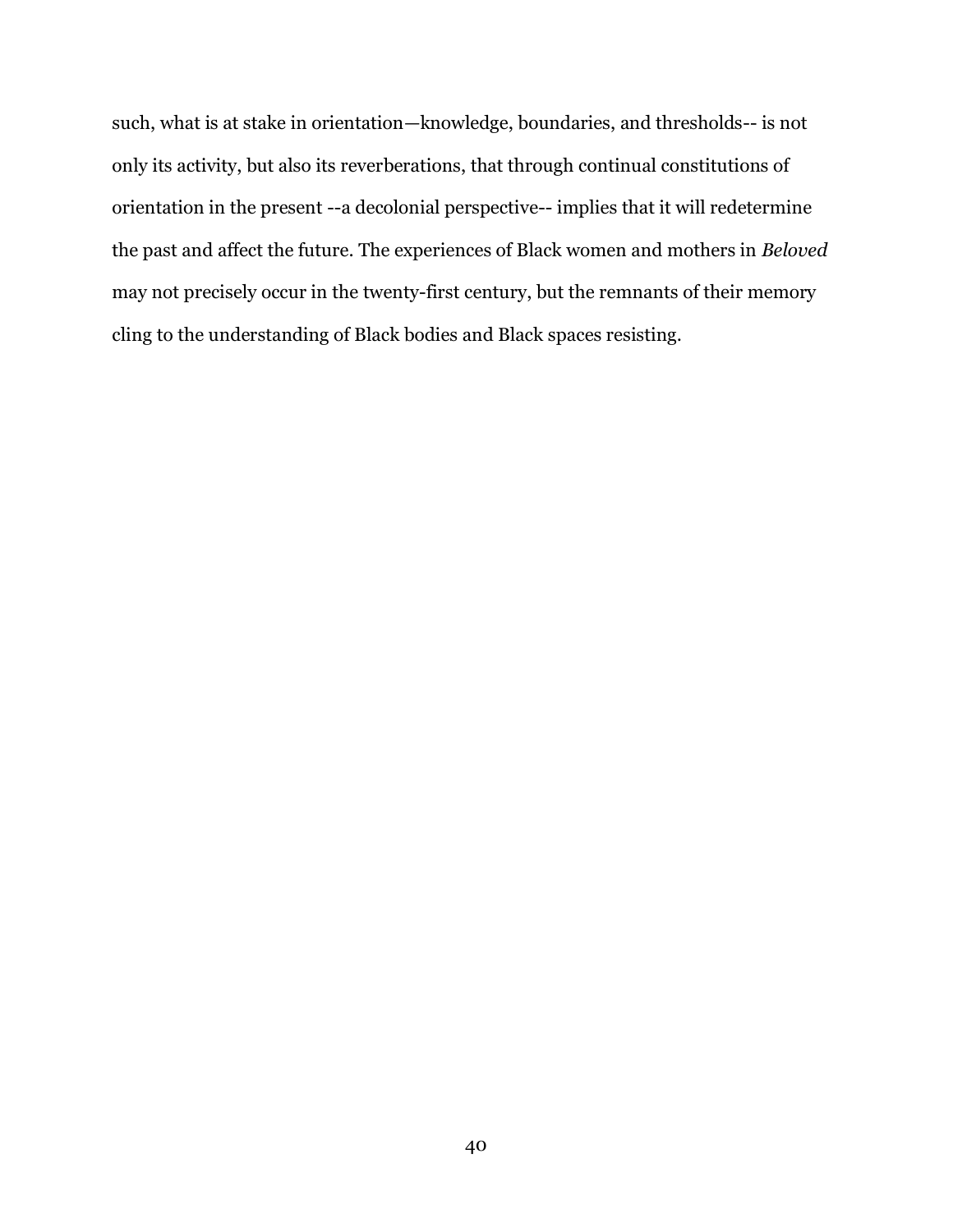such, what is at stake in orientation—knowledge, boundaries, and thresholds-- is not only its activity, but also its reverberations, that through continual constitutions of orientation in the present --a decolonial perspective-- implies that it will redetermine the past and affect the future. The experiences of Black women and mothers in *Beloved* may not precisely occur in the twenty-first century, but the remnants of their memory cling to the understanding of Black bodies and Black spaces resisting.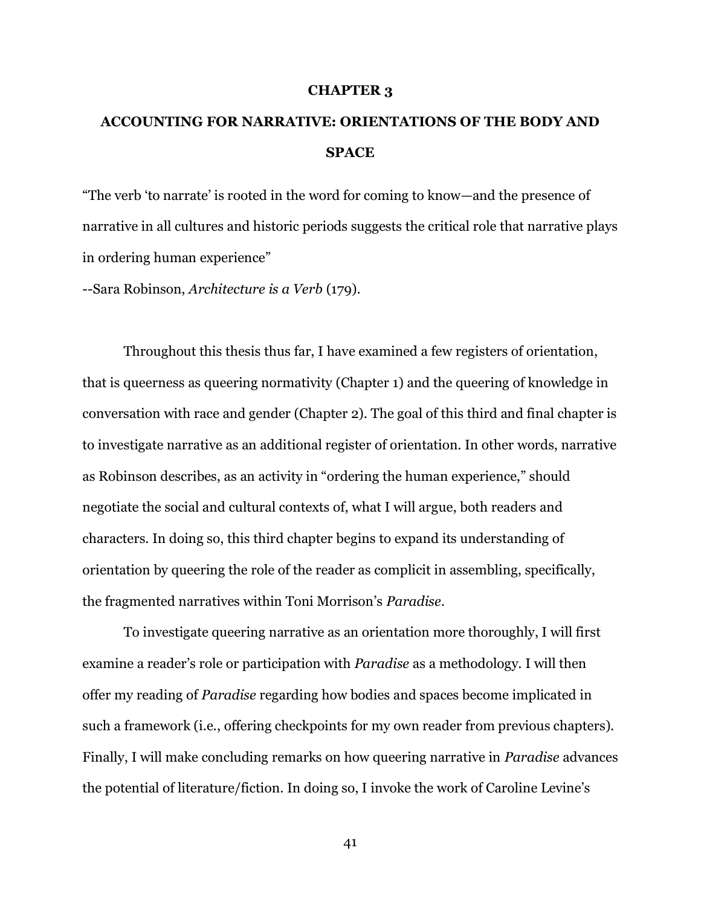# CHAPTER 3

# ACCOUNTING FOR NARRATIVE: ORIENTATIONS OF THE BODY AND SPACE

"The verb 'to narrate' is rooted in the word for coming to know—and the presence of narrative in all cultures and historic periods suggests the critical role that narrative plays in ordering human experience"

--Sara Robinson, *Architecture is a Verb* (179).

Throughout this thesis thus far, I have examined a few registers of orientation, that is queerness as queering normativity (Chapter 1) and the queering of knowledge in conversation with race and gender (Chapter 2). The goal of this third and final chapter is to investigate narrative as an additional register of orientation. In other words, narrative as Robinson describes, as an activity in "ordering the human experience," should negotiate the social and cultural contexts of, what I will argue, both readers and characters. In doing so, this third chapter begins to expand its understanding of orientation by queering the role of the reader as complicit in assembling, specifically, the fragmented narratives within Toni Morrison's *Paradise*.

To investigate queering narrative as an orientation more thoroughly, I will first examine a reader's role or participation with *Paradise* as a methodology. I will then offer my reading of *Paradise* regarding how bodies and spaces become implicated in such a framework (i.e., offering checkpoints for my own reader from previous chapters). Finally, I will make concluding remarks on how queering narrative in *Paradise* advances the potential of literature/fiction. In doing so, I invoke the work of Caroline Levine's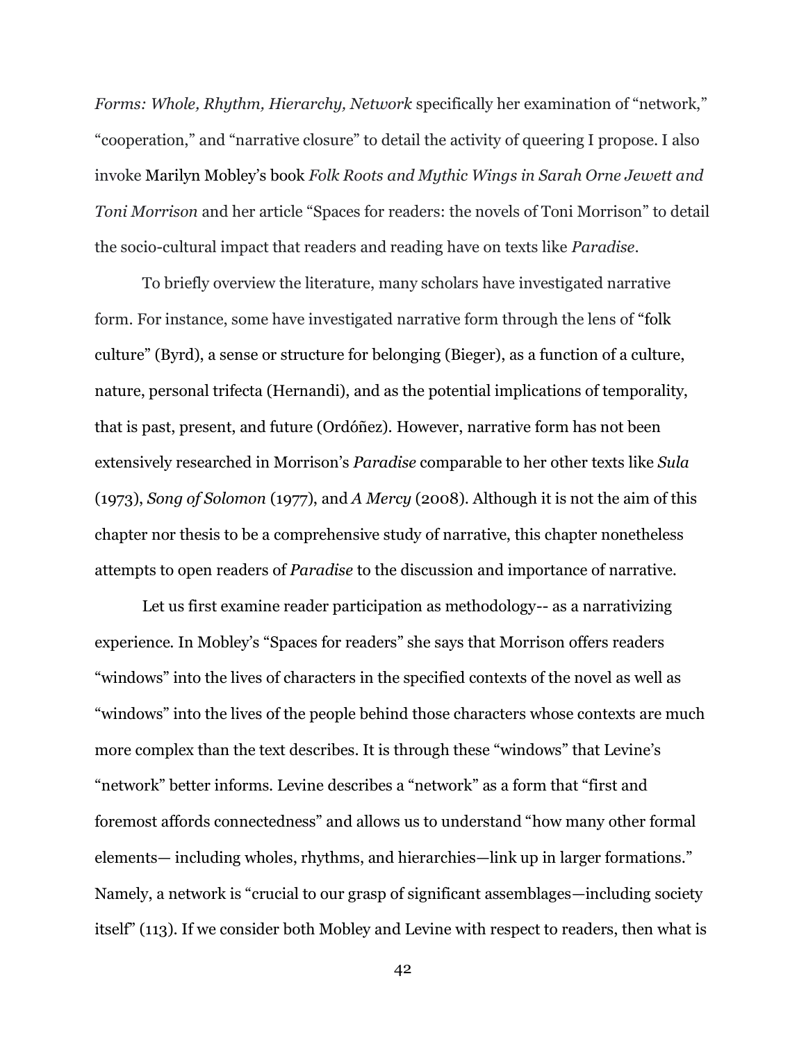*Forms: Whole, Rhythm, Hierarchy, Network* specifically her examination of "network," "cooperation," and "narrative closure" to detail the activity of queering I propose. I also invoke Marilyn Mobley's book *Folk Roots and Mythic Wings in Sarah Orne Jewett and Toni Morrison* and her article "Spaces for readers: the novels of Toni Morrison" to detail the socio-cultural impact that readers and reading have on texts like *Paradise*.

To briefly overview the literature, many scholars have investigated narrative form. For instance, some have investigated narrative form through the lens of "folk culture" (Byrd), a sense or structure for belonging (Bieger), as a function of a culture, nature, personal trifecta (Hernandi), and as the potential implications of temporality, that is past, present, and future (Ordóñez). However, narrative form has not been extensively researched in Morrison's *Paradise* comparable to her other texts like *Sula* (1973), *Song of Solomon* (1977), and *A Mercy* (2008). Although it is not the aim of this chapter nor thesis to be a comprehensive study of narrative, this chapter nonetheless attempts to open readers of *Paradise* to the discussion and importance of narrative.

Let us first examine reader participation as methodology-- as a narrativizing experience. In Mobley's "Spaces for readers" she says that Morrison offers readers "windows" into the lives of characters in the specified contexts of the novel as well as "windows" into the lives of the people behind those characters whose contexts are much more complex than the text describes. It is through these "windows" that Levine's "network" better informs. Levine describes a "network" as a form that "first and foremost affords connectedness" and allows us to understand "how many other formal elements— including wholes, rhythms, and hierarchies—link up in larger formations." Namely, a network is "crucial to our grasp of significant assemblages—including society itself" (113). If we consider both Mobley and Levine with respect to readers, then what is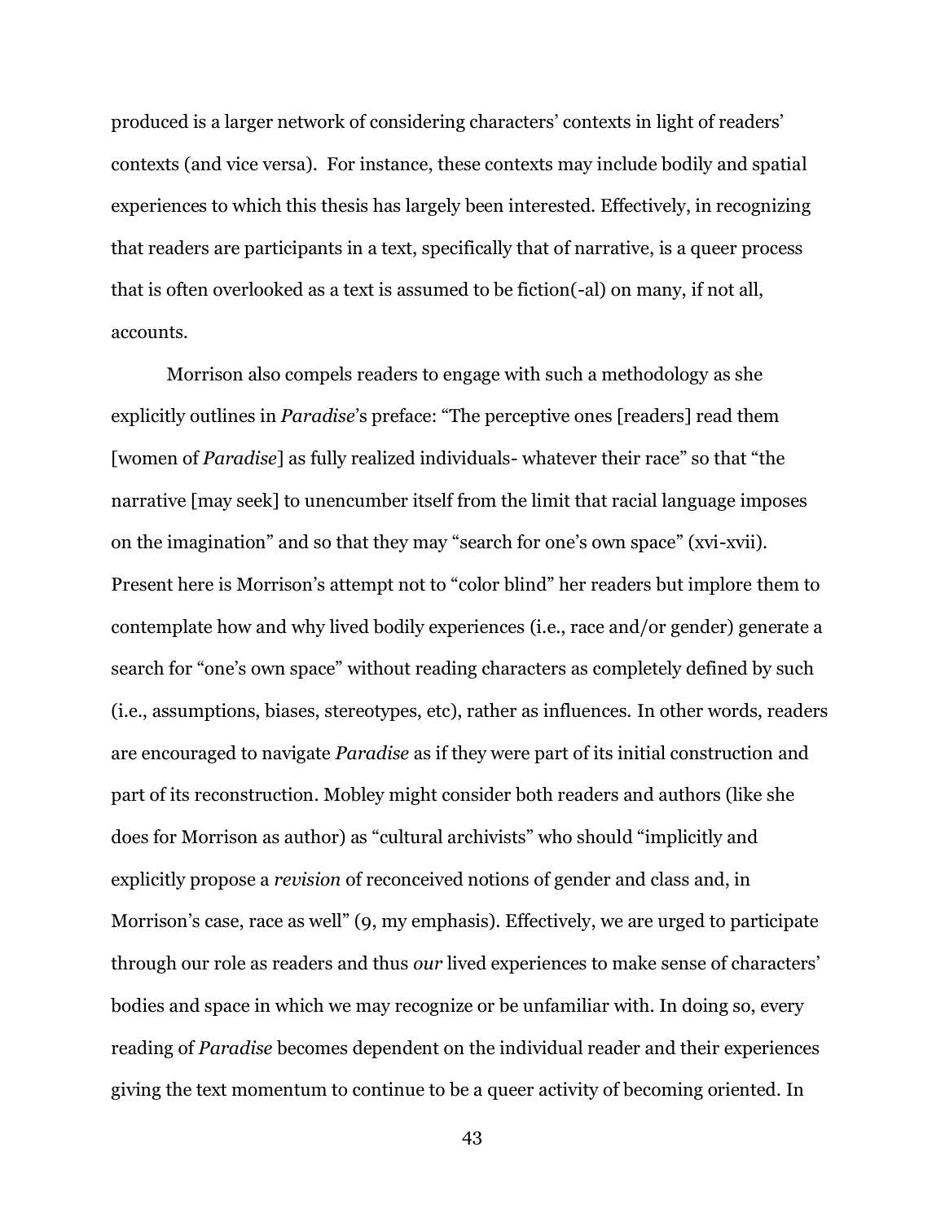produced is a larger network of considering characters' contexts in light of readers' contexts (and vice versa). For instance, these contexts may include bodily and spatial experiences to which this thesis has largely been interested. Effectively, in recognizing that readers are participants in a text, specifically that of narrative, is a queer process that is often overlooked as a text is assumed to be fiction(-al) on many, if not all, accounts.

Morrison also compels readers to engage with such a methodology as she explicitly outlines in *Paradise*'s preface: "The perceptive ones [readers] read them [women of *Paradise*] as fully realized individuals- whatever their race" so that "the narrative [may seek] to unencumber itself from the limit that racial language imposes on the imagination" and so that they may "search for one's own space" (xvi-xvii). Present here is Morrison's attempt not to "color blind" her readers but implore them to contemplate how and why lived bodily experiences (i.e., race and/or gender) generate a search for "one's own space" without reading characters as completely defined by such (i.e., assumptions, biases, stereotypes, etc), rather as influences. In other words, readers are encouraged to navigate *Paradise* as if they were part of its initial construction and part of its reconstruction. Mobley might consider both readers and authors (like she does for Morrison as author) as "cultural archivists" who should "implicitly and explicitly propose a *revision* of reconceived notions of gender and class and, in Morrison's case, race as well" (9, my emphasis). Effectively, we are urged to participate through our role as readers and thus *our* lived experiences to make sense of characters' bodies and space in which we may recognize or be unfamiliar with. In doing so, every reading of *Paradise* becomes dependent on the individual reader and their experiences giving the text momentum to continue to be a queer activity of becoming oriented. In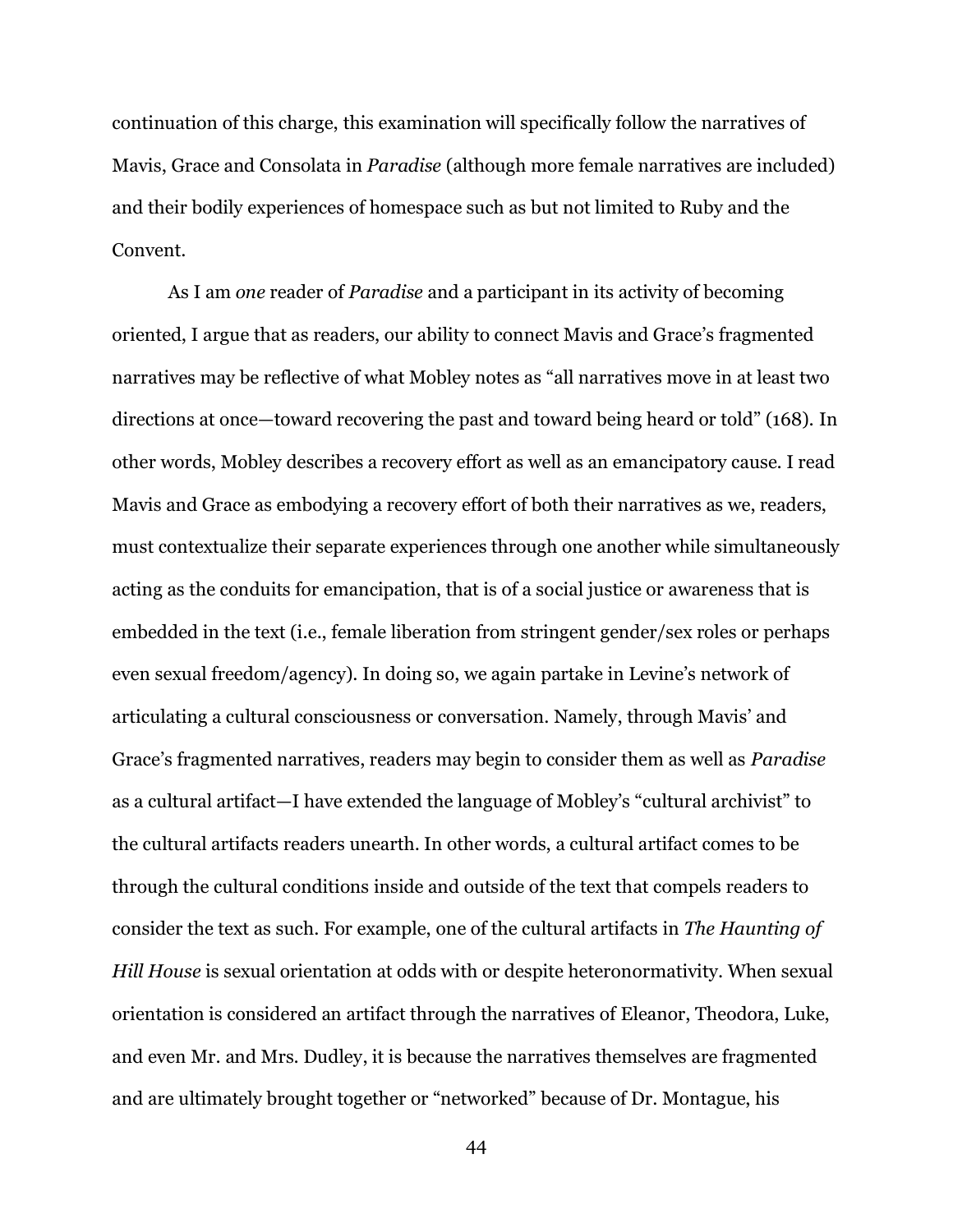continuation of this charge, this examination will specifically follow the narratives of Mavis, Grace and Consolata in *Paradise* (although more female narratives are included) and their bodily experiences of homespace such as but not limited to Ruby and the Convent.

As I am *one* reader of *Paradise* and a participant in its activity of becoming oriented, I argue that as readers, our ability to connect Mavis and Grace's fragmented narratives may be reflective of what Mobley notes as "all narratives move in at least two directions at once—toward recovering the past and toward being heard or told" (168). In other words, Mobley describes a recovery effort as well as an emancipatory cause. I read Mavis and Grace as embodying a recovery effort of both their narratives as we, readers, must contextualize their separate experiences through one another while simultaneously acting as the conduits for emancipation, that is of a social justice or awareness that is embedded in the text (i.e., female liberation from stringent gender/sex roles or perhaps even sexual freedom/agency). In doing so, we again partake in Levine's network of articulating a cultural consciousness or conversation. Namely, through Mavis' and Grace's fragmented narratives, readers may begin to consider them as well as *Paradise* as a cultural artifact—I have extended the language of Mobley's "cultural archivist" to the cultural artifacts readers unearth. In other words, a cultural artifact comes to be through the cultural conditions inside and outside of the text that compels readers to consider the text as such. For example, one of the cultural artifacts in *The Haunting of Hill House* is sexual orientation at odds with or despite heteronormativity. When sexual orientation is considered an artifact through the narratives of Eleanor, Theodora, Luke, and even Mr. and Mrs. Dudley, it is because the narratives themselves are fragmented and are ultimately brought together or "networked" because of Dr. Montague, his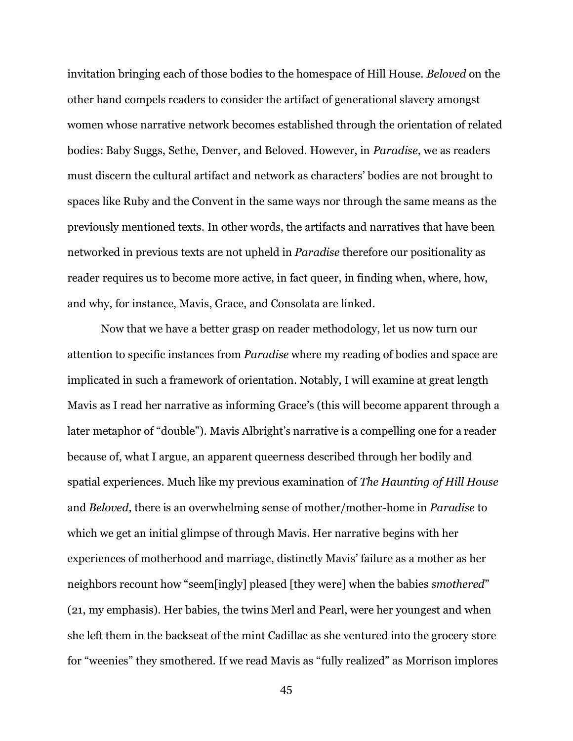invitation bringing each of those bodies to the homespace of Hill House. *Beloved* on the other hand compels readers to consider the artifact of generational slavery amongst women whose narrative network becomes established through the orientation of related bodies: Baby Suggs, Sethe, Denver, and Beloved. However, in *Paradise*, we as readers must discern the cultural artifact and network as characters' bodies are not brought to spaces like Ruby and the Convent in the same ways nor through the same means as the previously mentioned texts. In other words, the artifacts and narratives that have been networked in previous texts are not upheld in *Paradise* therefore our positionality as reader requires us to become more active, in fact queer, in finding when, where, how, and why, for instance, Mavis, Grace, and Consolata are linked.

Now that we have a better grasp on reader methodology, let us now turn our attention to specific instances from *Paradise* where my reading of bodies and space are implicated in such a framework of orientation. Notably, I will examine at great length Mavis as I read her narrative as informing Grace's (this will become apparent through a later metaphor of "double"). Mavis Albright's narrative is a compelling one for a reader because of, what I argue, an apparent queerness described through her bodily and spatial experiences. Much like my previous examination of *The Haunting of Hill House* and *Beloved*, there is an overwhelming sense of mother/mother-home in *Paradise* to which we get an initial glimpse of through Mavis. Her narrative begins with her experiences of motherhood and marriage, distinctly Mavis' failure as a mother as her neighbors recount how "seem[ingly] pleased [they were] when the babies *smothered*" (21, my emphasis). Her babies, the twins Merl and Pearl, were her youngest and when she left them in the backseat of the mint Cadillac as she ventured into the grocery store for "weenies" they smothered. If we read Mavis as "fully realized" as Morrison implores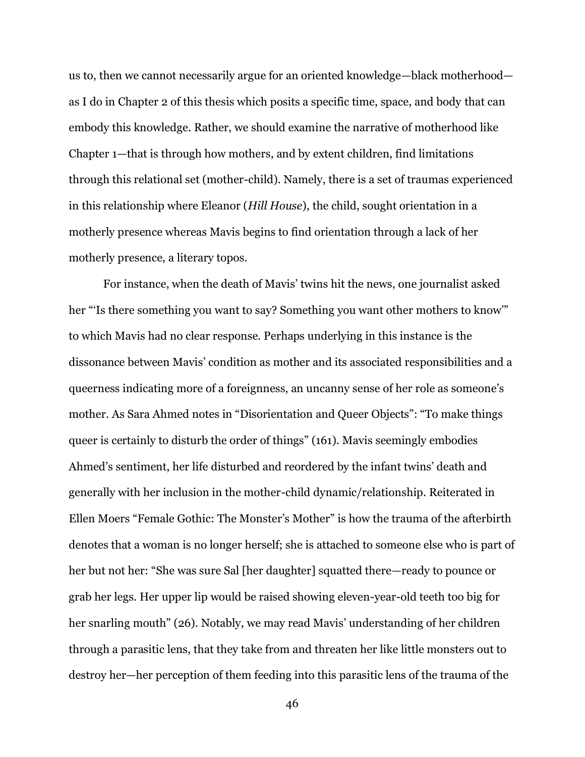us to, then we cannot necessarily argue for an oriented knowledge—black motherhood—as I do in Chapter 2 of this thesis which posits a specific time, space, and body that can embody this knowledge. Rather, we should examine the narrative of motherhood like Chapter 1—that is through how mothers, and by extent children, find limitations through this relational set (mother-child). Namely, there is a set of traumas experienced in this relationship where Eleanor (*Hill House*), the child, sought orientation in a motherly presence whereas Mavis begins to find orientation through a lack of her motherly presence, a literary topos.

For instance, when the death of Mavis' twins hit the news, one journalist asked her "'Is there something you want to say? Something you want other mothers to know'" to which Mavis had no clear response. Perhaps underlying in this instance is the dissonance between Mavis' condition as mother and its associated responsibilities and a queerness indicating more of a foreignness, an uncanny sense of her role as someone's mother. As Sara Ahmed notes in "Disorientation and Queer Objects": "To make things queer is certainly to disturb the order of things" (161). Mavis seemingly embodies Ahmed's sentiment, her life disturbed and reordered by the infant twins' death and generally with her inclusion in the mother-child dynamic/relationship. Reiterated in Ellen Moers "Female Gothic: The Monster's Mother" is how the trauma of the afterbirth denotes that a woman is no longer herself; she is attached to someone else who is part of her but not her: "She was sure Sal [her daughter] squatted there—ready to pounce or grab her legs. Her upper lip would be raised showing eleven-year-old teeth too big for her snarling mouth" (26). Notably, we may read Mavis' understanding of her children through a parasitic lens, that they take from and threaten her like little monsters out to destroy her—her perception of them feeding into this parasitic lens of the trauma of the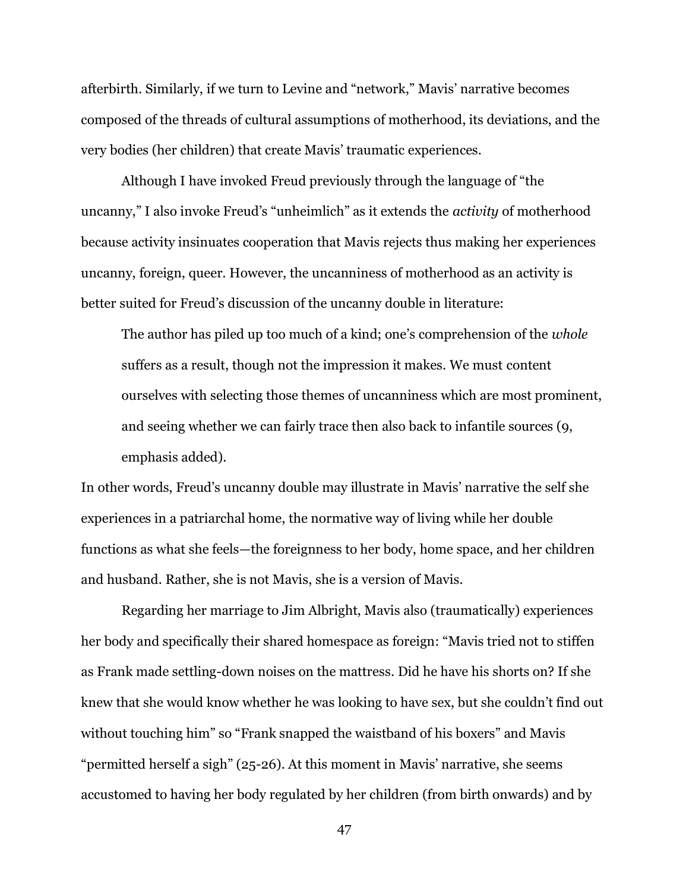afterbirth. Similarly, if we turn to Levine and "network," Mavis' narrative becomes composed of the threads of cultural assumptions of motherhood, its deviations, and the very bodies (her children) that create Mavis' traumatic experiences.

Although I have invoked Freud previously through the language of "the uncanny," I also invoke Freud's "unheimlich" as it extends the *activity* of motherhood because activity insinuates cooperation that Mavis rejects thus making her experiences uncanny, foreign, queer. However, the uncanniness of motherhood as an activity is better suited for Freud's discussion of the uncanny double in literature:

> The author has piled up too much of a kind; one's comprehension of the *whole* suffers as a result, though not the impression it makes. We must content ourselves with selecting those themes of uncanniness which are most prominent, and seeing whether we can fairly trace then also back to infantile sources (9, emphasis added).

In other words, Freud's uncanny double may illustrate in Mavis' narrative the self she experiences in a patriarchal home, the normative way of living while her double functions as what she feels—the foreignness to her body, home space, and her children and husband. Rather, she is not Mavis, she is a version of Mavis.

Regarding her marriage to Jim Albright, Mavis also (traumatically) experiences her body and specifically their shared homespace as foreign: "Mavis tried not to stiffen as Frank made settling-down noises on the mattress. Did he have his shorts on? If she knew that she would know whether he was looking to have sex, but she couldn't find out without touching him" so "Frank snapped the waistband of his boxers" and Mavis "permitted herself a sigh" (25-26). At this moment in Mavis' narrative, she seems accustomed to having her body regulated by her children (from birth onwards) and by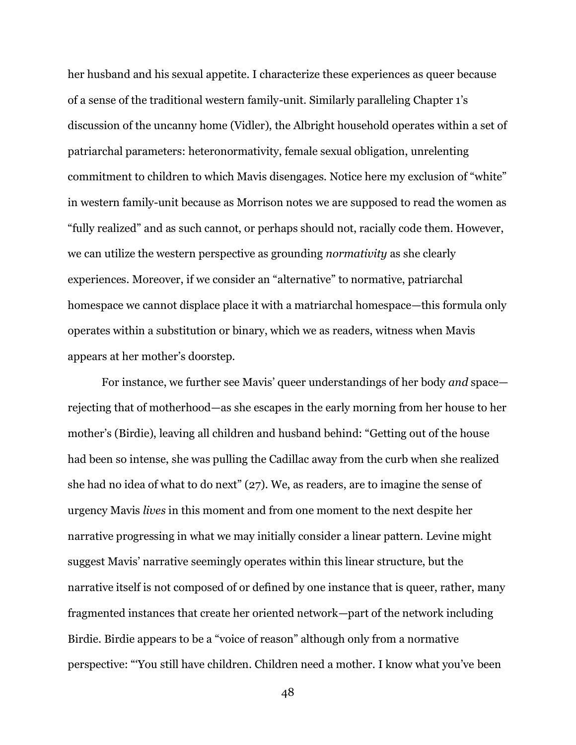her husband and his sexual appetite. I characterize these experiences as queer because of a sense of the traditional western family-unit. Similarly paralleling Chapter 1's discussion of the uncanny home (Vidler), the Albright household operates within a set of patriarchal parameters: heteronormativity, female sexual obligation, unrelenting commitment to children to which Mavis disengages. Notice here my exclusion of "white" in western family-unit because as Morrison notes we are supposed to read the women as "fully realized" and as such cannot, or perhaps should not, racially code them. However, we can utilize the western perspective as grounding *normativity* as she clearly experiences. Moreover, if we consider an "alternative" to normative, patriarchal homespace we cannot displace place it with a matriarchal homespace—this formula only operates within a substitution or binary, which we as readers, witness when Mavis appears at her mother's doorstep.

For instance, we further see Mavis' queer understandings of her body *and* space—rejecting that of motherhood—as she escapes in the early morning from her house to her mother's (Birdie), leaving all children and husband behind: "Getting out of the house had been so intense, she was pulling the Cadillac away from the curb when she realized she had no idea of what to do next" (27). We, as readers, are to imagine the sense of urgency Mavis *lives* in this moment and from one moment to the next despite her narrative progressing in what we may initially consider a linear pattern. Levine might suggest Mavis' narrative seemingly operates within this linear structure, but the narrative itself is not composed of or defined by one instance that is queer, rather, many fragmented instances that create her oriented network—part of the network including Birdie. Birdie appears to be a "voice of reason" although only from a normative perspective: "'You still have children. Children need a mother. I know what you've been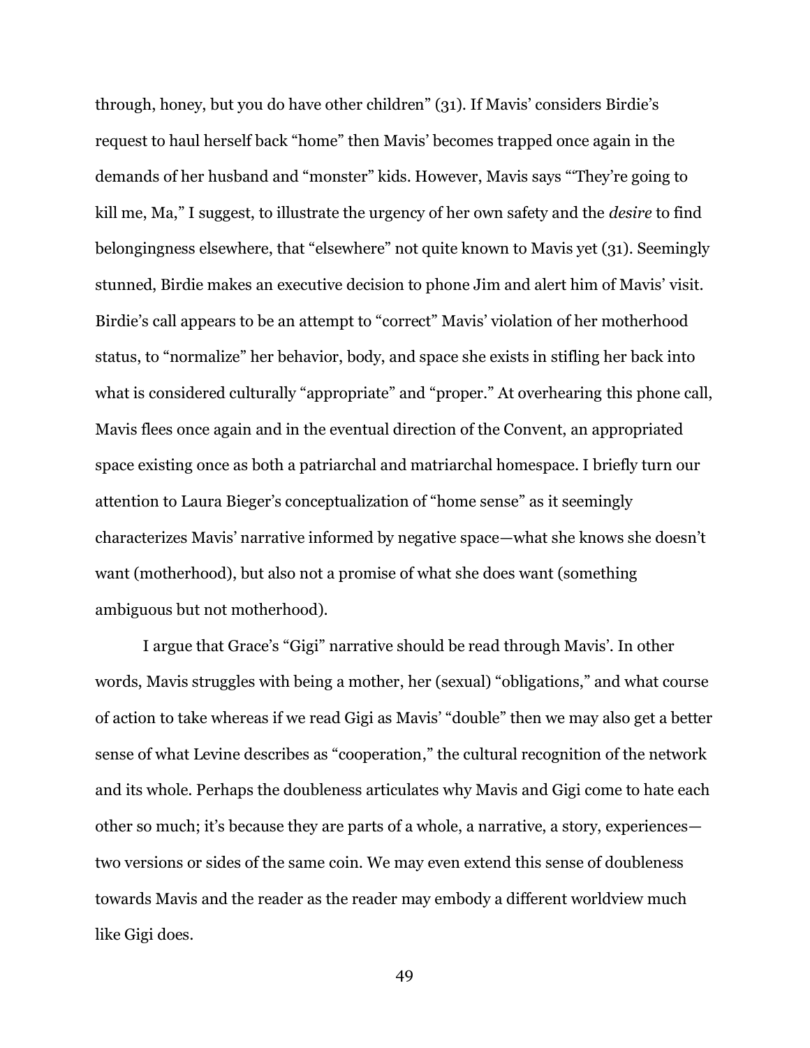through, honey, but you do have other children" (31). If Mavis' considers Birdie's request to haul herself back "home" then Mavis' becomes trapped once again in the demands of her husband and "monster" kids. However, Mavis says "'They're going to kill me, Ma," I suggest, to illustrate the urgency of her own safety and the *desire* to find belongingness elsewhere, that "elsewhere" not quite known to Mavis yet (31). Seemingly stunned, Birdie makes an executive decision to phone Jim and alert him of Mavis' visit. Birdie's call appears to be an attempt to "correct" Mavis' violation of her motherhood status, to "normalize" her behavior, body, and space she exists in stifling her back into what is considered culturally "appropriate" and "proper." At overhearing this phone call, Mavis flees once again and in the eventual direction of the Convent, an appropriated space existing once as both a patriarchal and matriarchal homespace. I briefly turn our attention to Laura Bieger's conceptualization of "home sense" as it seemingly characterizes Mavis' narrative informed by negative space—what she knows she doesn't want (motherhood), but also not a promise of what she does want (something ambiguous but not motherhood).

I argue that Grace's "Gigi" narrative should be read through Mavis'. In other words, Mavis struggles with being a mother, her (sexual) "obligations," and what course of action to take whereas if we read Gigi as Mavis' "double" then we may also get a better sense of what Levine describes as "cooperation," the cultural recognition of the network and its whole. Perhaps the doubleness articulates why Mavis and Gigi come to hate each other so much; it's because they are parts of a whole, a narrative, a story, experiences—two versions or sides of the same coin. We may even extend this sense of doubleness towards Mavis and the reader as the reader may embody a different worldview much like Gigi does.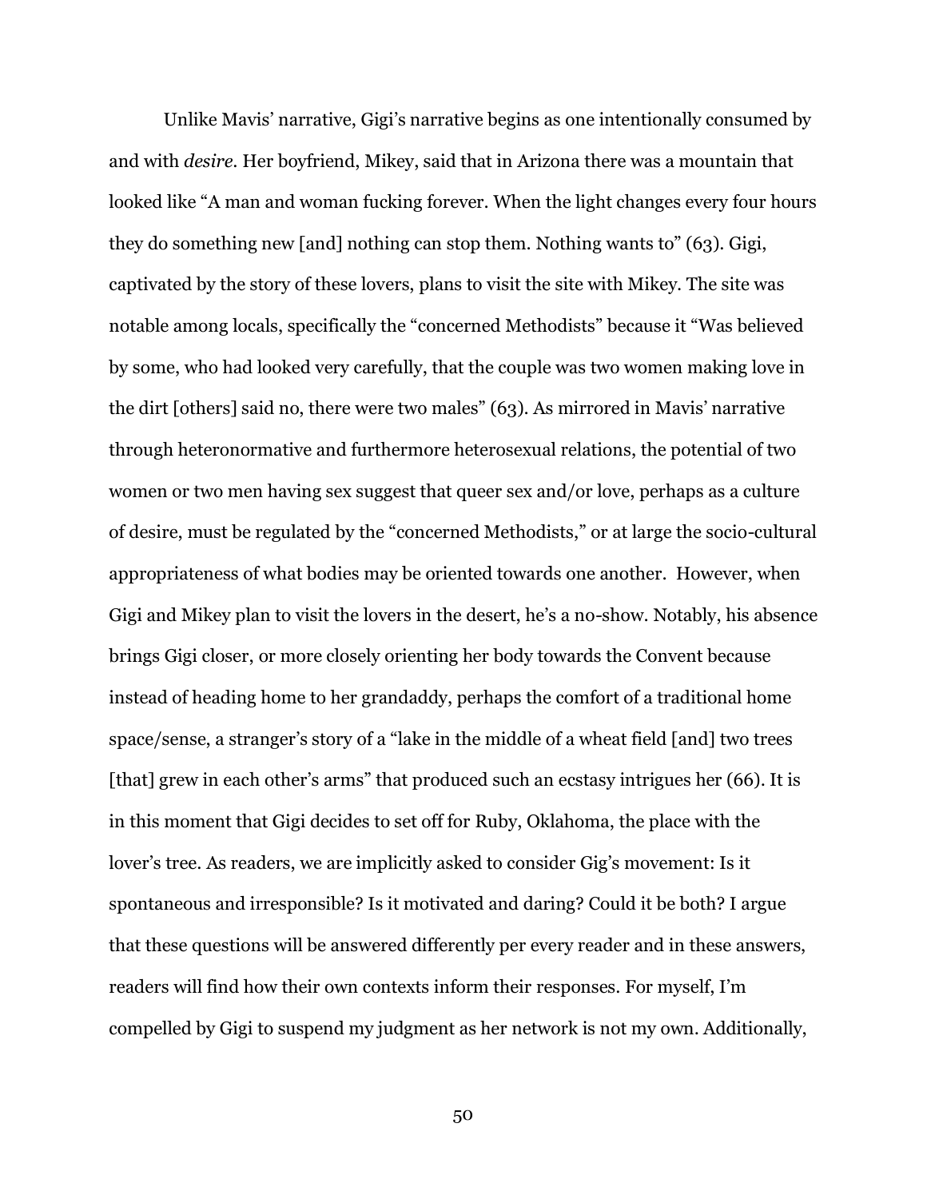Unlike Mavis' narrative, Gigi's narrative begins as one intentionally consumed by and with *desire*. Her boyfriend, Mikey, said that in Arizona there was a mountain that looked like "A man and woman fucking forever. When the light changes every four hours they do something new [and] nothing can stop them. Nothing wants to" (63). Gigi, captivated by the story of these lovers, plans to visit the site with Mikey. The site was notable among locals, specifically the "concerned Methodists" because it "Was believed by some, who had looked very carefully, that the couple was two women making love in the dirt [others] said no, there were two males" (63). As mirrored in Mavis' narrative through heteronormative and furthermore heterosexual relations, the potential of two women or two men having sex suggest that queer sex and/or love, perhaps as a culture of desire, must be regulated by the "concerned Methodists," or at large the socio-cultural appropriateness of what bodies may be oriented towards one another.  However, when Gigi and Mikey plan to visit the lovers in the desert, he's a no-show. Notably, his absence brings Gigi closer, or more closely orienting her body towards the Convent because instead of heading home to her grandaddy, perhaps the comfort of a traditional home space/sense, a stranger's story of a "lake in the middle of a wheat field [and] two trees [that] grew in each other's arms" that produced such an ecstasy intrigues her (66). It is in this moment that Gigi decides to set off for Ruby, Oklahoma, the place with the lover's tree. As readers, we are implicitly asked to consider Gig's movement: Is it spontaneous and irresponsible? Is it motivated and daring? Could it be both? I argue that these questions will be answered differently per every reader and in these answers, readers will find how their own contexts inform their responses. For myself, I'm compelled by Gigi to suspend my judgment as her network is not my own. Additionally,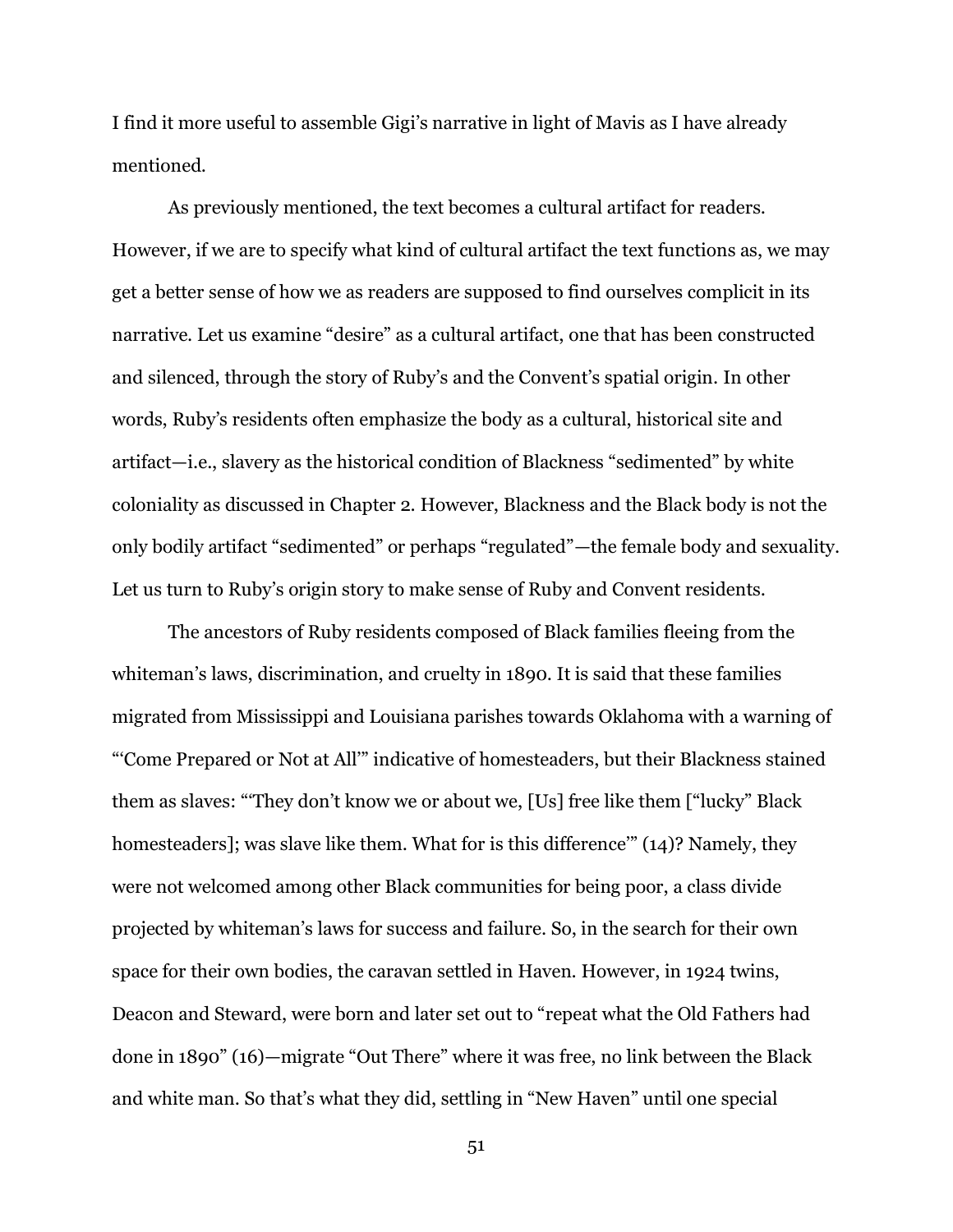I find it more useful to assemble Gigi's narrative in light of Mavis as I have already mentioned.

As previously mentioned, the text becomes a cultural artifact for readers. However, if we are to specify what kind of cultural artifact the text functions as, we may get a better sense of how we as readers are supposed to find ourselves complicit in its narrative. Let us examine "desire" as a cultural artifact, one that has been constructed and silenced, through the story of Ruby's and the Convent's spatial origin. In other words, Ruby's residents often emphasize the body as a cultural, historical site and artifact—i.e., slavery as the historical condition of Blackness "sedimented" by white coloniality as discussed in Chapter 2. However, Blackness and the Black body is not the only bodily artifact "sedimented" or perhaps "regulated"—the female body and sexuality. Let us turn to Ruby's origin story to make sense of Ruby and Convent residents.

The ancestors of Ruby residents composed of Black families fleeing from the whiteman's laws, discrimination, and cruelty in 1890. It is said that these families migrated from Mississippi and Louisiana parishes towards Oklahoma with a warning of "'Come Prepared or Not at All'" indicative of homesteaders, but their Blackness stained them as slaves: "'They don't know we or about we, [Us] free like them ["lucky" Black homesteaders]; was slave like them. What for is this difference'" (14)? Namely, they were not welcomed among other Black communities for being poor, a class divide projected by whiteman's laws for success and failure. So, in the search for their own space for their own bodies, the caravan settled in Haven. However, in 1924 twins, Deacon and Steward, were born and later set out to "repeat what the Old Fathers had done in 1890" (16)—migrate "Out There" where it was free, no link between the Black and white man. So that's what they did, settling in "New Haven" until one special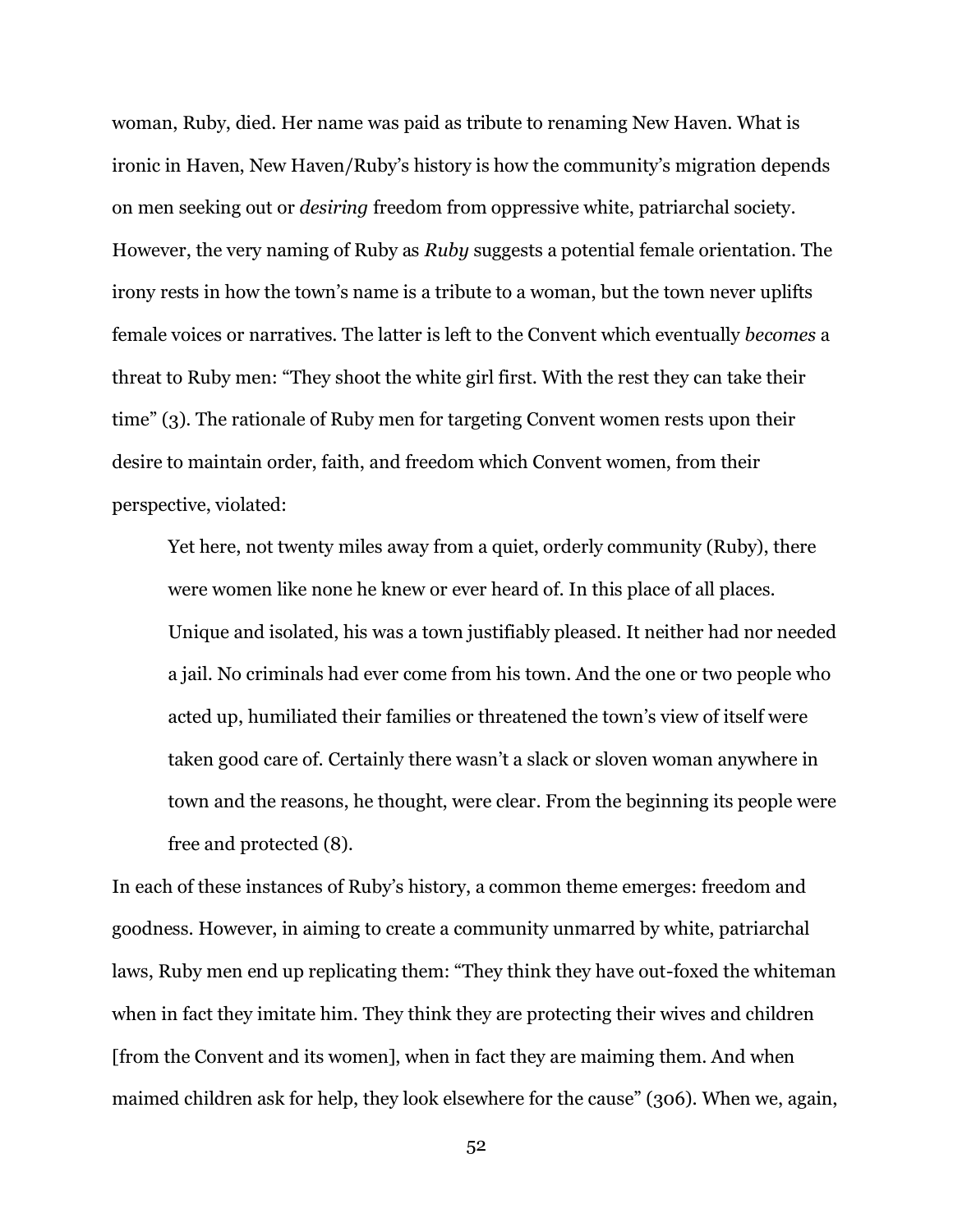woman, Ruby, died. Her name was paid as tribute to renaming New Haven. What is ironic in Haven, New Haven/Ruby's history is how the community's migration depends on men seeking out or *desiring* freedom from oppressive white, patriarchal society. However, the very naming of Ruby as *Ruby* suggests a potential female orientation. The irony rests in how the town's name is a tribute to a woman, but the town never uplifts female voices or narratives. The latter is left to the Convent which eventually *becomes* a threat to Ruby men: "They shoot the white girl first. With the rest they can take their time" (3). The rationale of Ruby men for targeting Convent women rests upon their desire to maintain order, faith, and freedom which Convent women, from their perspective, violated:

> Yet here, not twenty miles away from a quiet, orderly community (Ruby), there were women like none he knew or ever heard of. In this place of all places. Unique and isolated, his was a town justifiably pleased. It neither had nor needed a jail. No criminals had ever come from his town. And the one or two people who acted up, humiliated their families or threatened the town's view of itself were taken good care of. Certainly there wasn't a slack or sloven woman anywhere in town and the reasons, he thought, were clear. From the beginning its people were free and protected (8).

In each of these instances of Ruby's history, a common theme emerges: freedom and goodness. However, in aiming to create a community unmarred by white, patriarchal laws, Ruby men end up replicating them: "They think they have out-foxed the whiteman when in fact they imitate him. They think they are protecting their wives and children [from the Convent and its women], when in fact they are maiming them. And when maimed children ask for help, they look elsewhere for the cause" (306). When we, again,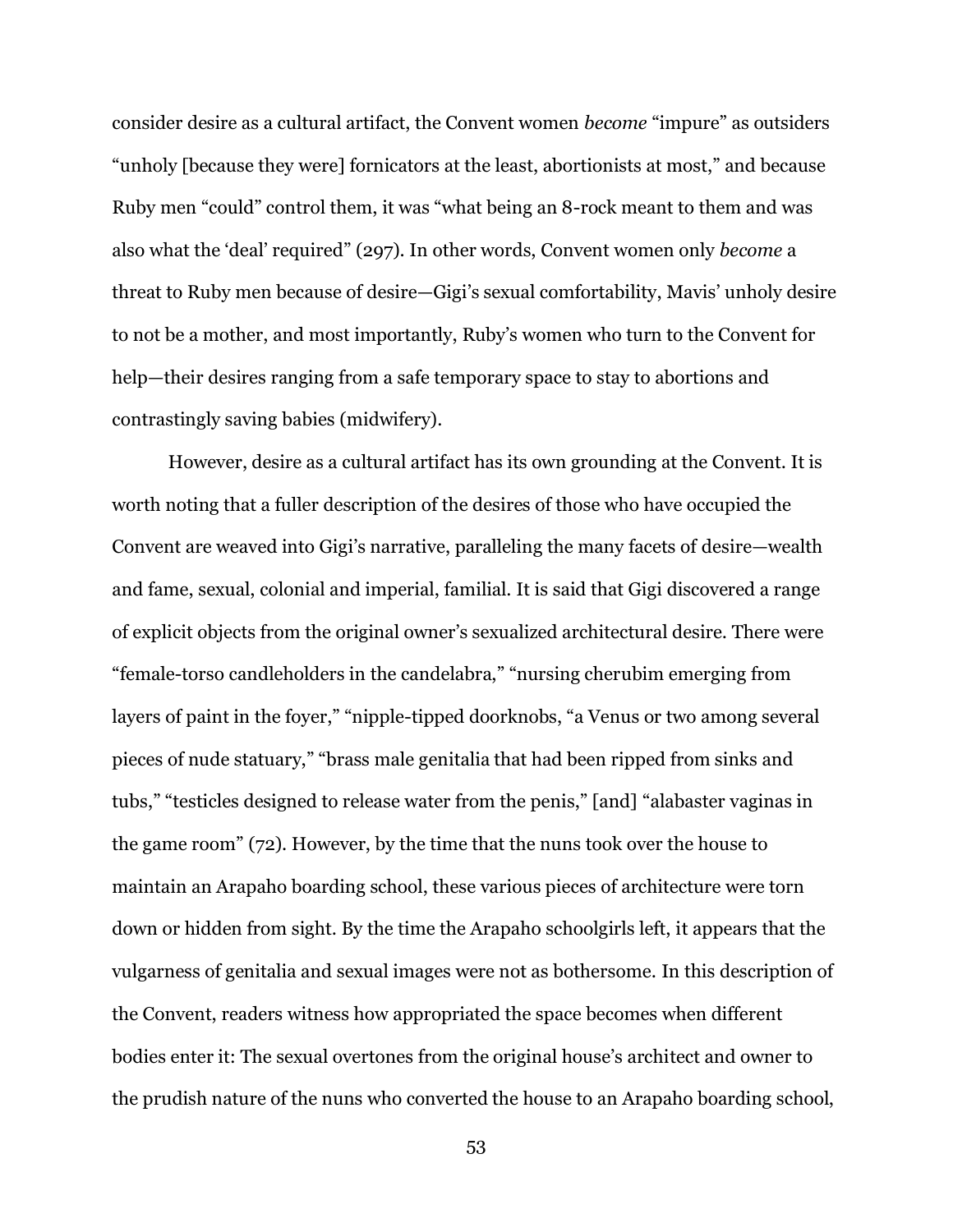consider desire as a cultural artifact, the Convent women *become* "impure" as outsiders "unholy [because they were] fornicators at the least, abortionists at most," and because Ruby men "could" control them, it was "what being an 8-rock meant to them and was also what the 'deal' required" (297). In other words, Convent women only *become* a threat to Ruby men because of desire—Gigi's sexual comfortability, Mavis' unholy desire to not be a mother, and most importantly, Ruby's women who turn to the Convent for help—their desires ranging from a safe temporary space to stay to abortions and contrastingly saving babies (midwifery).

However, desire as a cultural artifact has its own grounding at the Convent. It is worth noting that a fuller description of the desires of those who have occupied the Convent are weaved into Gigi's narrative, paralleling the many facets of desire—wealth and fame, sexual, colonial and imperial, familial. It is said that Gigi discovered a range of explicit objects from the original owner's sexualized architectural desire. There were "female-torso candleholders in the candelabra," "nursing cherubim emerging from layers of paint in the foyer," "nipple-tipped doorknobs, "a Venus or two among several pieces of nude statuary," "brass male genitalia that had been ripped from sinks and tubs," "testicles designed to release water from the penis," [and] "alabaster vaginas in the game room" (72). However, by the time that the nuns took over the house to maintain an Arapaho boarding school, these various pieces of architecture were torn down or hidden from sight. By the time the Arapaho schoolgirls left, it appears that the vulgarness of genitalia and sexual images were not as bothersome. In this description of the Convent, readers witness how appropriated the space becomes when different bodies enter it: The sexual overtones from the original house's architect and owner to the prudish nature of the nuns who converted the house to an Arapaho boarding school,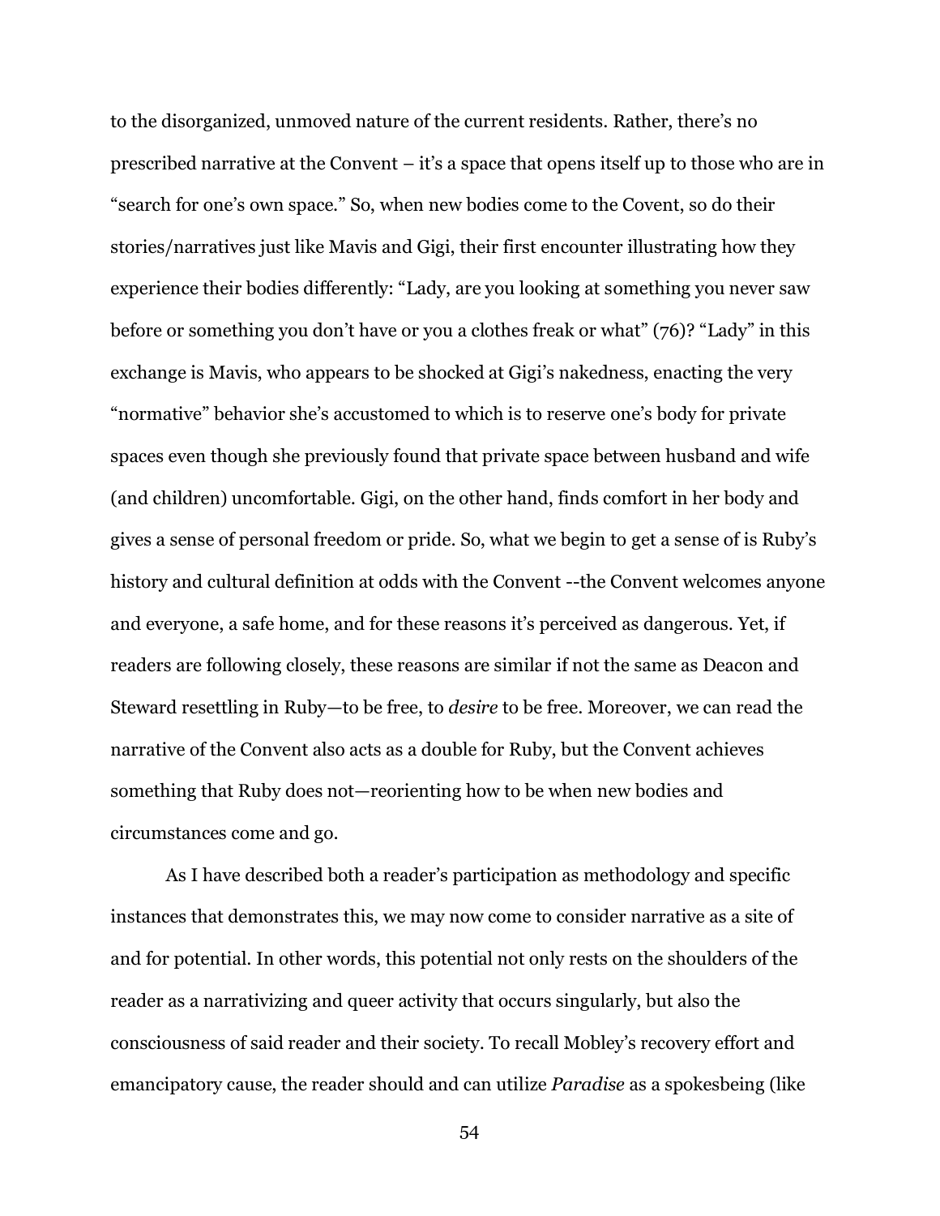to the disorganized, unmoved nature of the current residents. Rather, there's no prescribed narrative at the Convent – it's a space that opens itself up to those who are in "search for one's own space." So, when new bodies come to the Covent, so do their stories/narratives just like Mavis and Gigi, their first encounter illustrating how they experience their bodies differently: "Lady, are you looking at something you never saw before or something you don't have or you a clothes freak or what" (76)? "Lady" in this exchange is Mavis, who appears to be shocked at Gigi's nakedness, enacting the very "normative" behavior she's accustomed to which is to reserve one's body for private spaces even though she previously found that private space between husband and wife (and children) uncomfortable. Gigi, on the other hand, finds comfort in her body and gives a sense of personal freedom or pride. So, what we begin to get a sense of is Ruby's history and cultural definition at odds with the Convent --the Convent welcomes anyone and everyone, a safe home, and for these reasons it's perceived as dangerous. Yet, if readers are following closely, these reasons are similar if not the same as Deacon and Steward resettling in Ruby—to be free, to *desire* to be free. Moreover, we can read the narrative of the Convent also acts as a double for Ruby, but the Convent achieves something that Ruby does not—reorienting how to be when new bodies and circumstances come and go.

As I have described both a reader's participation as methodology and specific instances that demonstrates this, we may now come to consider narrative as a site of and for potential. In other words, this potential not only rests on the shoulders of the reader as a narrativizing and queer activity that occurs singularly, but also the consciousness of said reader and their society. To recall Mobley's recovery effort and emancipatory cause, the reader should and can utilize *Paradise* as a spokesbeing (like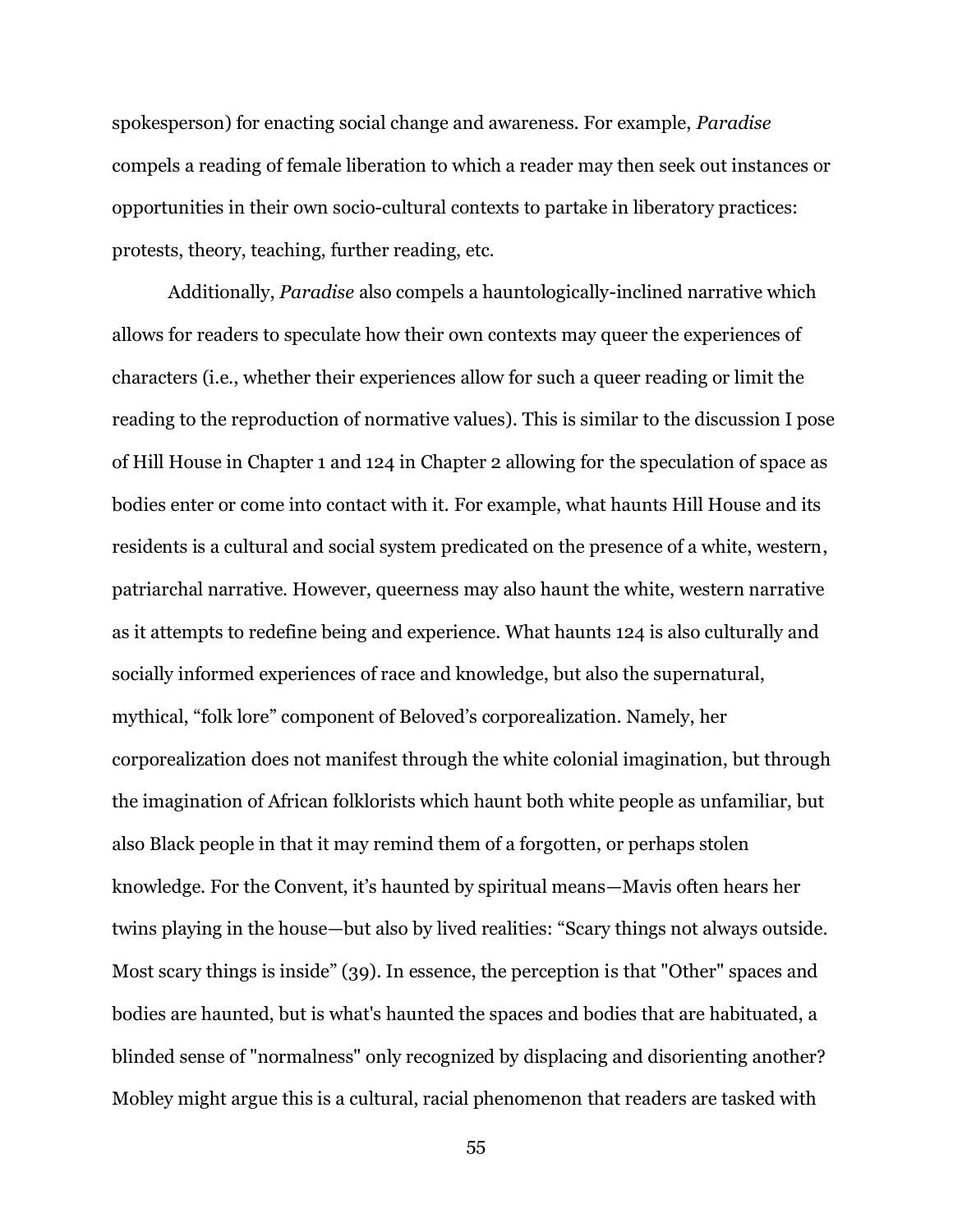spokesperson) for enacting social change and awareness. For example, *Paradise* compels a reading of female liberation to which a reader may then seek out instances or opportunities in their own socio-cultural contexts to partake in liberatory practices: protests, theory, teaching, further reading, etc.

Additionally, *Paradise* also compels a hauntologically-inclined narrative which allows for readers to speculate how their own contexts may queer the experiences of characters (i.e., whether their experiences allow for such a queer reading or limit the reading to the reproduction of normative values). This is similar to the discussion I pose of Hill House in Chapter 1 and 124 in Chapter 2 allowing for the speculation of space as bodies enter or come into contact with it. For example, what haunts Hill House and its residents is a cultural and social system predicated on the presence of a white, western, patriarchal narrative. However, queerness may also haunt the white, western narrative as it attempts to redefine being and experience. What haunts 124 is also culturally and socially informed experiences of race and knowledge, but also the supernatural, mythical, "folk lore" component of Beloved's corporealization. Namely, her corporealization does not manifest through the white colonial imagination, but through the imagination of African folklorists which haunt both white people as unfamiliar, but also Black people in that it may remind them of a forgotten, or perhaps stolen knowledge. For the Convent, it's haunted by spiritual means—Mavis often hears her twins playing in the house—but also by lived realities: "Scary things not always outside. Most scary things is inside" (39). In essence, the perception is that "Other" spaces and bodies are haunted, but is what's haunted the spaces and bodies that are habituated, a blinded sense of "normalness" only recognized by displacing and disorienting another? Mobley might argue this is a cultural, racial phenomenon that readers are tasked with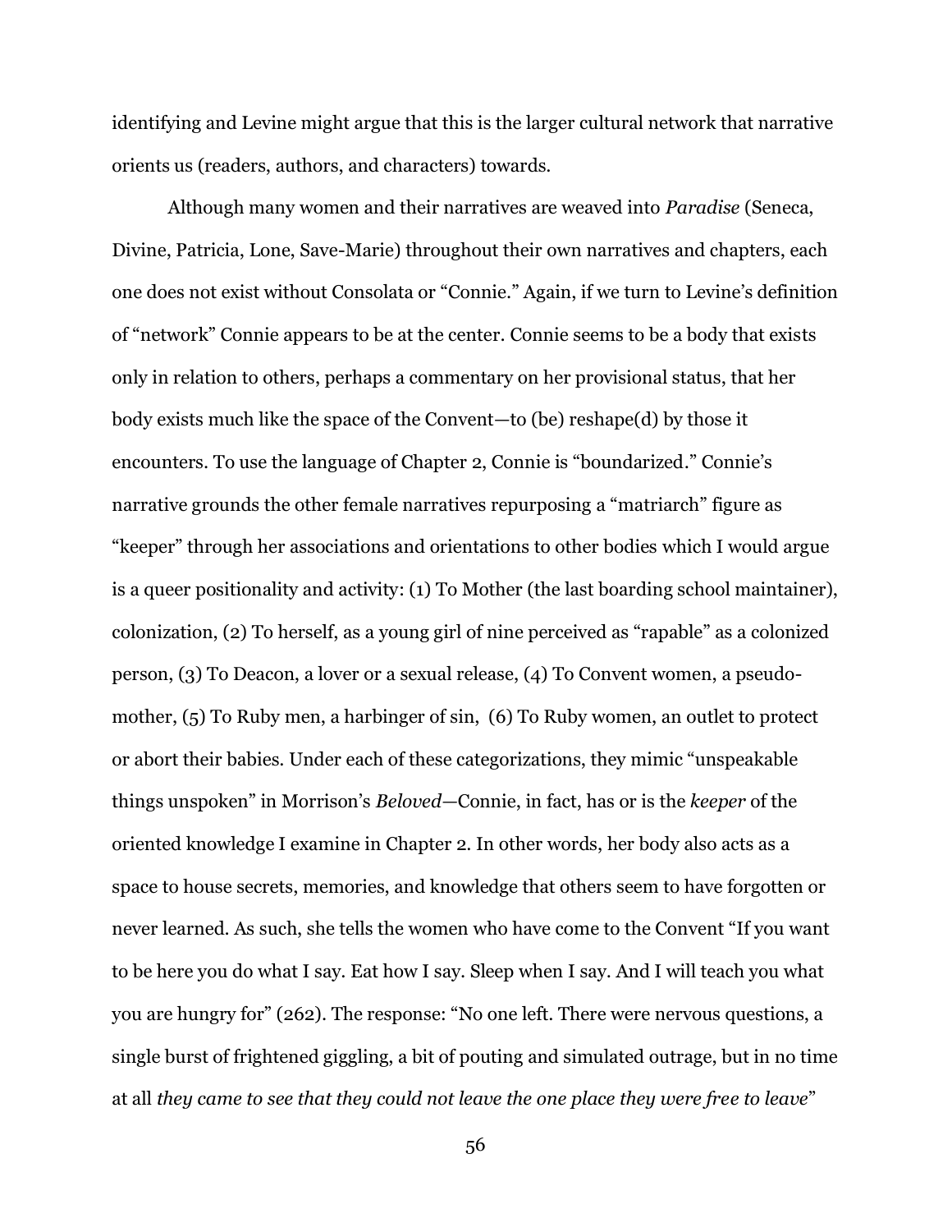identifying and Levine might argue that this is the larger cultural network that narrative orients us (readers, authors, and characters) towards.

Although many women and their narratives are weaved into *Paradise* (Seneca, Divine, Patricia, Lone, Save-Marie) throughout their own narratives and chapters, each one does not exist without Consolata or "Connie." Again, if we turn to Levine's definition of "network" Connie appears to be at the center. Connie seems to be a body that exists only in relation to others, perhaps a commentary on her provisional status, that her body exists much like the space of the Convent—to (be) reshape(d) by those it encounters. To use the language of Chapter 2, Connie is "boundarized." Connie's narrative grounds the other female narratives repurposing a "matriarch" figure as "keeper" through her associations and orientations to other bodies which I would argue is a queer positionality and activity: (1) To Mother (the last boarding school maintainer), colonization, (2) To herself, as a young girl of nine perceived as "rapable" as a colonized person, (3) To Deacon, a lover or a sexual release, (4) To Convent women, a pseudo-mother, (5) To Ruby men, a harbinger of sin, (6) To Ruby women, an outlet to protect or abort their babies. Under each of these categorizations, they mimic "unspeakable things unspoken" in Morrison's *Beloved*—Connie, in fact, has or is the *keeper* of the oriented knowledge I examine in Chapter 2. In other words, her body also acts as a space to house secrets, memories, and knowledge that others seem to have forgotten or never learned. As such, she tells the women who have come to the Convent "If you want to be here you do what I say. Eat how I say. Sleep when I say. And I will teach you what you are hungry for" (262). The response: "No one left. There were nervous questions, a single burst of frightened giggling, a bit of pouting and simulated outrage, but in no time at all *they came to see that they could not leave the one place they were free to leave*"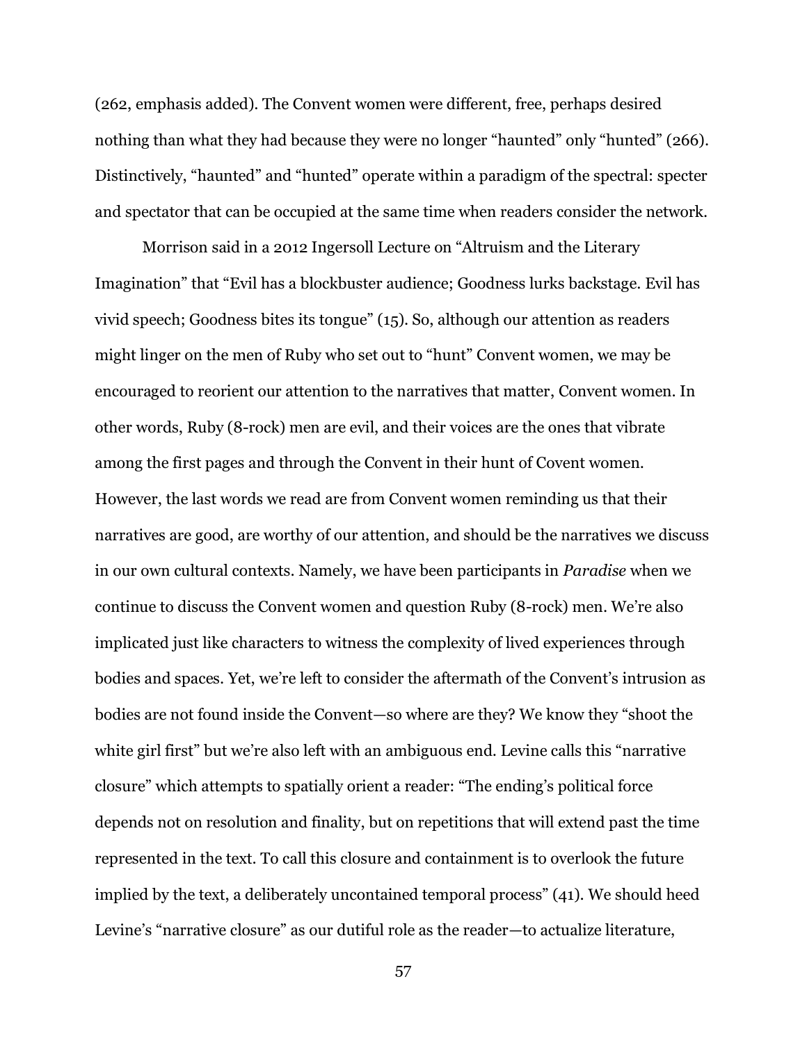(262, emphasis added). The Convent women were different, free, perhaps desired nothing than what they had because they were no longer "haunted" only "hunted" (266). Distinctively, "haunted" and "hunted" operate within a paradigm of the spectral: specter and spectator that can be occupied at the same time when readers consider the network.

Morrison said in a 2012 Ingersoll Lecture on "Altruism and the Literary Imagination" that "Evil has a blockbuster audience; Goodness lurks backstage. Evil has vivid speech; Goodness bites its tongue" (15). So, although our attention as readers might linger on the men of Ruby who set out to "hunt" Convent women, we may be encouraged to reorient our attention to the narratives that matter, Convent women. In other words, Ruby (8-rock) men are evil, and their voices are the ones that vibrate among the first pages and through the Convent in their hunt of Covent women. However, the last words we read are from Convent women reminding us that their narratives are good, are worthy of our attention, and should be the narratives we discuss in our own cultural contexts. Namely, we have been participants in *Paradise* when we continue to discuss the Convent women and question Ruby (8-rock) men. We're also implicated just like characters to witness the complexity of lived experiences through bodies and spaces. Yet, we're left to consider the aftermath of the Convent's intrusion as bodies are not found inside the Convent—so where are they? We know they "shoot the white girl first" but we're also left with an ambiguous end. Levine calls this "narrative closure" which attempts to spatially orient a reader: "The ending's political force depends not on resolution and finality, but on repetitions that will extend past the time represented in the text. To call this closure and containment is to overlook the future implied by the text, a deliberately uncontained temporal process" (41). We should heed Levine's "narrative closure" as our dutiful role as the reader—to actualize literature,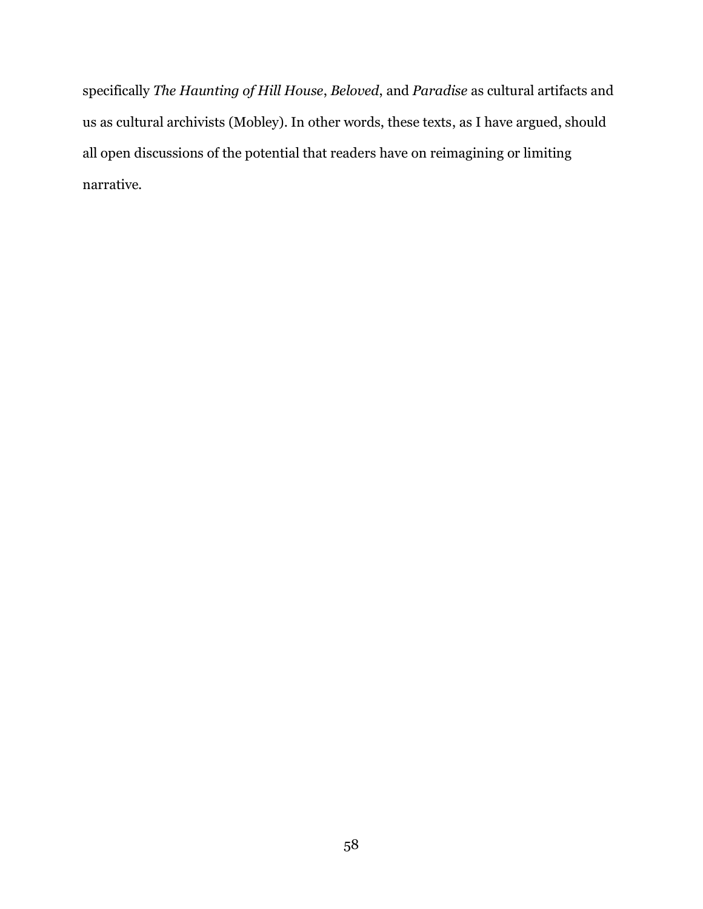specifically *The Haunting of Hill House*, *Beloved*, and *Paradise* as cultural artifacts and us as cultural archivists (Mobley). In other words, these texts, as I have argued, should all open discussions of the potential that readers have on reimagining or limiting narrative.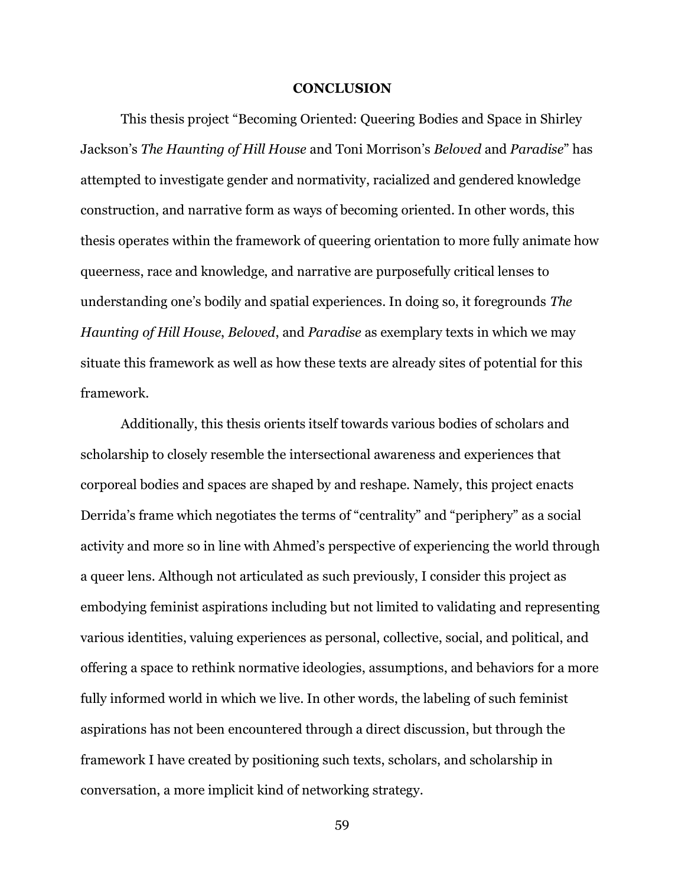# CONCLUSION

This thesis project "Becoming Oriented: Queering Bodies and Space in Shirley Jackson's *The Haunting of Hill House* and Toni Morrison's *Beloved* and *Paradise*" has attempted to investigate gender and normativity, racialized and gendered knowledge construction, and narrative form as ways of becoming oriented. In other words, this thesis operates within the framework of queering orientation to more fully animate how queerness, race and knowledge, and narrative are purposefully critical lenses to understanding one's bodily and spatial experiences. In doing so, it foregrounds *The Haunting of Hill House*, *Beloved*, and *Paradise* as exemplary texts in which we may situate this framework as well as how these texts are already sites of potential for this framework.

Additionally, this thesis orients itself towards various bodies of scholars and scholarship to closely resemble the intersectional awareness and experiences that corporeal bodies and spaces are shaped by and reshape. Namely, this project enacts Derrida's frame which negotiates the terms of "centrality" and "periphery" as a social activity and more so in line with Ahmed's perspective of experiencing the world through a queer lens. Although not articulated as such previously, I consider this project as embodying feminist aspirations including but not limited to validating and representing various identities, valuing experiences as personal, collective, social, and political, and offering a space to rethink normative ideologies, assumptions, and behaviors for a more fully informed world in which we live. In other words, the labeling of such feminist aspirations has not been encountered through a direct discussion, but through the framework I have created by positioning such texts, scholars, and scholarship in conversation, a more implicit kind of networking strategy.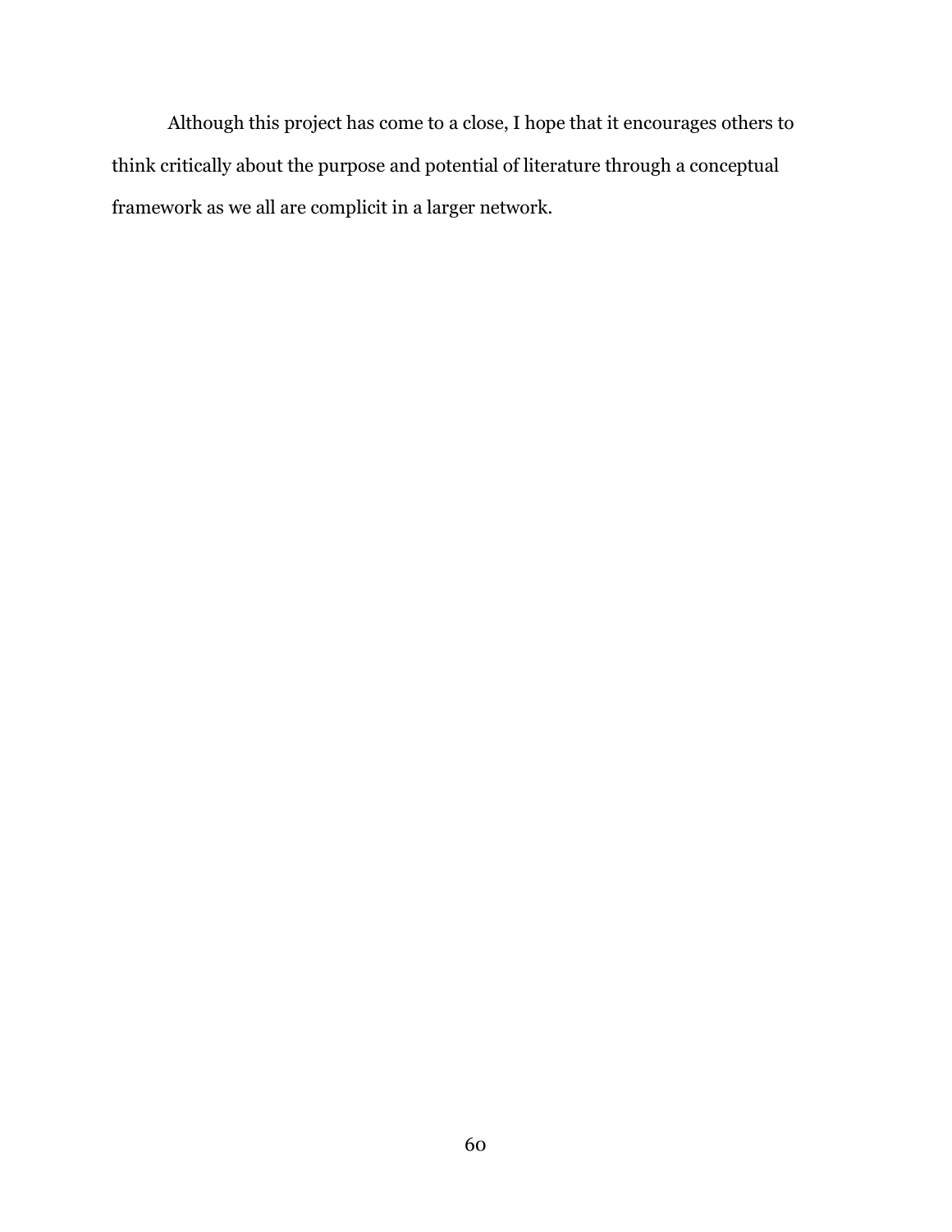Although this project has come to a close, I hope that it encourages others to think critically about the purpose and potential of literature through a conceptual framework as we all are complicit in a larger network.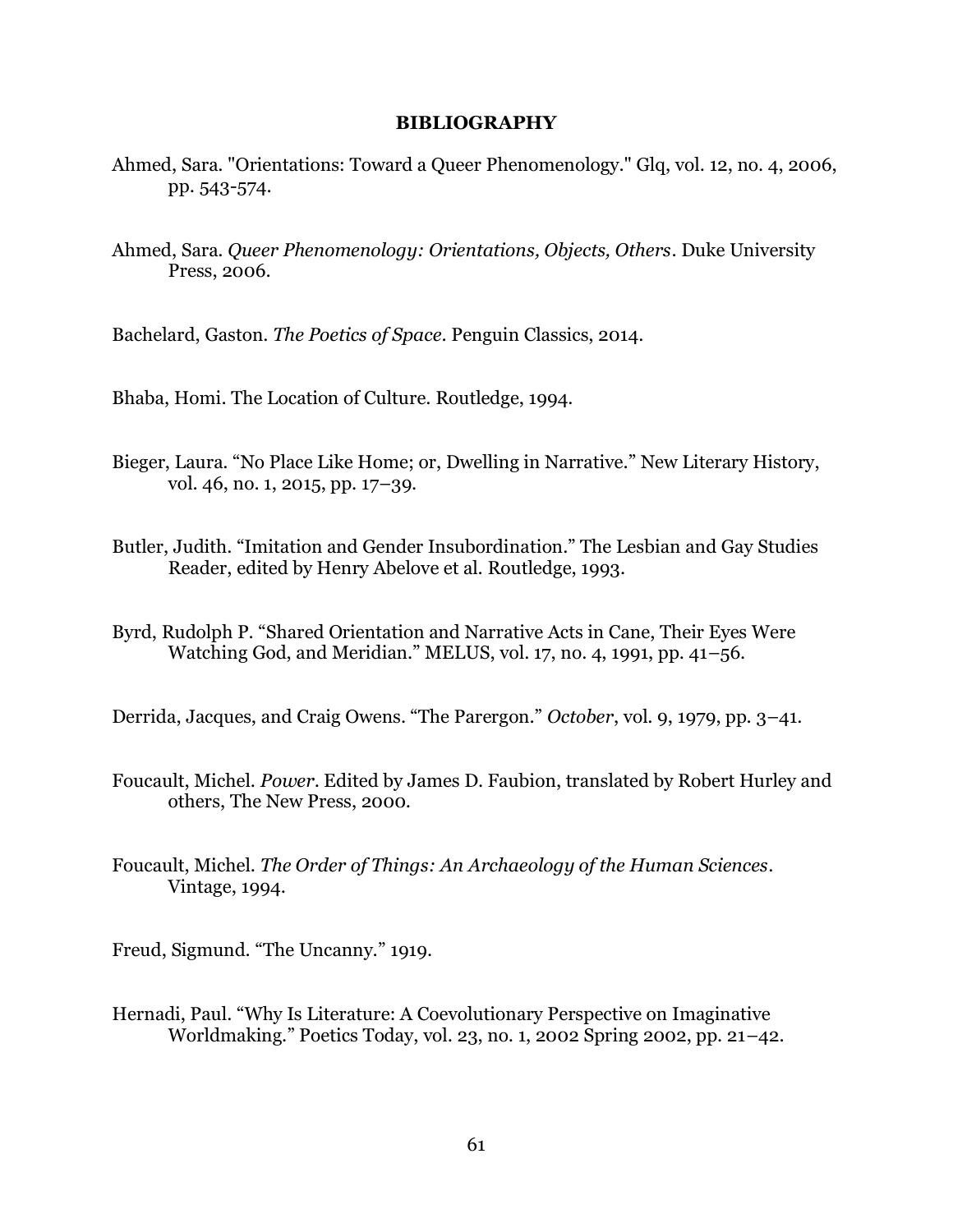## BIBLIOGRAPHY

Ahmed, Sara. "Orientations: Toward a Queer Phenomenology." Glq, vol. 12, no. 4, 2006, pp. 543-574.

Ahmed, Sara. *Queer Phenomenology: Orientations, Objects, Others*. Duke University Press, 2006.

Bachelard, Gaston. *The Poetics of Space*. Penguin Classics, 2014.

Bhaba, Homi. The Location of Culture. Routledge, 1994.

Bieger, Laura. "No Place Like Home; or, Dwelling in Narrative." New Literary History, vol. 46, no. 1, 2015, pp. 17–39.

Butler, Judith. "Imitation and Gender Insubordination." The Lesbian and Gay Studies Reader, edited by Henry Abelove et al. Routledge, 1993.

Byrd, Rudolph P. "Shared Orientation and Narrative Acts in Cane, Their Eyes Were Watching God, and Meridian." MELUS, vol. 17, no. 4, 1991, pp. 41–56.

Derrida, Jacques, and Craig Owens. "The Parergon." *October*, vol. 9, 1979, pp. 3–41.

Foucault, Michel. *Power*. Edited by James D. Faubion, translated by Robert Hurley and others, The New Press, 2000.

Foucault, Michel. *The Order of Things: An Archaeology of the Human Sciences*. Vintage, 1994.

Freud, Sigmund. "The Uncanny." 1919.

Hernadi, Paul. "Why Is Literature: A Coevolutionary Perspective on Imaginative Worldmaking." Poetics Today, vol. 23, no. 1, 2002 Spring 2002, pp. 21–42.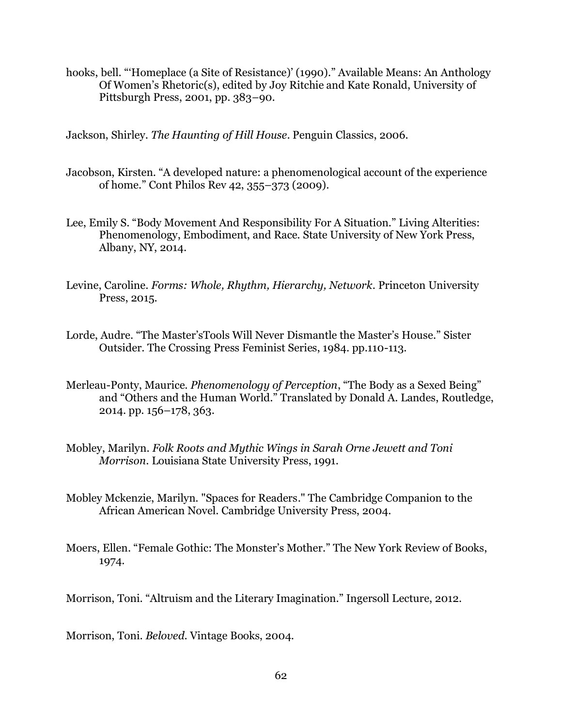hooks, bell. "'Homeplace (a Site of Resistance)' (1990)." Available Means: An Anthology Of Women's Rhetoric(s), edited by Joy Ritchie and Kate Ronald, University of Pittsburgh Press, 2001, pp. 383–90.

Jackson, Shirley. *The Haunting of Hill House*. Penguin Classics, 2006.

Jacobson, Kirsten. "A developed nature: a phenomenological account of the experience of home." Cont Philos Rev 42, 355–373 (2009).

Lee, Emily S. "Body Movement And Responsibility For A Situation." Living Alterities: Phenomenology, Embodiment, and Race. State University of New York Press, Albany, NY, 2014.

Levine, Caroline. *Forms: Whole, Rhythm, Hierarchy, Network*. Princeton University Press, 2015.

Lorde, Audre. "The Master'sTools Will Never Dismantle the Master's House." Sister Outsider. The Crossing Press Feminist Series, 1984. pp.110-113.

Merleau-Ponty, Maurice. *Phenomenology of Perception*, "The Body as a Sexed Being" and "Others and the Human World." Translated by Donald A. Landes, Routledge, 2014. pp. 156–178, 363.

Mobley, Marilyn. *Folk Roots and Mythic Wings in Sarah Orne Jewett and Toni Morrison*. Louisiana State University Press, 1991.

Mobley Mckenzie, Marilyn. "Spaces for Readers." The Cambridge Companion to the African American Novel. Cambridge University Press, 2004.

Moers, Ellen. "Female Gothic: The Monster's Mother." The New York Review of Books, 1974.

Morrison, Toni. "Altruism and the Literary Imagination." Ingersoll Lecture, 2012.

Morrison, Toni. *Beloved*. Vintage Books, 2004.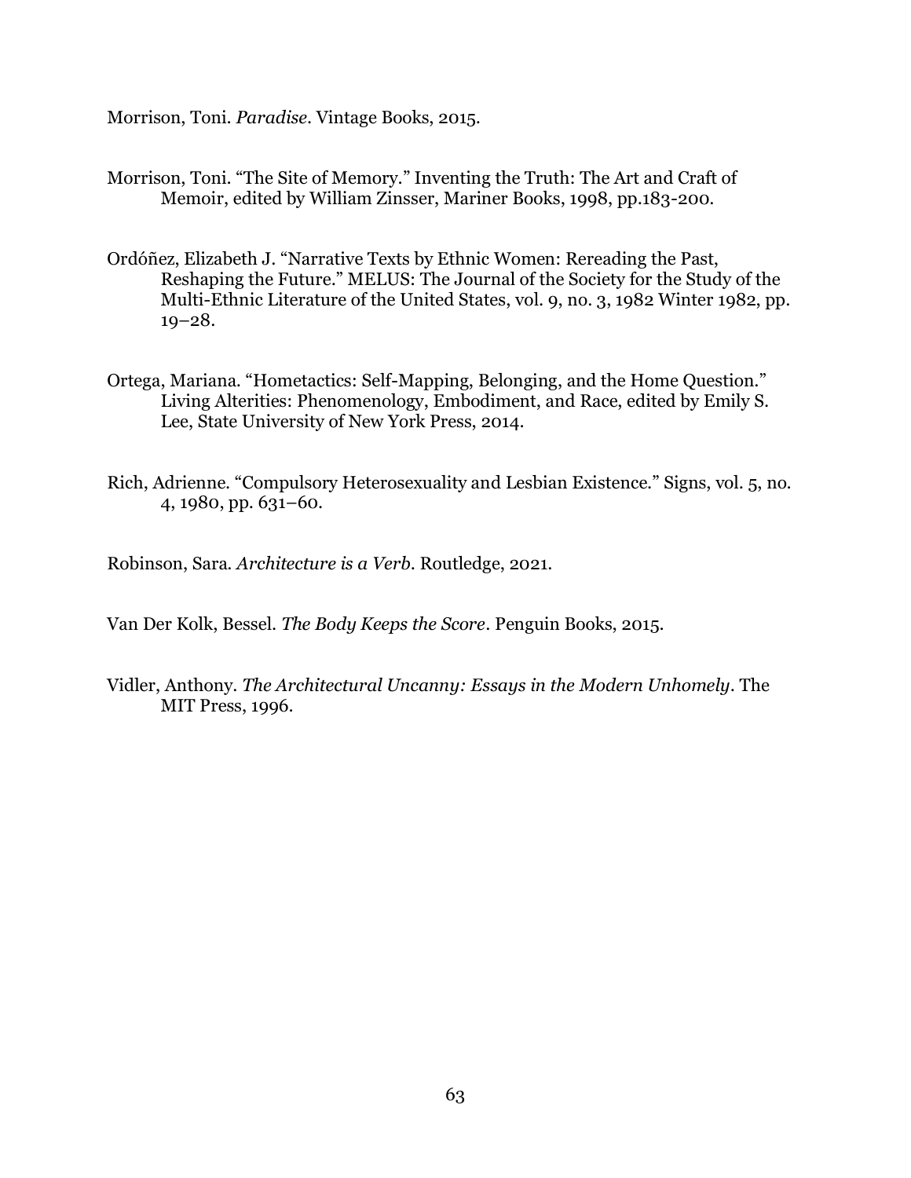Morrison, Toni. *Paradise*. Vintage Books, 2015.

Morrison, Toni. "The Site of Memory." Inventing the Truth: The Art and Craft of Memoir, edited by William Zinsser, Mariner Books, 1998, pp.183-200.

Ordóñez, Elizabeth J. "Narrative Texts by Ethnic Women: Rereading the Past, Reshaping the Future." MELUS: The Journal of the Society for the Study of the Multi-Ethnic Literature of the United States, vol. 9, no. 3, 1982 Winter 1982, pp. 19–28.

Ortega, Mariana. "Hometactics: Self-Mapping, Belonging, and the Home Question." Living Alterities: Phenomenology, Embodiment, and Race, edited by Emily S. Lee, State University of New York Press, 2014.

Rich, Adrienne. "Compulsory Heterosexuality and Lesbian Existence." Signs, vol. 5, no. 4, 1980, pp. 631–60.

Robinson, Sara. *Architecture is a Verb*. Routledge, 2021.

Van Der Kolk, Bessel. *The Body Keeps the Score*. Penguin Books, 2015.

Vidler, Anthony. *The Architectural Uncanny: Essays in the Modern Unhomely*. The MIT Press, 1996.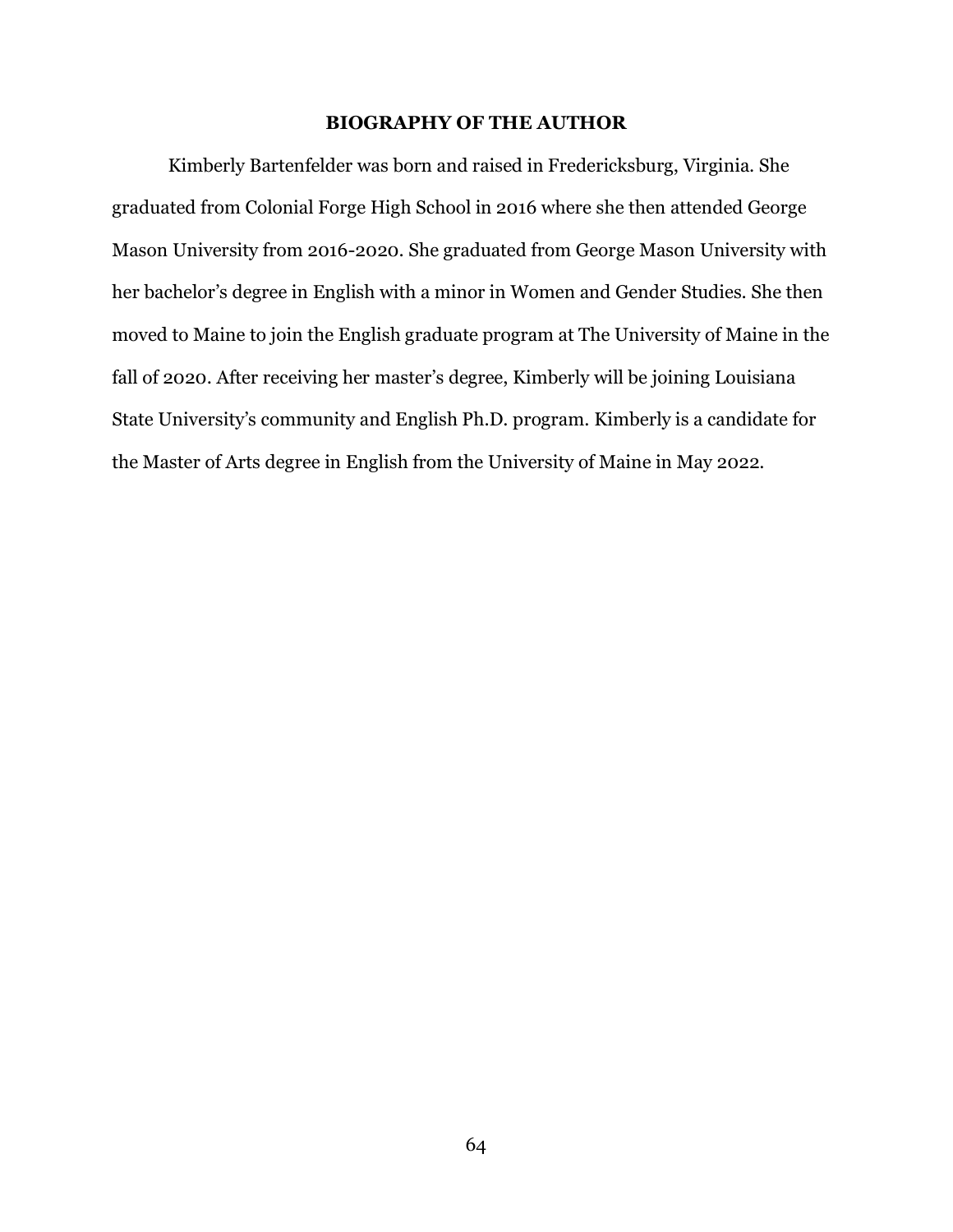## BIOGRAPHY OF THE AUTHOR

Kimberly Bartenfelder was born and raised in Fredericksburg, Virginia. She graduated from Colonial Forge High School in 2016 where she then attended George Mason University from 2016-2020. She graduated from George Mason University with her bachelor's degree in English with a minor in Women and Gender Studies. She then moved to Maine to join the English graduate program at The University of Maine in the fall of 2020. After receiving her master's degree, Kimberly will be joining Louisiana State University's community and English Ph.D. program. Kimberly is a candidate for the Master of Arts degree in English from the University of Maine in May 2022.